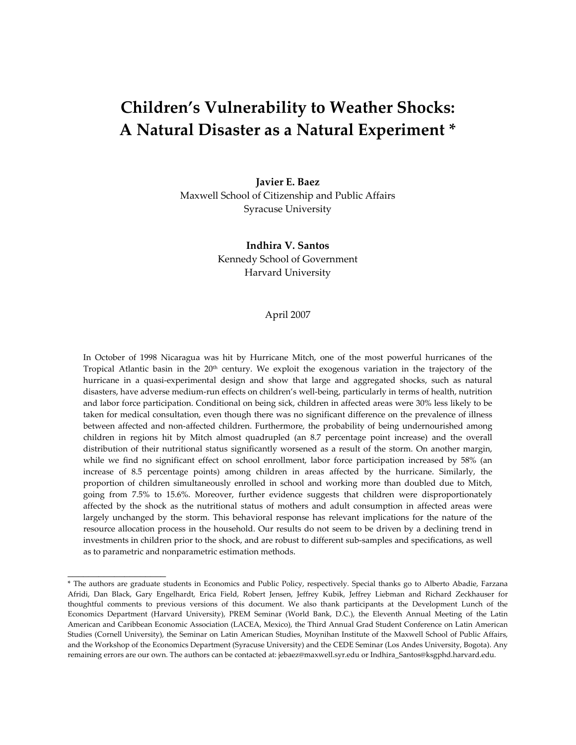# Children's Vulnerability to Weather Shocks: A Natural Disaster as a Natural Experiment *

**Javier E. Baez**
Maxwell School of Citizenship and Public Affairs
Syracuse University

**Indhira V. Santos**
Kennedy School of Government
Harvard University

April 2007

In October of 1998 Nicaragua was hit by Hurricane Mitch, one of the most powerful hurricanes of the Tropical Atlantic basin in the 20th century. We exploit the exogenous variation in the trajectory of the hurricane in a quasi-experimental design and show that large and aggregated shocks, such as natural disasters, have adverse medium-run effects on children's well-being, particularly in terms of health, nutrition and labor force participation. Conditional on being sick, children in affected areas were 30% less likely to be taken for medical consultation, even though there was no significant difference on the prevalence of illness between affected and non-affected children. Furthermore, the probability of being undernourished among children in regions hit by Mitch almost quadrupled (an 8.7 percentage point increase) and the overall distribution of their nutritional status significantly worsened as a result of the storm. On another margin, while we find no significant effect on school enrollment, labor force participation increased by 58% (an increase of 8.5 percentage points) among children in areas affected by the hurricane. Similarly, the proportion of children simultaneously enrolled in school and working more than doubled due to Mitch, going from 7.5% to 15.6%. Moreover, further evidence suggests that children were disproportionately affected by the shock as the nutritional status of mothers and adult consumption in affected areas were largely unchanged by the storm. This behavioral response has relevant implications for the nature of the resource allocation process in the household. Our results do not seem to be driven by a declining trend in investments in children prior to the shock, and are robust to different sub-samples and specifications, as well as to parametric and nonparametric estimation methods.

---

* The authors are graduate students in Economics and Public Policy, respectively. Special thanks go to Alberto Abadie, Farzana Afridi, Dan Black, Gary Engelhardt, Erica Field, Robert Jensen, Jeffrey Kubik, Jeffrey Liebman and Richard Zeckhauser for thoughtful comments to previous versions of this document. We also thank participants at the Development Lunch of the Economics Department (Harvard University), PREM Seminar (World Bank, D.C.), the Eleventh Annual Meeting of the Latin American and Caribbean Economic Association (LACEA, Mexico), the Third Annual Grad Student Conference on Latin American Studies (Cornell University), the Seminar on Latin American Studies, Moynihan Institute of the Maxwell School of Public Affairs, and the Workshop of the Economics Department (Syracuse University) and the CEDE Seminar (Los Andes University, Bogota). Any remaining errors are our own. The authors can be contacted at: jebaez@maxwell.syr.edu or Indhira_Santos@ksgphd.harvard.edu.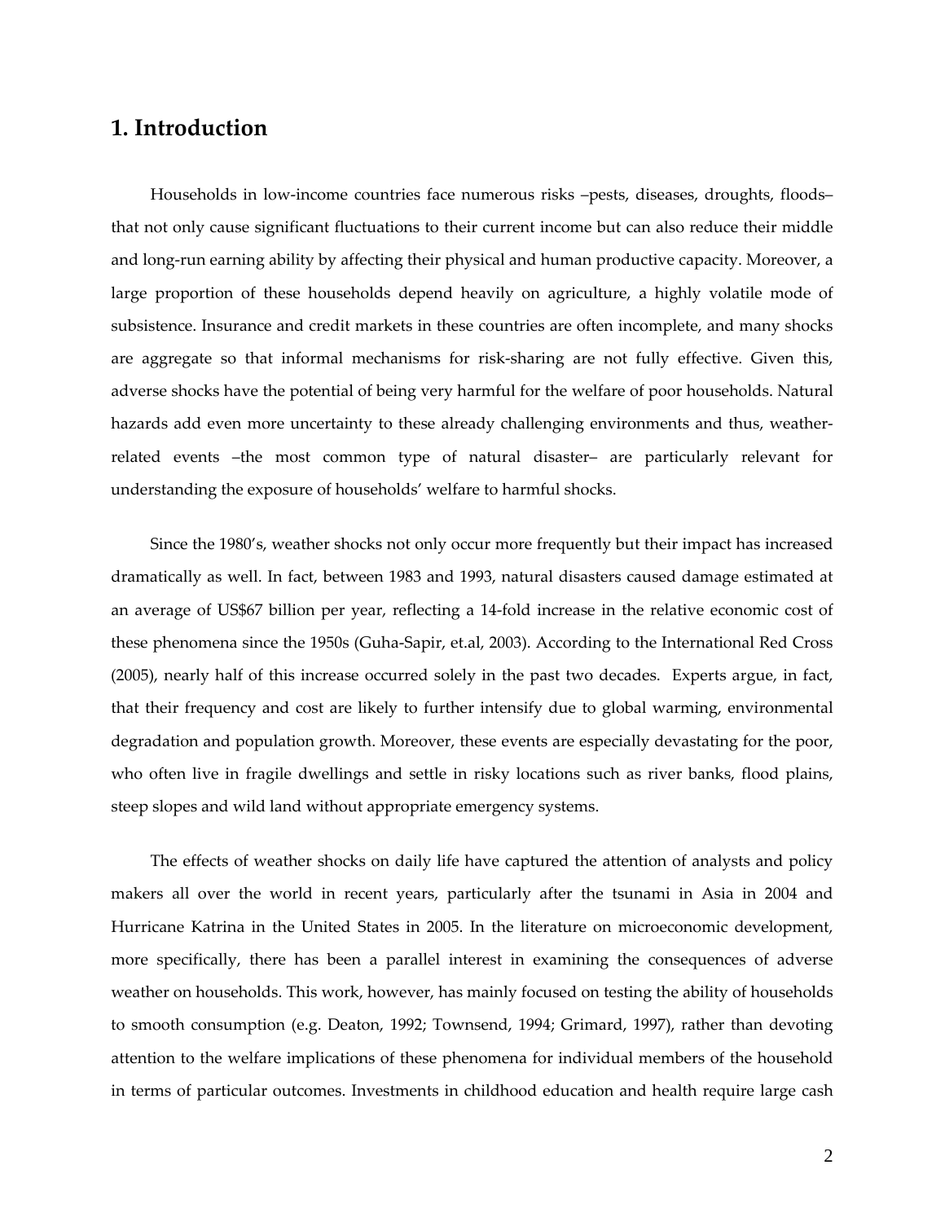## 1. Introduction

Households in low-income countries face numerous risks –pests, diseases, droughts, floods– that not only cause significant fluctuations to their current income but can also reduce their middle and long-run earning ability by affecting their physical and human productive capacity. Moreover, a large proportion of these households depend heavily on agriculture, a highly volatile mode of subsistence. Insurance and credit markets in these countries are often incomplete, and many shocks are aggregate so that informal mechanisms for risk-sharing are not fully effective. Given this, adverse shocks have the potential of being very harmful for the welfare of poor households. Natural hazards add even more uncertainty to these already challenging environments and thus, weather-related events –the most common type of natural disaster– are particularly relevant for understanding the exposure of households' welfare to harmful shocks.

Since the 1980's, weather shocks not only occur more frequently but their impact has increased dramatically as well. In fact, between 1983 and 1993, natural disasters caused damage estimated at an average of US$67 billion per year, reflecting a 14-fold increase in the relative economic cost of these phenomena since the 1950s (Guha-Sapir, et.al, 2003). According to the International Red Cross (2005), nearly half of this increase occurred solely in the past two decades. Experts argue, in fact, that their frequency and cost are likely to further intensify due to global warming, environmental degradation and population growth. Moreover, these events are especially devastating for the poor, who often live in fragile dwellings and settle in risky locations such as river banks, flood plains, steep slopes and wild land without appropriate emergency systems.

The effects of weather shocks on daily life have captured the attention of analysts and policy makers all over the world in recent years, particularly after the tsunami in Asia in 2004 and Hurricane Katrina in the United States in 2005. In the literature on microeconomic development, more specifically, there has been a parallel interest in examining the consequences of adverse weather on households. This work, however, has mainly focused on testing the ability of households to smooth consumption (e.g. Deaton, 1992; Townsend, 1994; Grimard, 1997), rather than devoting attention to the welfare implications of these phenomena for individual members of the household in terms of particular outcomes. Investments in childhood education and health require large cash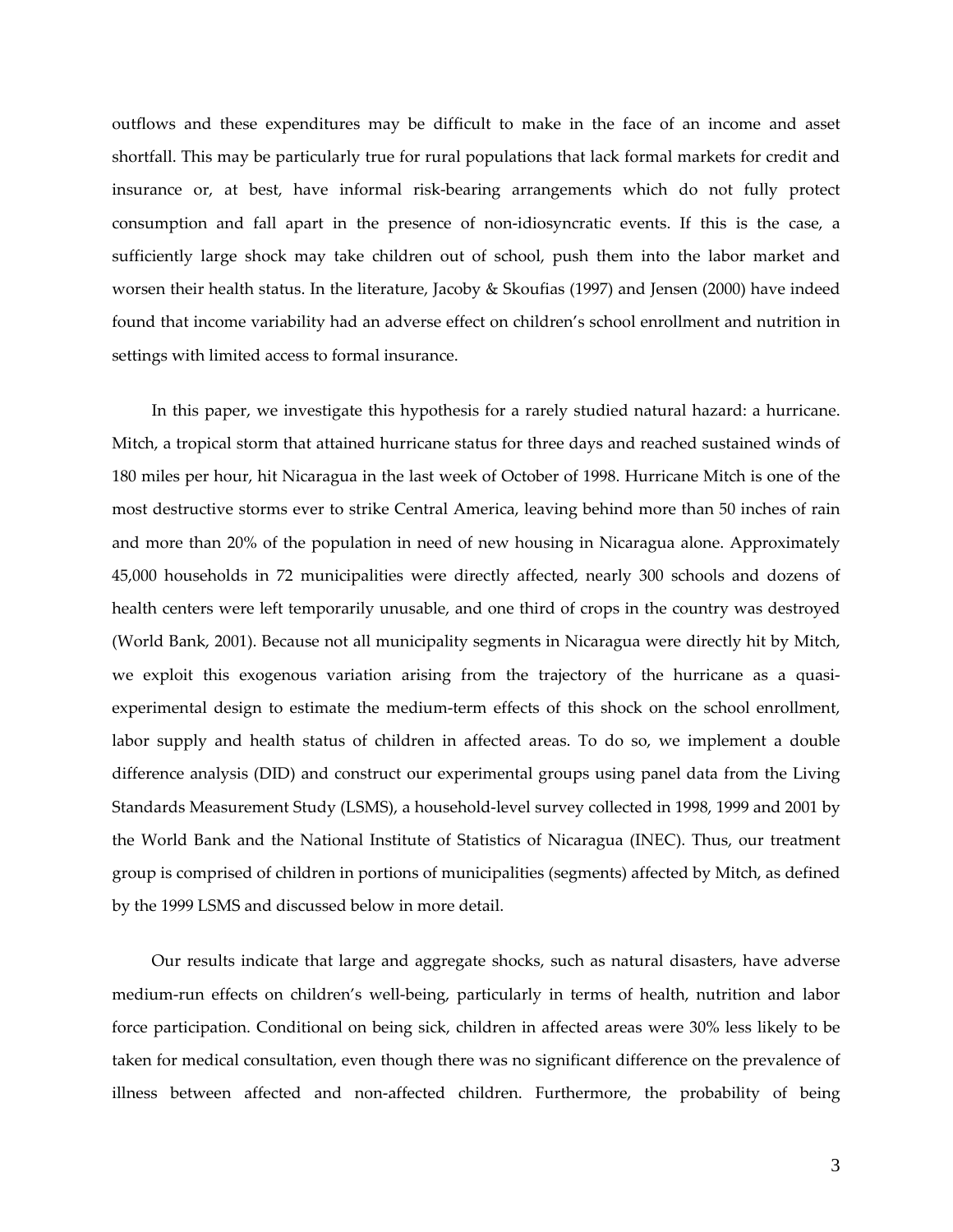outflows and these expenditures may be difficult to make in the face of an income and asset shortfall. This may be particularly true for rural populations that lack formal markets for credit and insurance or, at best, have informal risk-bearing arrangements which do not fully protect consumption and fall apart in the presence of non-idiosyncratic events. If this is the case, a sufficiently large shock may take children out of school, push them into the labor market and worsen their health status. In the literature, Jacoby & Skoufias (1997) and Jensen (2000) have indeed found that income variability had an adverse effect on children's school enrollment and nutrition in settings with limited access to formal insurance.

In this paper, we investigate this hypothesis for a rarely studied natural hazard: a hurricane. Mitch, a tropical storm that attained hurricane status for three days and reached sustained winds of 180 miles per hour, hit Nicaragua in the last week of October of 1998. Hurricane Mitch is one of the most destructive storms ever to strike Central America, leaving behind more than 50 inches of rain and more than 20% of the population in need of new housing in Nicaragua alone. Approximately 45,000 households in 72 municipalities were directly affected, nearly 300 schools and dozens of health centers were left temporarily unusable, and one third of crops in the country was destroyed (World Bank, 2001). Because not all municipality segments in Nicaragua were directly hit by Mitch, we exploit this exogenous variation arising from the trajectory of the hurricane as a quasi-experimental design to estimate the medium-term effects of this shock on the school enrollment, labor supply and health status of children in affected areas. To do so, we implement a double difference analysis (DID) and construct our experimental groups using panel data from the Living Standards Measurement Study (LSMS), a household-level survey collected in 1998, 1999 and 2001 by the World Bank and the National Institute of Statistics of Nicaragua (INEC). Thus, our treatment group is comprised of children in portions of municipalities (segments) affected by Mitch, as defined by the 1999 LSMS and discussed below in more detail.

Our results indicate that large and aggregate shocks, such as natural disasters, have adverse medium-run effects on children's well-being, particularly in terms of health, nutrition and labor force participation. Conditional on being sick, children in affected areas were 30% less likely to be taken for medical consultation, even though there was no significant difference on the prevalence of illness between affected and non-affected children. Furthermore, the probability of being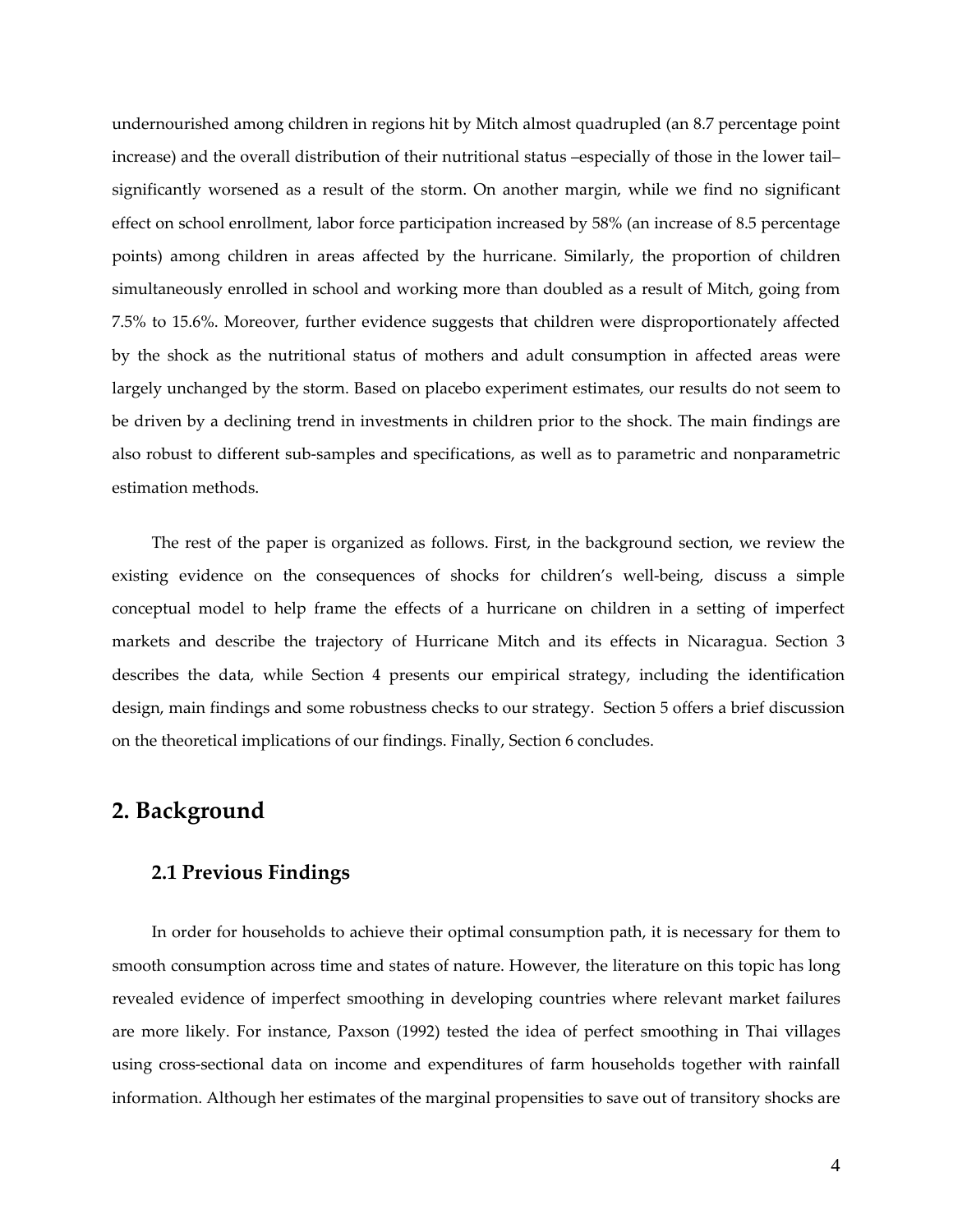undernourished among children in regions hit by Mitch almost quadrupled (an 8.7 percentage point increase) and the overall distribution of their nutritional status –especially of those in the lower tail– significantly worsened as a result of the storm. On another margin, while we find no significant effect on school enrollment, labor force participation increased by 58% (an increase of 8.5 percentage points) among children in areas affected by the hurricane. Similarly, the proportion of children simultaneously enrolled in school and working more than doubled as a result of Mitch, going from 7.5% to 15.6%. Moreover, further evidence suggests that children were disproportionately affected by the shock as the nutritional status of mothers and adult consumption in affected areas were largely unchanged by the storm. Based on placebo experiment estimates, our results do not seem to be driven by a declining trend in investments in children prior to the shock. The main findings are also robust to different sub-samples and specifications, as well as to parametric and nonparametric estimation methods.

The rest of the paper is organized as follows. First, in the background section, we review the existing evidence on the consequences of shocks for children's well-being, discuss a simple conceptual model to help frame the effects of a hurricane on children in a setting of imperfect markets and describe the trajectory of Hurricane Mitch and its effects in Nicaragua. Section 3 describes the data, while Section 4 presents our empirical strategy, including the identification design, main findings and some robustness checks to our strategy. Section 5 offers a brief discussion on the theoretical implications of our findings. Finally, Section 6 concludes.

## 2. Background

### 2.1 Previous Findings

In order for households to achieve their optimal consumption path, it is necessary for them to smooth consumption across time and states of nature. However, the literature on this topic has long revealed evidence of imperfect smoothing in developing countries where relevant market failures are more likely. For instance, Paxson (1992) tested the idea of perfect smoothing in Thai villages using cross-sectional data on income and expenditures of farm households together with rainfall information. Although her estimates of the marginal propensities to save out of transitory shocks are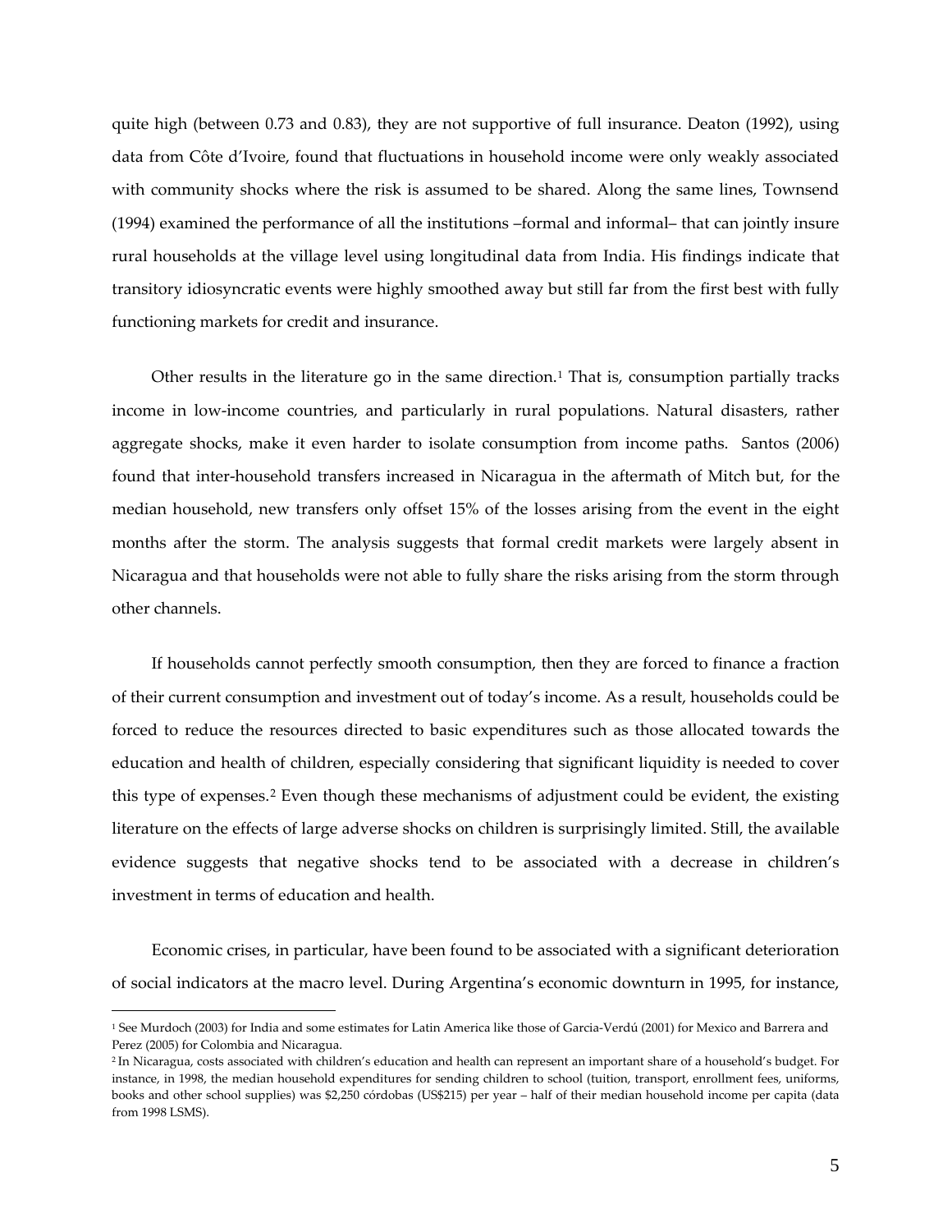quite high (between 0.73 and 0.83), they are not supportive of full insurance. Deaton (1992), using data from Côte d'Ivoire, found that fluctuations in household income were only weakly associated with community shocks where the risk is assumed to be shared. Along the same lines, Townsend (1994) examined the performance of all the institutions –formal and informal– that can jointly insure rural households at the village level using longitudinal data from India. His findings indicate that transitory idiosyncratic events were highly smoothed away but still far from the first best with fully functioning markets for credit and insurance.

Other results in the literature go in the same direction.[1] That is, consumption partially tracks income in low-income countries, and particularly in rural populations. Natural disasters, rather aggregate shocks, make it even harder to isolate consumption from income paths. Santos (2006) found that inter-household transfers increased in Nicaragua in the aftermath of Mitch but, for the median household, new transfers only offset 15% of the losses arising from the event in the eight months after the storm. The analysis suggests that formal credit markets were largely absent in Nicaragua and that households were not able to fully share the risks arising from the storm through other channels.

If households cannot perfectly smooth consumption, then they are forced to finance a fraction of their current consumption and investment out of today's income. As a result, households could be forced to reduce the resources directed to basic expenditures such as those allocated towards the education and health of children, especially considering that significant liquidity is needed to cover this type of expenses.[2] Even though these mechanisms of adjustment could be evident, the existing literature on the effects of large adverse shocks on children is surprisingly limited. Still, the available evidence suggests that negative shocks tend to be associated with a decrease in children's investment in terms of education and health.

Economic crises, in particular, have been found to be associated with a significant deterioration of social indicators at the macro level. During Argentina's economic downturn in 1995, for instance,

---

[1] See Murdoch (2003) for India and some estimates for Latin America like those of Garcia-Verdú (2001) for Mexico and Barrera and Perez (2005) for Colombia and Nicaragua.

[2] In Nicaragua, costs associated with children's education and health can represent an important share of a household's budget. For instance, in 1998, the median household expenditures for sending children to school (tuition, transport, enrollment fees, uniforms, books and other school supplies) was $2,250 córdobas (US$215) per year – half of their median household income per capita (data from 1998 LSMS).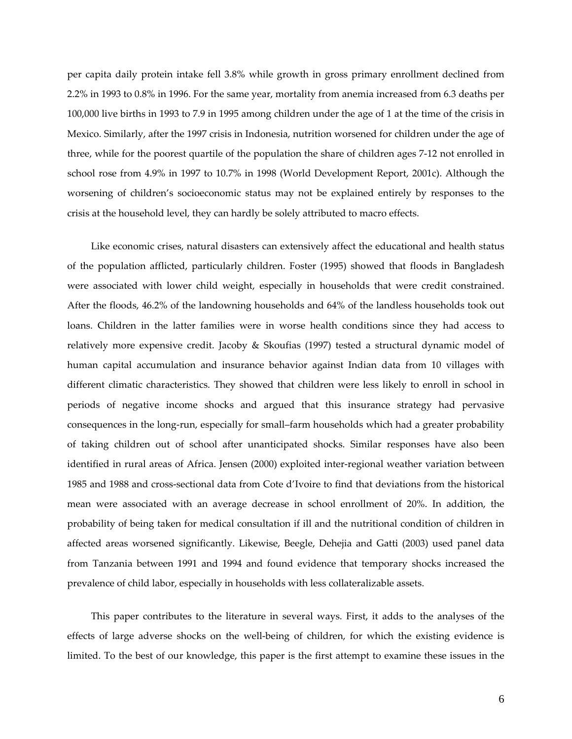per capita daily protein intake fell 3.8% while growth in gross primary enrollment declined from 2.2% in 1993 to 0.8% in 1996. For the same year, mortality from anemia increased from 6.3 deaths per 100,000 live births in 1993 to 7.9 in 1995 among children under the age of 1 at the time of the crisis in Mexico. Similarly, after the 1997 crisis in Indonesia, nutrition worsened for children under the age of three, while for the poorest quartile of the population the share of children ages 7-12 not enrolled in school rose from 4.9% in 1997 to 10.7% in 1998 (World Development Report, 2001c). Although the worsening of children's socioeconomic status may not be explained entirely by responses to the crisis at the household level, they can hardly be solely attributed to macro effects.

Like economic crises, natural disasters can extensively affect the educational and health status of the population afflicted, particularly children. Foster (1995) showed that floods in Bangladesh were associated with lower child weight, especially in households that were credit constrained. After the floods, 46.2% of the landowning households and 64% of the landless households took out loans. Children in the latter families were in worse health conditions since they had access to relatively more expensive credit. Jacoby & Skoufias (1997) tested a structural dynamic model of human capital accumulation and insurance behavior against Indian data from 10 villages with different climatic characteristics. They showed that children were less likely to enroll in school in periods of negative income shocks and argued that this insurance strategy had pervasive consequences in the long-run, especially for small–farm households which had a greater probability of taking children out of school after unanticipated shocks. Similar responses have also been identified in rural areas of Africa. Jensen (2000) exploited inter-regional weather variation between 1985 and 1988 and cross-sectional data from Cote d'Ivoire to find that deviations from the historical mean were associated with an average decrease in school enrollment of 20%. In addition, the probability of being taken for medical consultation if ill and the nutritional condition of children in affected areas worsened significantly. Likewise, Beegle, Dehejia and Gatti (2003) used panel data from Tanzania between 1991 and 1994 and found evidence that temporary shocks increased the prevalence of child labor, especially in households with less collateralizable assets.

This paper contributes to the literature in several ways. First, it adds to the analyses of the effects of large adverse shocks on the well-being of children, for which the existing evidence is limited. To the best of our knowledge, this paper is the first attempt to examine these issues in the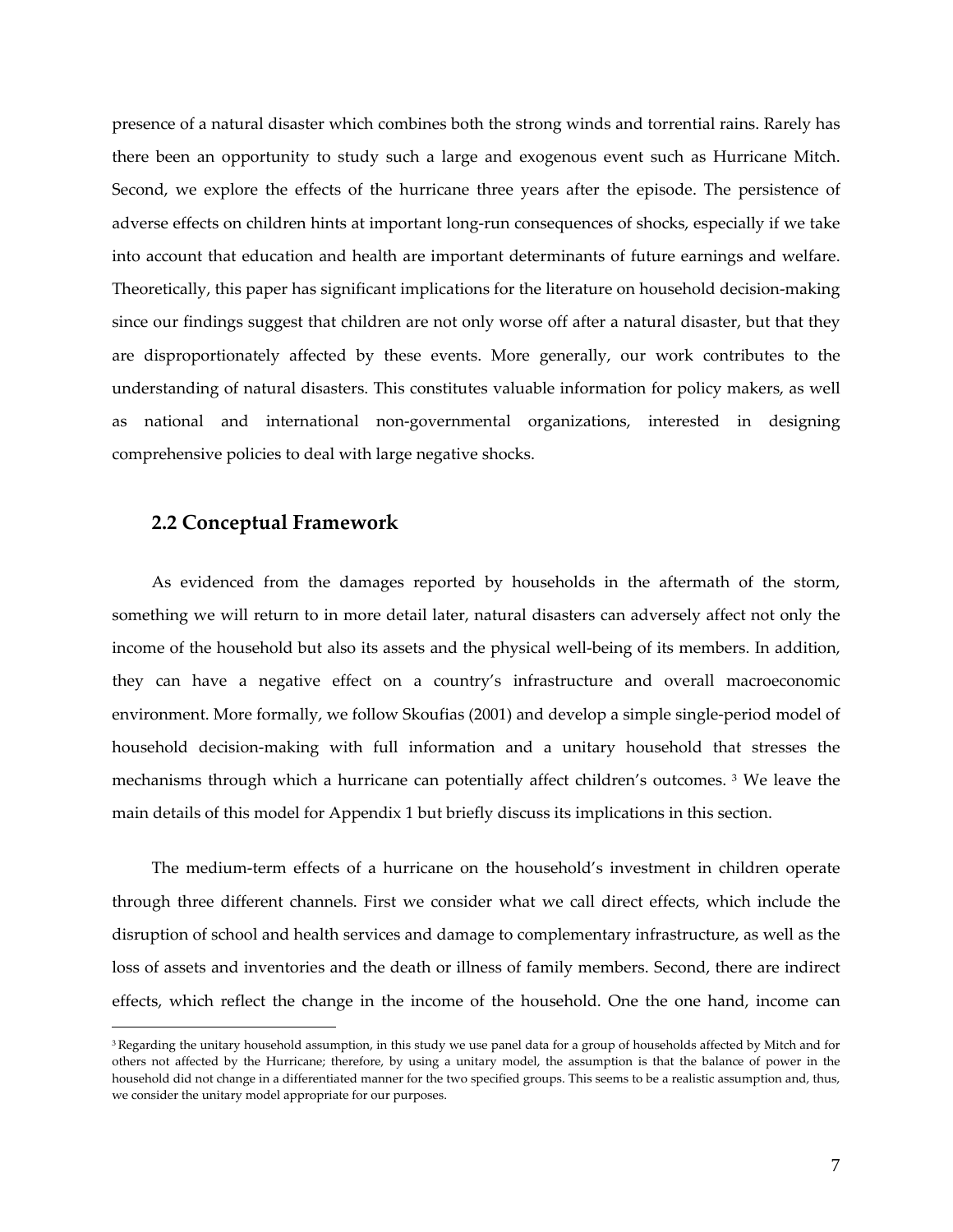presence of a natural disaster which combines both the strong winds and torrential rains. Rarely has there been an opportunity to study such a large and exogenous event such as Hurricane Mitch. Second, we explore the effects of the hurricane three years after the episode. The persistence of adverse effects on children hints at important long-run consequences of shocks, especially if we take into account that education and health are important determinants of future earnings and welfare. Theoretically, this paper has significant implications for the literature on household decision-making since our findings suggest that children are not only worse off after a natural disaster, but that they are disproportionately affected by these events. More generally, our work contributes to the understanding of natural disasters. This constitutes valuable information for policy makers, as well as national and international non-governmental organizations, interested in designing comprehensive policies to deal with large negative shocks.

## 2.2 Conceptual Framework

As evidenced from the damages reported by households in the aftermath of the storm, something we will return to in more detail later, natural disasters can adversely affect not only the income of the household but also its assets and the physical well-being of its members. In addition, they can have a negative effect on a country's infrastructure and overall macroeconomic environment. More formally, we follow Skoufias (2001) and develop a simple single-period model of household decision-making with full information and a unitary household that stresses the mechanisms through which a hurricane can potentially affect children's outcomes. [3] We leave the main details of this model for Appendix 1 but briefly discuss its implications in this section.

The medium-term effects of a hurricane on the household's investment in children operate through three different channels. First we consider what we call direct effects, which include the disruption of school and health services and damage to complementary infrastructure, as well as the loss of assets and inventories and the death or illness of family members. Second, there are indirect effects, which reflect the change in the income of the household. One the one hand, income can

[3] Regarding the unitary household assumption, in this study we use panel data for a group of households affected by Mitch and for others not affected by the Hurricane; therefore, by using a unitary model, the assumption is that the balance of power in the household did not change in a differentiated manner for the two specified groups. This seems to be a realistic assumption and, thus, we consider the unitary model appropriate for our purposes.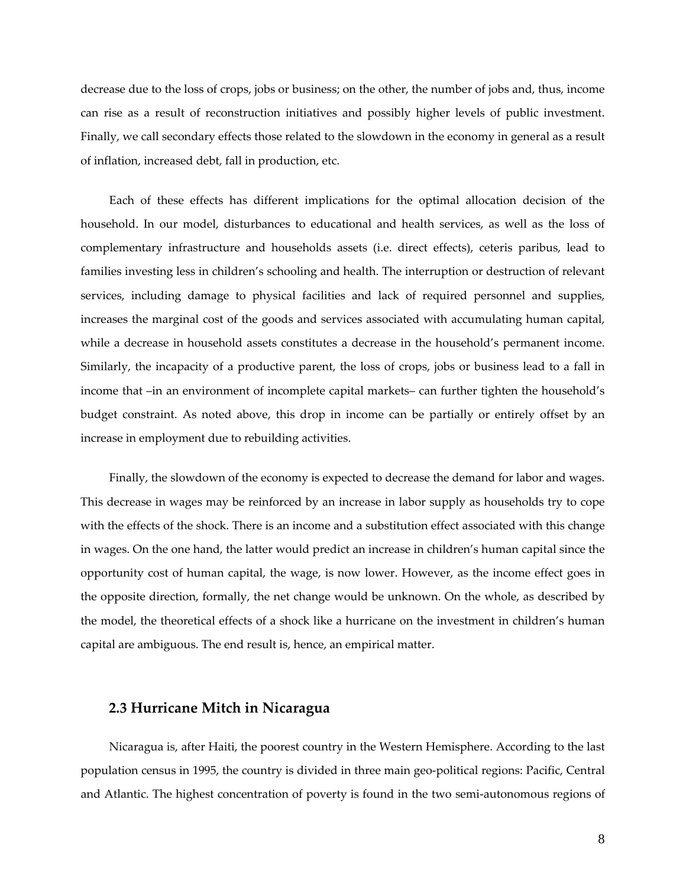decrease due to the loss of crops, jobs or business; on the other, the number of jobs and, thus, income can rise as a result of reconstruction initiatives and possibly higher levels of public investment. Finally, we call secondary effects those related to the slowdown in the economy in general as a result of inflation, increased debt, fall in production, etc.

Each of these effects has different implications for the optimal allocation decision of the household. In our model, disturbances to educational and health services, as well as the loss of complementary infrastructure and households assets (i.e. direct effects), ceteris paribus, lead to families investing less in children's schooling and health. The interruption or destruction of relevant services, including damage to physical facilities and lack of required personnel and supplies, increases the marginal cost of the goods and services associated with accumulating human capital, while a decrease in household assets constitutes a decrease in the household's permanent income. Similarly, the incapacity of a productive parent, the loss of crops, jobs or business lead to a fall in income that –in an environment of incomplete capital markets– can further tighten the household's budget constraint. As noted above, this drop in income can be partially or entirely offset by an increase in employment due to rebuilding activities.

Finally, the slowdown of the economy is expected to decrease the demand for labor and wages. This decrease in wages may be reinforced by an increase in labor supply as households try to cope with the effects of the shock. There is an income and a substitution effect associated with this change in wages. On the one hand, the latter would predict an increase in children's human capital since the opportunity cost of human capital, the wage, is now lower. However, as the income effect goes in the opposite direction, formally, the net change would be unknown. On the whole, as described by the model, the theoretical effects of a shock like a hurricane on the investment in children's human capital are ambiguous. The end result is, hence, an empirical matter.

### 2.3 Hurricane Mitch in Nicaragua

Nicaragua is, after Haiti, the poorest country in the Western Hemisphere. According to the last population census in 1995, the country is divided in three main geo-political regions: Pacific, Central and Atlantic. The highest concentration of poverty is found in the two semi-autonomous regions of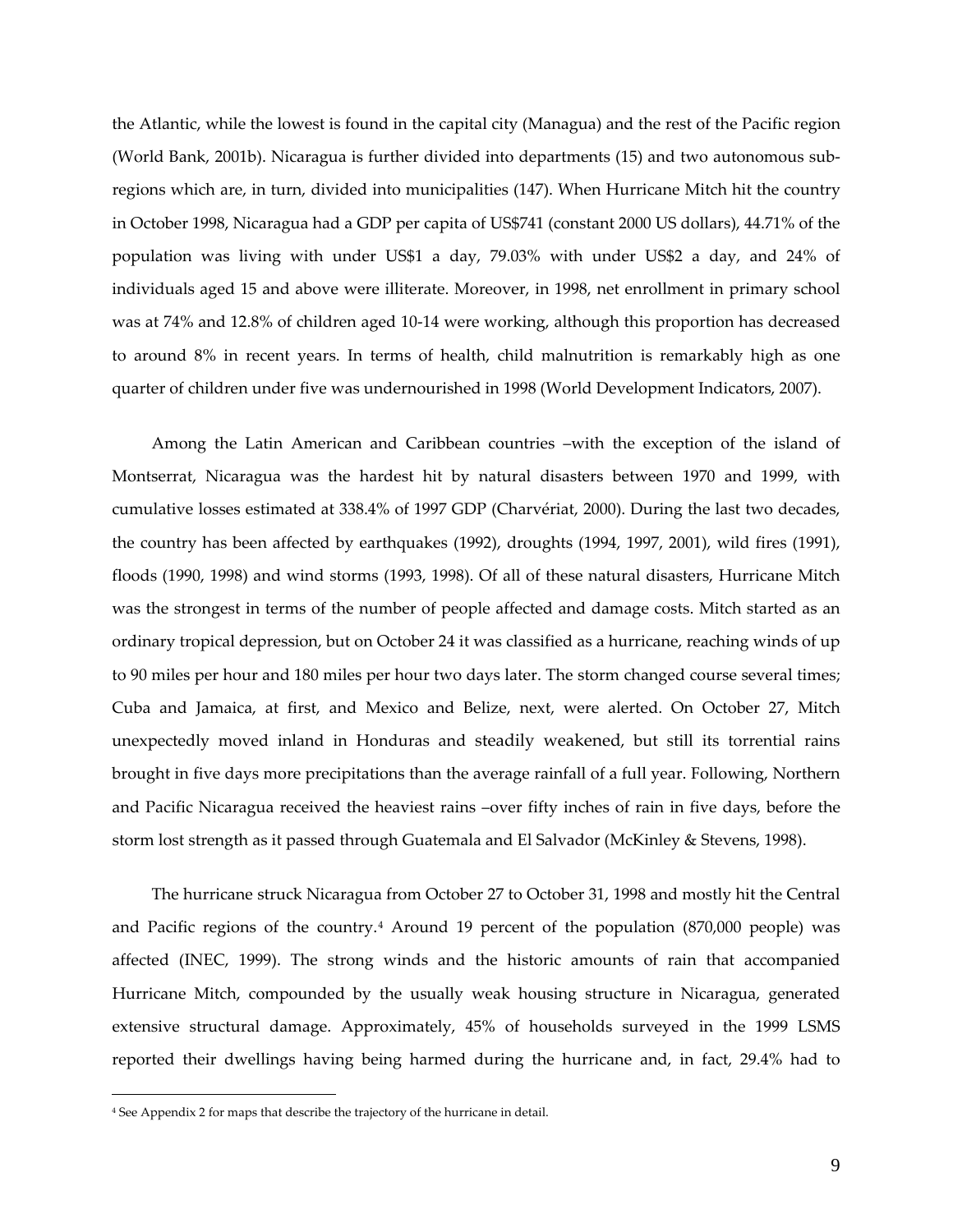the Atlantic, while the lowest is found in the capital city (Managua) and the rest of the Pacific region (World Bank, 2001b). Nicaragua is further divided into departments (15) and two autonomous sub-regions which are, in turn, divided into municipalities (147). When Hurricane Mitch hit the country in October 1998, Nicaragua had a GDP per capita of US$741 (constant 2000 US dollars), 44.71% of the population was living with under US$1 a day, 79.03% with under US$2 a day, and 24% of individuals aged 15 and above were illiterate. Moreover, in 1998, net enrollment in primary school was at 74% and 12.8% of children aged 10-14 were working, although this proportion has decreased to around 8% in recent years. In terms of health, child malnutrition is remarkably high as one quarter of children under five was undernourished in 1998 (World Development Indicators, 2007).

Among the Latin American and Caribbean countries –with the exception of the island of Montserrat, Nicaragua was the hardest hit by natural disasters between 1970 and 1999, with cumulative losses estimated at 338.4% of 1997 GDP (Charvériat, 2000). During the last two decades, the country has been affected by earthquakes (1992), droughts (1994, 1997, 2001), wild fires (1991), floods (1990, 1998) and wind storms (1993, 1998). Of all of these natural disasters, Hurricane Mitch was the strongest in terms of the number of people affected and damage costs. Mitch started as an ordinary tropical depression, but on October 24 it was classified as a hurricane, reaching winds of up to 90 miles per hour and 180 miles per hour two days later. The storm changed course several times; Cuba and Jamaica, at first, and Mexico and Belize, next, were alerted. On October 27, Mitch unexpectedly moved inland in Honduras and steadily weakened, but still its torrential rains brought in five days more precipitations than the average rainfall of a full year. Following, Northern and Pacific Nicaragua received the heaviest rains –over fifty inches of rain in five days, before the storm lost strength as it passed through Guatemala and El Salvador (McKinley & Stevens, 1998).

The hurricane struck Nicaragua from October 27 to October 31, 1998 and mostly hit the Central and Pacific regions of the country.[4] Around 19 percent of the population (870,000 people) was affected (INEC, 1999). The strong winds and the historic amounts of rain that accompanied Hurricane Mitch, compounded by the usually weak housing structure in Nicaragua, generated extensive structural damage. Approximately, 45% of households surveyed in the 1999 LSMS reported their dwellings having being harmed during the hurricane and, in fact, 29.4% had to

[4] See Appendix 2 for maps that describe the trajectory of the hurricane in detail.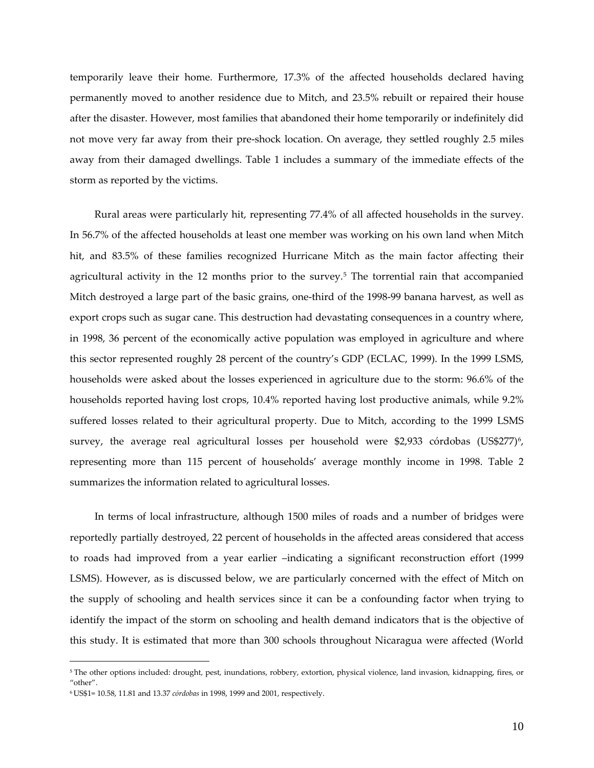temporarily leave their home. Furthermore, 17.3% of the affected households declared having permanently moved to another residence due to Mitch, and 23.5% rebuilt or repaired their house after the disaster. However, most families that abandoned their home temporarily or indefinitely did not move very far away from their pre-shock location. On average, they settled roughly 2.5 miles away from their damaged dwellings. Table 1 includes a summary of the immediate effects of the storm as reported by the victims.

Rural areas were particularly hit, representing 77.4% of all affected households in the survey. In 56.7% of the affected households at least one member was working on his own land when Mitch hit, and 83.5% of these families recognized Hurricane Mitch as the main factor affecting their agricultural activity in the 12 months prior to the survey.[5] The torrential rain that accompanied Mitch destroyed a large part of the basic grains, one-third of the 1998-99 banana harvest, as well as export crops such as sugar cane. This destruction had devastating consequences in a country where, in 1998, 36 percent of the economically active population was employed in agriculture and where this sector represented roughly 28 percent of the country's GDP (ECLAC, 1999). In the 1999 LSMS, households were asked about the losses experienced in agriculture due to the storm: 96.6% of the households reported having lost crops, 10.4% reported having lost productive animals, while 9.2% suffered losses related to their agricultural property. Due to Mitch, according to the 1999 LSMS survey, the average real agricultural losses per household were $2,933 córdobas (US$277)[6], representing more than 115 percent of households' average monthly income in 1998. Table 2 summarizes the information related to agricultural losses.

In terms of local infrastructure, although 1500 miles of roads and a number of bridges were reportedly partially destroyed, 22 percent of households in the affected areas considered that access to roads had improved from a year earlier –indicating a significant reconstruction effort (1999 LSMS). However, as is discussed below, we are particularly concerned with the effect of Mitch on the supply of schooling and health services since it can be a confounding factor when trying to identify the impact of the storm on schooling and health demand indicators that is the objective of this study. It is estimated that more than 300 schools throughout Nicaragua were affected (World

---

[5] The other options included: drought, pest, inundations, robbery, extortion, physical violence, land invasion, kidnapping, fires, or "other".

[6] US$1= 10.58, 11.81 and 13.37 *córdobas* in 1998, 1999 and 2001, respectively.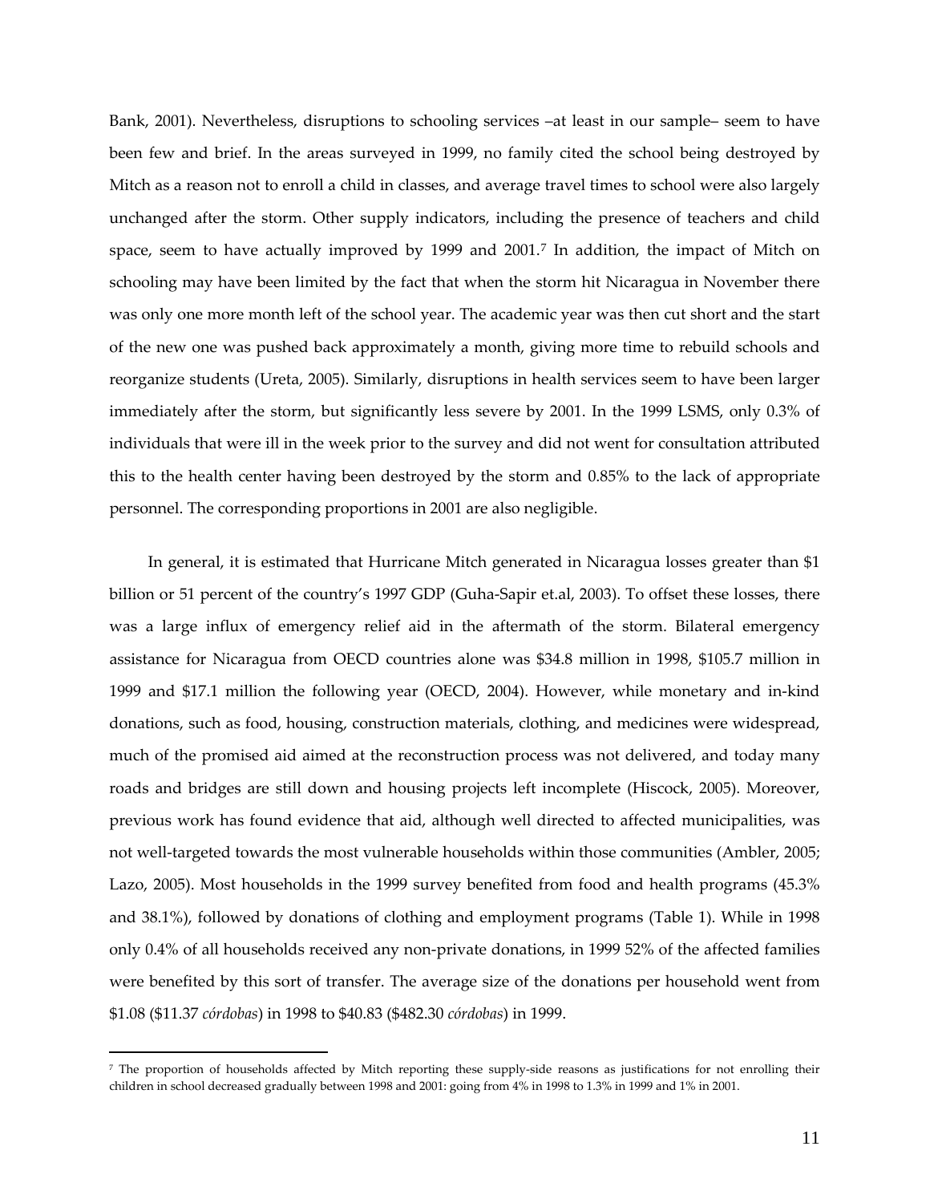Bank, 2001). Nevertheless, disruptions to schooling services –at least in our sample– seem to have been few and brief. In the areas surveyed in 1999, no family cited the school being destroyed by Mitch as a reason not to enroll a child in classes, and average travel times to school were also largely unchanged after the storm. Other supply indicators, including the presence of teachers and child space, seem to have actually improved by 1999 and 2001.[7] In addition, the impact of Mitch on schooling may have been limited by the fact that when the storm hit Nicaragua in November there was only one more month left of the school year. The academic year was then cut short and the start of the new one was pushed back approximately a month, giving more time to rebuild schools and reorganize students (Ureta, 2005). Similarly, disruptions in health services seem to have been larger immediately after the storm, but significantly less severe by 2001. In the 1999 LSMS, only 0.3% of individuals that were ill in the week prior to the survey and did not went for consultation attributed this to the health center having been destroyed by the storm and 0.85% to the lack of appropriate personnel. The corresponding proportions in 2001 are also negligible.

In general, it is estimated that Hurricane Mitch generated in Nicaragua losses greater than $1 billion or 51 percent of the country's 1997 GDP (Guha-Sapir et.al, 2003). To offset these losses, there was a large influx of emergency relief aid in the aftermath of the storm. Bilateral emergency assistance for Nicaragua from OECD countries alone was $34.8 million in 1998, $105.7 million in 1999 and $17.1 million the following year (OECD, 2004). However, while monetary and in-kind donations, such as food, housing, construction materials, clothing, and medicines were widespread, much of the promised aid aimed at the reconstruction process was not delivered, and today many roads and bridges are still down and housing projects left incomplete (Hiscock, 2005). Moreover, previous work has found evidence that aid, although well directed to affected municipalities, was not well-targeted towards the most vulnerable households within those communities (Ambler, 2005; Lazo, 2005). Most households in the 1999 survey benefited from food and health programs (45.3% and 38.1%), followed by donations of clothing and employment programs (Table 1). While in 1998 only 0.4% of all households received any non-private donations, in 1999 52% of the affected families were benefited by this sort of transfer. The average size of the donations per household went from $1.08 ($11.37 *córdobas*) in 1998 to $40.83 ($482.30 *córdobas*) in 1999.

[7] The proportion of households affected by Mitch reporting these supply-side reasons as justifications for not enrolling their children in school decreased gradually between 1998 and 2001: going from 4% in 1998 to 1.3% in 1999 and 1% in 2001.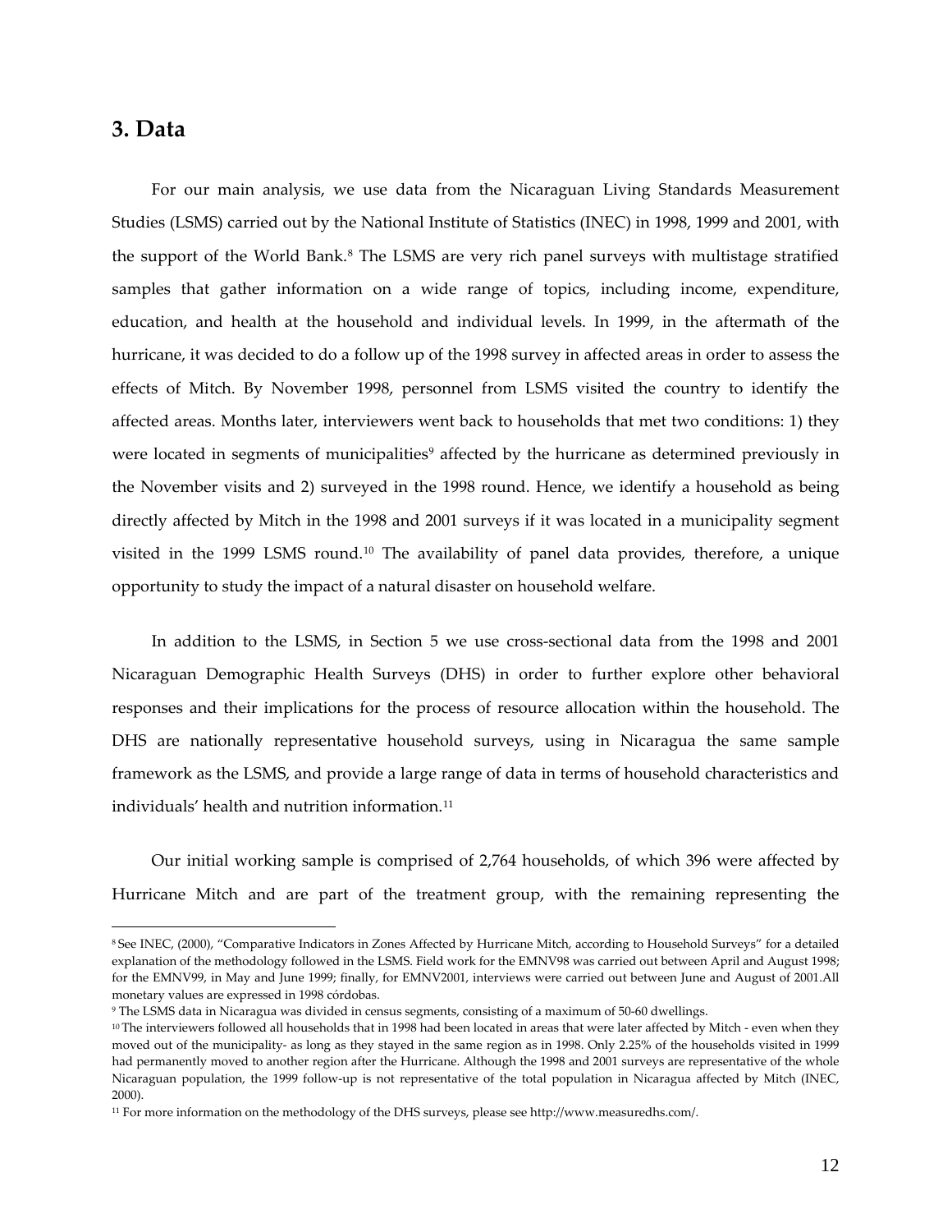## 3. Data

For our main analysis, we use data from the Nicaraguan Living Standards Measurement Studies (LSMS) carried out by the National Institute of Statistics (INEC) in 1998, 1999 and 2001, with the support of the World Bank.[8] The LSMS are very rich panel surveys with multistage stratified samples that gather information on a wide range of topics, including income, expenditure, education, and health at the household and individual levels. In 1999, in the aftermath of the hurricane, it was decided to do a follow up of the 1998 survey in affected areas in order to assess the effects of Mitch. By November 1998, personnel from LSMS visited the country to identify the affected areas. Months later, interviewers went back to households that met two conditions: 1) they were located in segments of municipalities[9] affected by the hurricane as determined previously in the November visits and 2) surveyed in the 1998 round. Hence, we identify a household as being directly affected by Mitch in the 1998 and 2001 surveys if it was located in a municipality segment visited in the 1999 LSMS round.[10] The availability of panel data provides, therefore, a unique opportunity to study the impact of a natural disaster on household welfare.

In addition to the LSMS, in Section 5 we use cross-sectional data from the 1998 and 2001 Nicaraguan Demographic Health Surveys (DHS) in order to further explore other behavioral responses and their implications for the process of resource allocation within the household. The DHS are nationally representative household surveys, using in Nicaragua the same sample framework as the LSMS, and provide a large range of data in terms of household characteristics and individuals' health and nutrition information.[11]

Our initial working sample is comprised of 2,764 households, of which 396 were affected by Hurricane Mitch and are part of the treatment group, with the remaining representing the

---

[8] See INEC, (2000), "Comparative Indicators in Zones Affected by Hurricane Mitch, according to Household Surveys" for a detailed explanation of the methodology followed in the LSMS. Field work for the EMNV98 was carried out between April and August 1998; for the EMNV99, in May and June 1999; finally, for EMNV2001, interviews were carried out between June and August of 2001.All monetary values are expressed in 1998 córdobas.

[9] The LSMS data in Nicaragua was divided in census segments, consisting of a maximum of 50-60 dwellings.

[10] The interviewers followed all households that in 1998 had been located in areas that were later affected by Mitch - even when they moved out of the municipality- as long as they stayed in the same region as in 1998. Only 2.25% of the households visited in 1999 had permanently moved to another region after the Hurricane. Although the 1998 and 2001 surveys are representative of the whole Nicaraguan population, the 1999 follow-up is not representative of the total population in Nicaragua affected by Mitch (INEC, 2000).

[11] For more information on the methodology of the DHS surveys, please see http://www.measuredhs.com/.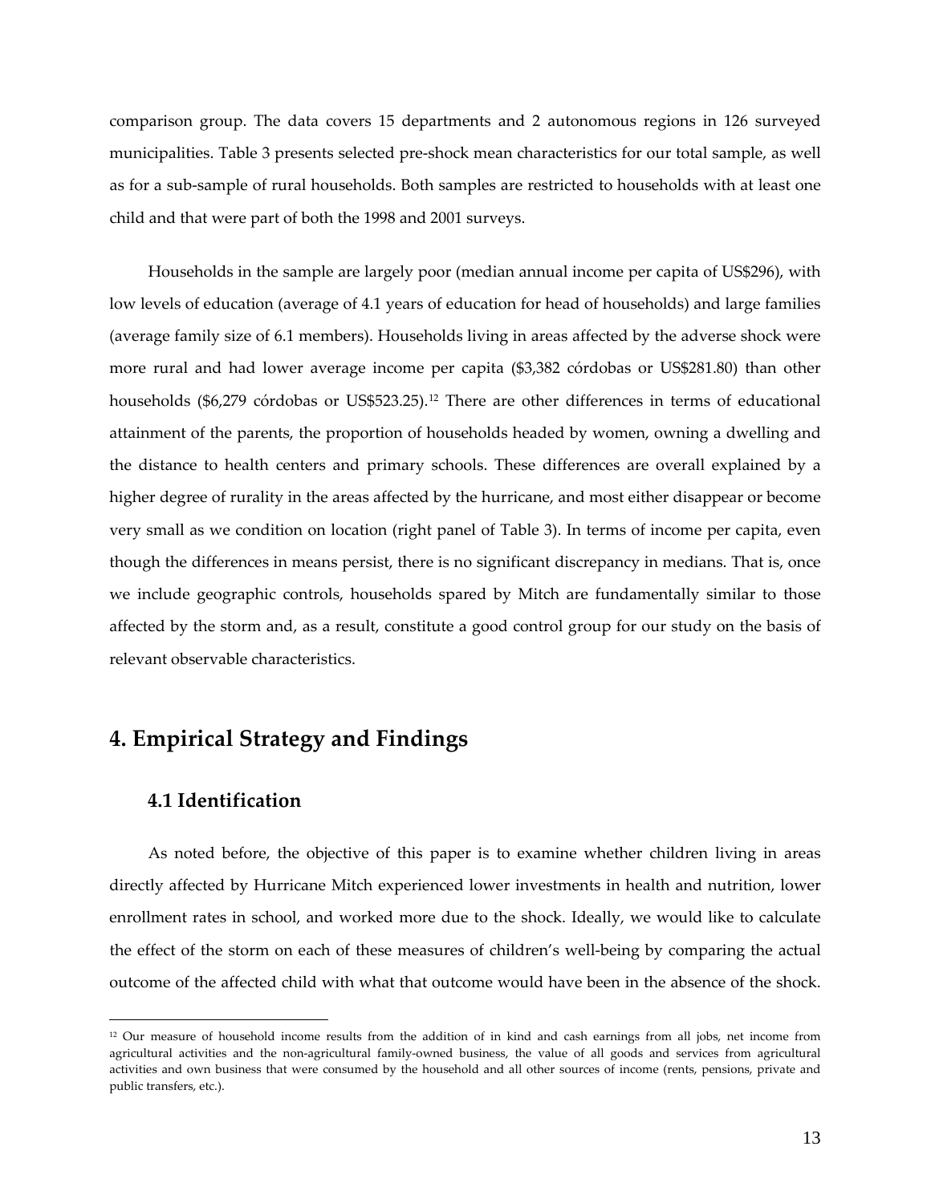comparison group. The data covers 15 departments and 2 autonomous regions in 126 surveyed municipalities. Table 3 presents selected pre-shock mean characteristics for our total sample, as well as for a sub-sample of rural households. Both samples are restricted to households with at least one child and that were part of both the 1998 and 2001 surveys.

Households in the sample are largely poor (median annual income per capita of US$296), with low levels of education (average of 4.1 years of education for head of households) and large families (average family size of 6.1 members). Households living in areas affected by the adverse shock were more rural and had lower average income per capita ($3,382 córdobas or US$281.80) than other households ($6,279 córdobas or US$523.25).[12] There are other differences in terms of educational attainment of the parents, the proportion of households headed by women, owning a dwelling and the distance to health centers and primary schools. These differences are overall explained by a higher degree of rurality in the areas affected by the hurricane, and most either disappear or become very small as we condition on location (right panel of Table 3). In terms of income per capita, even though the differences in means persist, there is no significant discrepancy in medians. That is, once we include geographic controls, households spared by Mitch are fundamentally similar to those affected by the storm and, as a result, constitute a good control group for our study on the basis of relevant observable characteristics.

# 4. Empirical Strategy and Findings

## 4.1 Identification

As noted before, the objective of this paper is to examine whether children living in areas directly affected by Hurricane Mitch experienced lower investments in health and nutrition, lower enrollment rates in school, and worked more due to the shock. Ideally, we would like to calculate the effect of the storm on each of these measures of children's well-being by comparing the actual outcome of the affected child with what that outcome would have been in the absence of the shock.

[12] Our measure of household income results from the addition of in kind and cash earnings from all jobs, net income from agricultural activities and the non-agricultural family-owned business, the value of all goods and services from agricultural activities and own business that were consumed by the household and all other sources of income (rents, pensions, private and public transfers, etc.).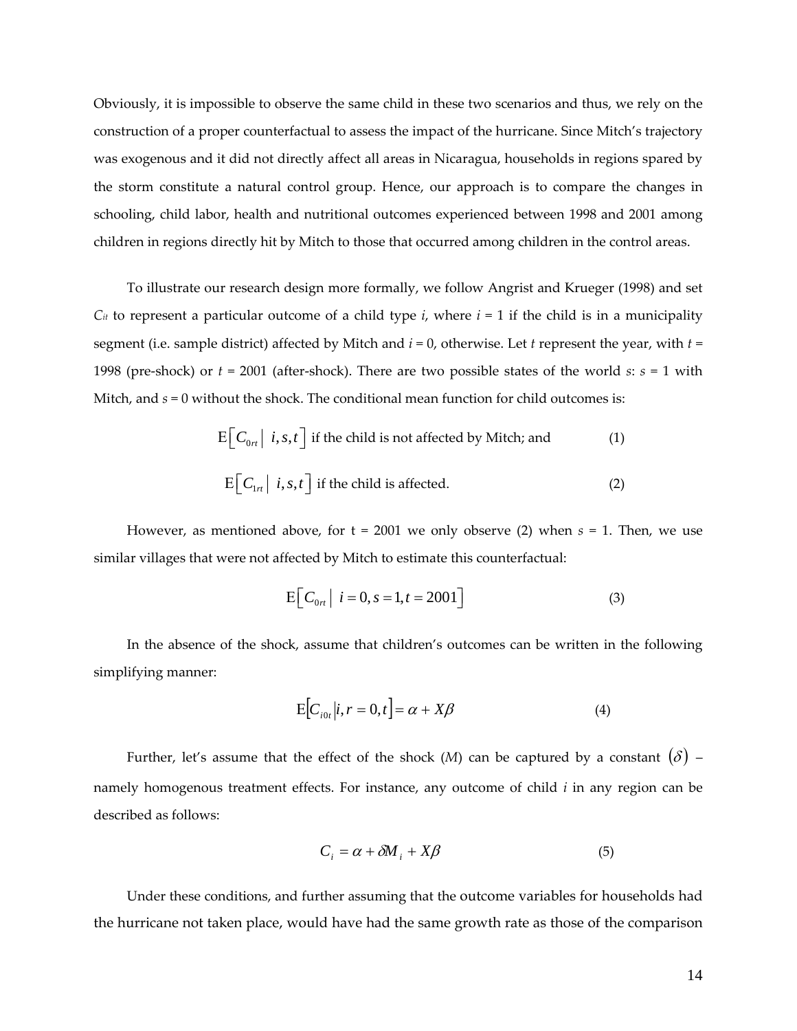Obviously, it is impossible to observe the same child in these two scenarios and thus, we rely on the construction of a proper counterfactual to assess the impact of the hurricane. Since Mitch's trajectory was exogenous and it did not directly affect all areas in Nicaragua, households in regions spared by the storm constitute a natural control group. Hence, our approach is to compare the changes in schooling, child labor, health and nutritional outcomes experienced between 1998 and 2001 among children in regions directly hit by Mitch to those that occurred among children in the control areas.

To illustrate our research design more formally, we follow Angrist and Krueger (1998) and set $C_{it}$ to represent a particular outcome of a child type $i$, where $i$ = 1 if the child is in a municipality segment (i.e. sample district) affected by Mitch and $i$ = 0, otherwise. Let $t$ represent the year, with $t$ = 1998 (pre-shock) or $t$ = 2001 (after-shock). There are two possible states of the world $s$: $s$ = 1 with Mitch, and $s$ = 0 without the shock. The conditional mean function for child outcomes is:

$$\mathrm{E}\left[C_{0rt} \mid i, s, t\right] \text{ if the child is not affected by Mitch; and} \tag{1}$$

$$\mathrm{E}\left[C_{1rt} \mid i, s, t\right] \text{ if the child is affected.} \tag{2}$$

However, as mentioned above, for t = 2001 we only observe (2) when $s$ = 1. Then, we use similar villages that were not affected by Mitch to estimate this counterfactual:

$$\mathrm{E}\left[C_{0rt} \mid i = 0, s = 1, t = 2001\right] \tag{3}$$

In the absence of the shock, assume that children's outcomes can be written in the following simplifying manner:

$$\mathrm{E}\left[C_{i0t} \mid i, r = 0, t\right] = \alpha + X\beta \tag{4}$$

Further, let's assume that the effect of the shock ($M$) can be captured by a constant $(\delta)$ – namely homogenous treatment effects. For instance, any outcome of child $i$ in any region can be described as follows:

$$C_i = \alpha + \delta M_i + X\beta \tag{5}$$

Under these conditions, and further assuming that the outcome variables for households had the hurricane not taken place, would have had the same growth rate as those of the comparison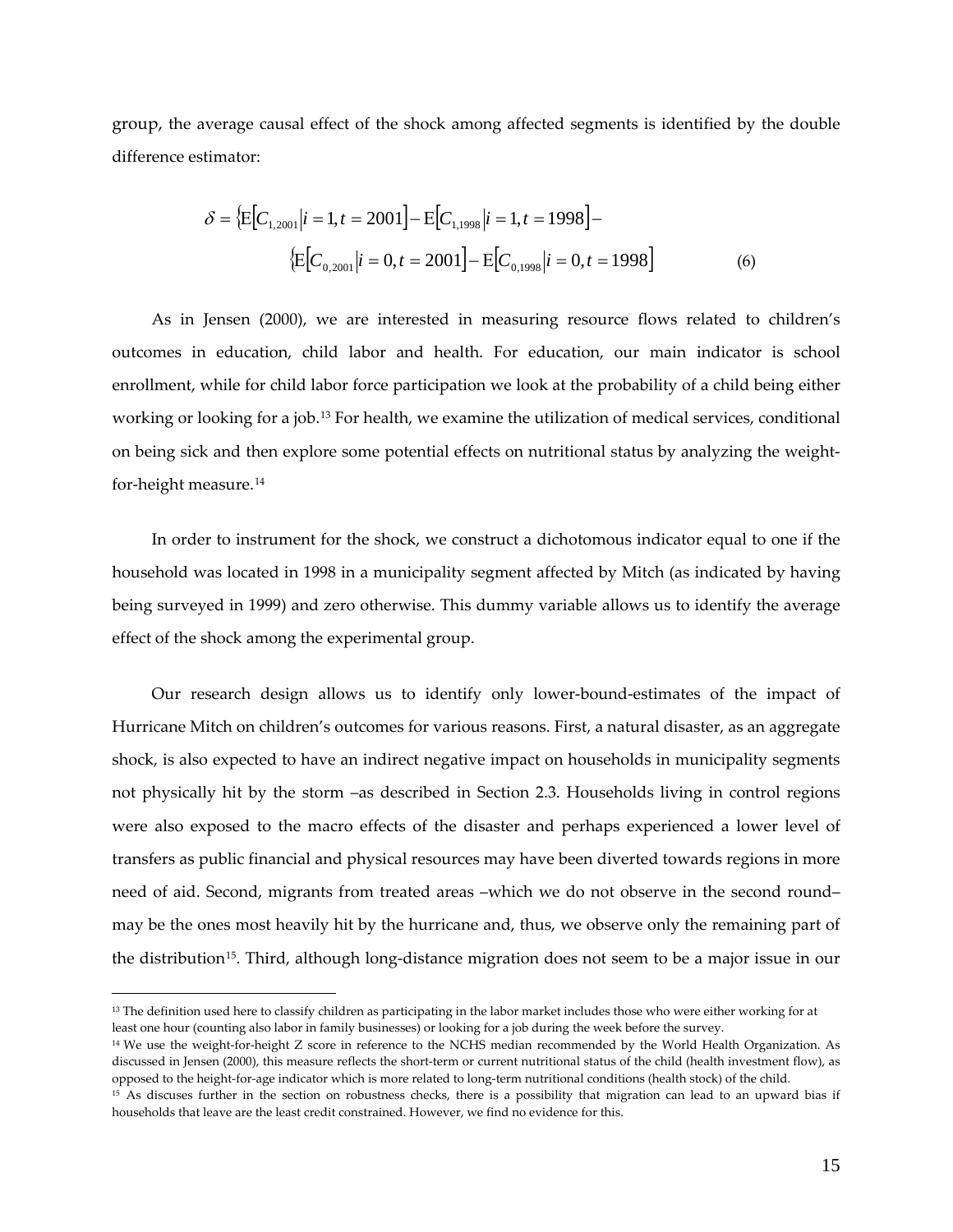group, the average causal effect of the shock among affected segments is identified by the double difference estimator:

$$\delta = \{\mathrm{E}[C_{1,2001}|i=1,t=2001] - \mathrm{E}[C_{1,1998}|i=1,t=1998] - \{\mathrm{E}[C_{0,2001}|i=0,t=2001] - \mathrm{E}[C_{0,1998}|i=0,t=1998] \qquad (6)$$

As in Jensen (2000), we are interested in measuring resource flows related to children's outcomes in education, child labor and health. For education, our main indicator is school enrollment, while for child labor force participation we look at the probability of a child being either working or looking for a job.[13] For health, we examine the utilization of medical services, conditional on being sick and then explore some potential effects on nutritional status by analyzing the weight-for-height measure.[14]

In order to instrument for the shock, we construct a dichotomous indicator equal to one if the household was located in 1998 in a municipality segment affected by Mitch (as indicated by having being surveyed in 1999) and zero otherwise. This dummy variable allows us to identify the average effect of the shock among the experimental group.

Our research design allows us to identify only lower-bound-estimates of the impact of Hurricane Mitch on children's outcomes for various reasons. First, a natural disaster, as an aggregate shock, is also expected to have an indirect negative impact on households in municipality segments not physically hit by the storm –as described in Section 2.3. Households living in control regions were also exposed to the macro effects of the disaster and perhaps experienced a lower level of transfers as public financial and physical resources may have been diverted towards regions in more need of aid. Second, migrants from treated areas –which we do not observe in the second round– may be the ones most heavily hit by the hurricane and, thus, we observe only the remaining part of the distribution[15]. Third, although long-distance migration does not seem to be a major issue in our

---

[13] The definition used here to classify children as participating in the labor market includes those who were either working for at least one hour (counting also labor in family businesses) or looking for a job during the week before the survey.

[14] We use the weight-for-height Z score in reference to the NCHS median recommended by the World Health Organization. As discussed in Jensen (2000), this measure reflects the short-term or current nutritional status of the child (health investment flow), as opposed to the height-for-age indicator which is more related to long-term nutritional conditions (health stock) of the child.

[15] As discuses further in the section on robustness checks, there is a possibility that migration can lead to an upward bias if households that leave are the least credit constrained. However, we find no evidence for this.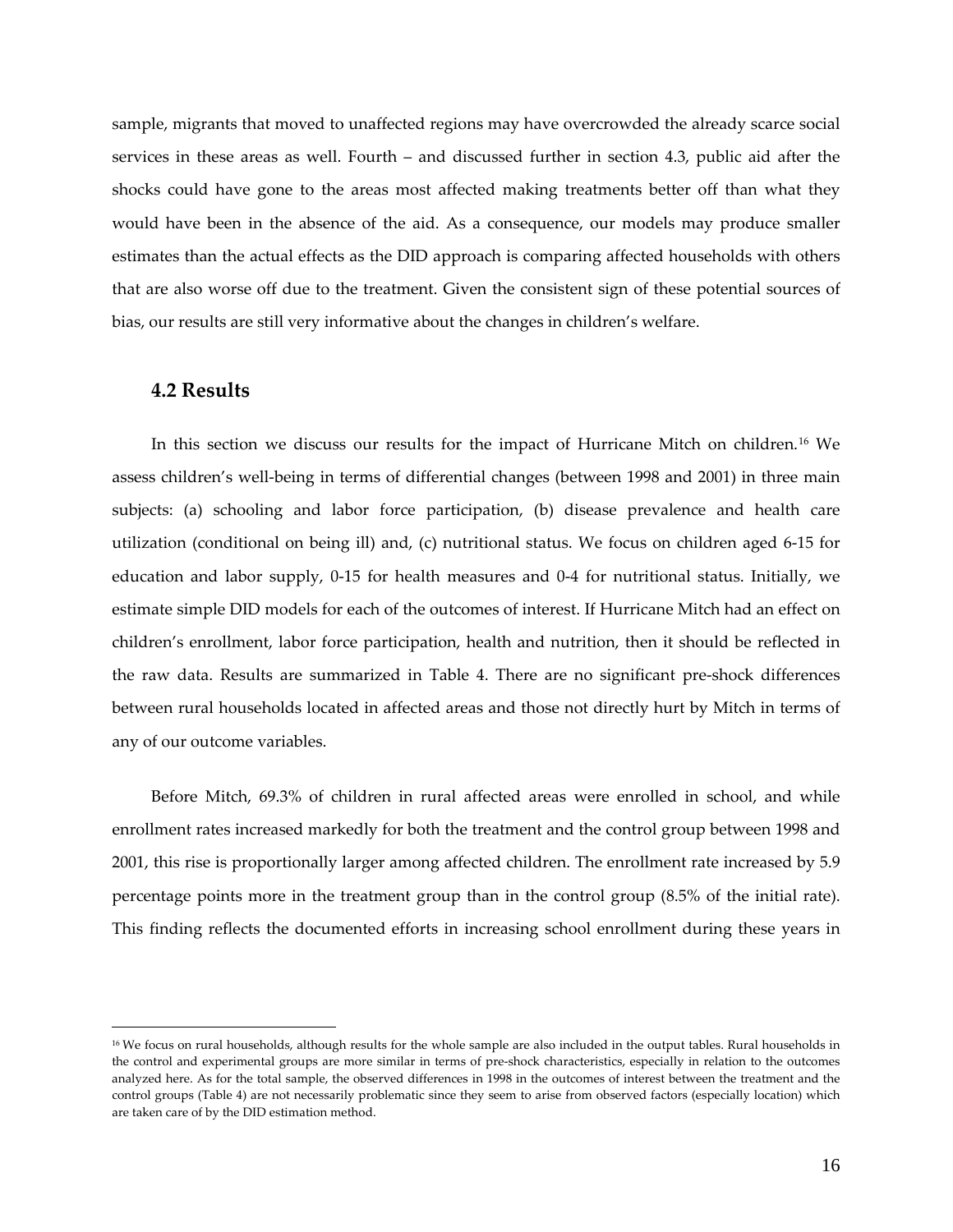sample, migrants that moved to unaffected regions may have overcrowded the already scarce social services in these areas as well. Fourth – and discussed further in section 4.3, public aid after the shocks could have gone to the areas most affected making treatments better off than what they would have been in the absence of the aid. As a consequence, our models may produce smaller estimates than the actual effects as the DID approach is comparing affected households with others that are also worse off due to the treatment. Given the consistent sign of these potential sources of bias, our results are still very informative about the changes in children's welfare.

### 4.2 Results

In this section we discuss our results for the impact of Hurricane Mitch on children.[16] We assess children's well-being in terms of differential changes (between 1998 and 2001) in three main subjects: (a) schooling and labor force participation, (b) disease prevalence and health care utilization (conditional on being ill) and, (c) nutritional status. We focus on children aged 6-15 for education and labor supply, 0-15 for health measures and 0-4 for nutritional status. Initially, we estimate simple DID models for each of the outcomes of interest. If Hurricane Mitch had an effect on children's enrollment, labor force participation, health and nutrition, then it should be reflected in the raw data. Results are summarized in Table 4. There are no significant pre-shock differences between rural households located in affected areas and those not directly hurt by Mitch in terms of any of our outcome variables.

Before Mitch, 69.3% of children in rural affected areas were enrolled in school, and while enrollment rates increased markedly for both the treatment and the control group between 1998 and 2001, this rise is proportionally larger among affected children. The enrollment rate increased by 5.9 percentage points more in the treatment group than in the control group (8.5% of the initial rate). This finding reflects the documented efforts in increasing school enrollment during these years in

[16] We focus on rural households, although results for the whole sample are also included in the output tables. Rural households in the control and experimental groups are more similar in terms of pre-shock characteristics, especially in relation to the outcomes analyzed here. As for the total sample, the observed differences in 1998 in the outcomes of interest between the treatment and the control groups (Table 4) are not necessarily problematic since they seem to arise from observed factors (especially location) which are taken care of by the DID estimation method.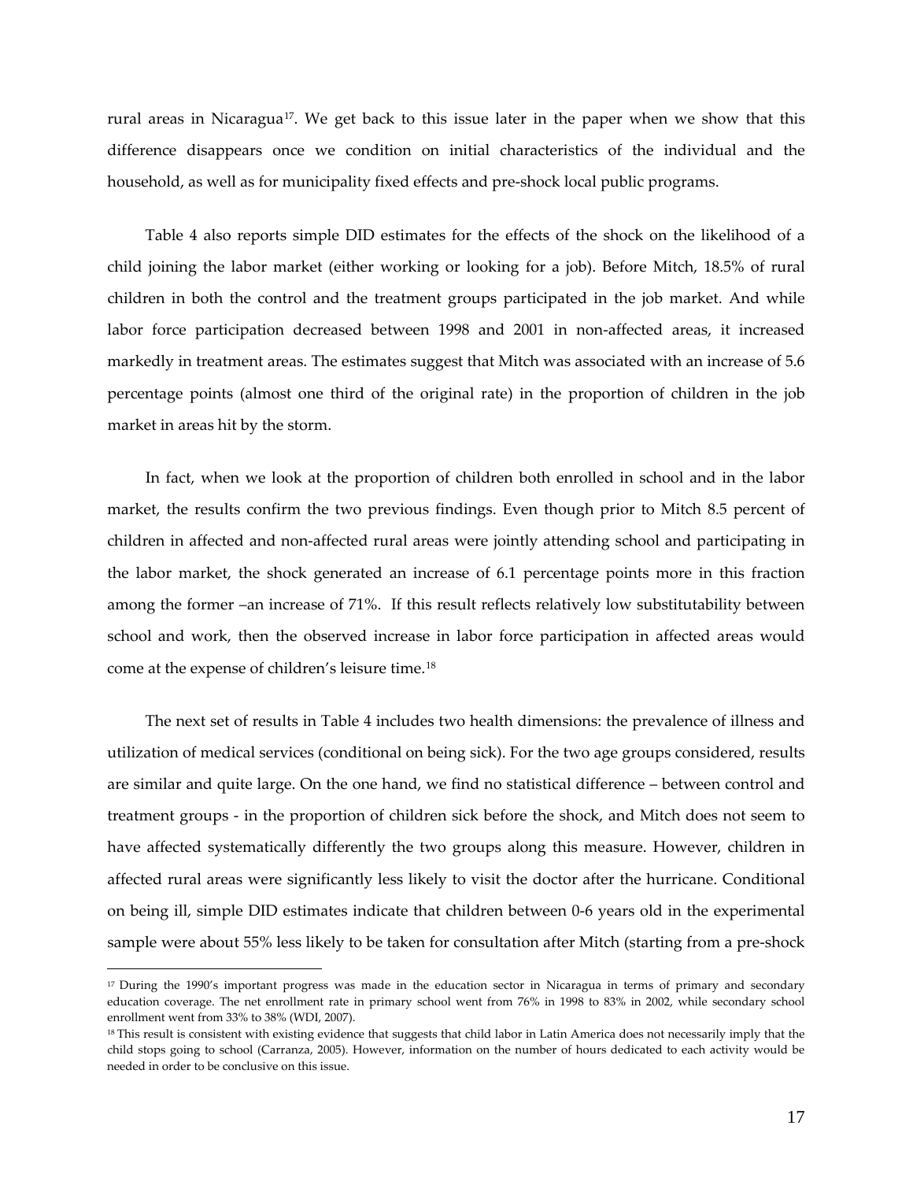rural areas in Nicaragua[17]. We get back to this issue later in the paper when we show that this difference disappears once we condition on initial characteristics of the individual and the household, as well as for municipality fixed effects and pre-shock local public programs.

Table 4 also reports simple DID estimates for the effects of the shock on the likelihood of a child joining the labor market (either working or looking for a job). Before Mitch, 18.5% of rural children in both the control and the treatment groups participated in the job market. And while labor force participation decreased between 1998 and 2001 in non-affected areas, it increased markedly in treatment areas. The estimates suggest that Mitch was associated with an increase of 5.6 percentage points (almost one third of the original rate) in the proportion of children in the job market in areas hit by the storm.

In fact, when we look at the proportion of children both enrolled in school and in the labor market, the results confirm the two previous findings. Even though prior to Mitch 8.5 percent of children in affected and non-affected rural areas were jointly attending school and participating in the labor market, the shock generated an increase of 6.1 percentage points more in this fraction among the former –an increase of 71%. If this result reflects relatively low substitutability between school and work, then the observed increase in labor force participation in affected areas would come at the expense of children's leisure time.[18]

The next set of results in Table 4 includes two health dimensions: the prevalence of illness and utilization of medical services (conditional on being sick). For the two age groups considered, results are similar and quite large. On the one hand, we find no statistical difference – between control and treatment groups - in the proportion of children sick before the shock, and Mitch does not seem to have affected systematically differently the two groups along this measure. However, children in affected rural areas were significantly less likely to visit the doctor after the hurricane. Conditional on being ill, simple DID estimates indicate that children between 0-6 years old in the experimental sample were about 55% less likely to be taken for consultation after Mitch (starting from a pre-shock

---

[17] During the 1990's important progress was made in the education sector in Nicaragua in terms of primary and secondary education coverage. The net enrollment rate in primary school went from 76% in 1998 to 83% in 2002, while secondary school enrollment went from 33% to 38% (WDI, 2007).

[18] This result is consistent with existing evidence that suggests that child labor in Latin America does not necessarily imply that the child stops going to school (Carranza, 2005). However, information on the number of hours dedicated to each activity would be needed in order to be conclusive on this issue.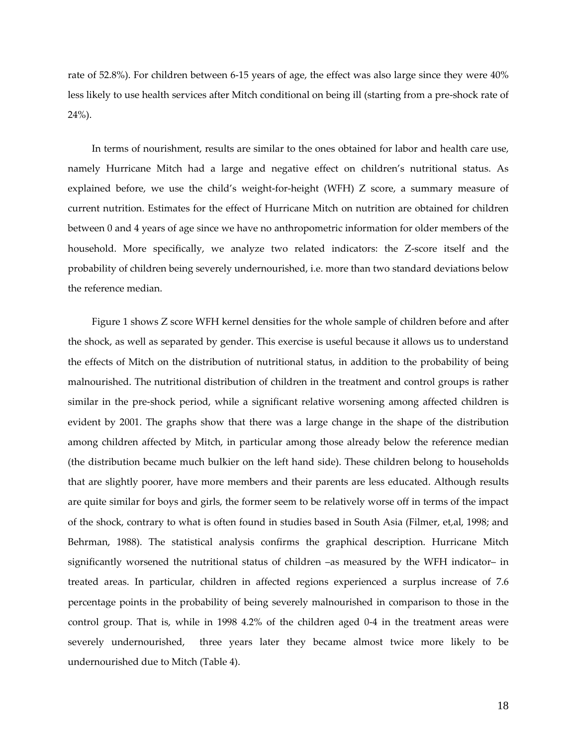rate of 52.8%). For children between 6-15 years of age, the effect was also large since they were 40% less likely to use health services after Mitch conditional on being ill (starting from a pre-shock rate of 24%).

In terms of nourishment, results are similar to the ones obtained for labor and health care use, namely Hurricane Mitch had a large and negative effect on children's nutritional status. As explained before, we use the child's weight-for-height (WFH) Z score, a summary measure of current nutrition. Estimates for the effect of Hurricane Mitch on nutrition are obtained for children between 0 and 4 years of age since we have no anthropometric information for older members of the household. More specifically, we analyze two related indicators: the Z-score itself and the probability of children being severely undernourished, i.e. more than two standard deviations below the reference median.

Figure 1 shows Z score WFH kernel densities for the whole sample of children before and after the shock, as well as separated by gender. This exercise is useful because it allows us to understand the effects of Mitch on the distribution of nutritional status, in addition to the probability of being malnourished. The nutritional distribution of children in the treatment and control groups is rather similar in the pre-shock period, while a significant relative worsening among affected children is evident by 2001. The graphs show that there was a large change in the shape of the distribution among children affected by Mitch, in particular among those already below the reference median (the distribution became much bulkier on the left hand side). These children belong to households that are slightly poorer, have more members and their parents are less educated. Although results are quite similar for boys and girls, the former seem to be relatively worse off in terms of the impact of the shock, contrary to what is often found in studies based in South Asia (Filmer, et,al, 1998; and Behrman, 1988). The statistical analysis confirms the graphical description. Hurricane Mitch significantly worsened the nutritional status of children –as measured by the WFH indicator– in treated areas. In particular, children in affected regions experienced a surplus increase of 7.6 percentage points in the probability of being severely malnourished in comparison to those in the control group. That is, while in 1998 4.2% of the children aged 0-4 in the treatment areas were severely undernourished, three years later they became almost twice more likely to be undernourished due to Mitch (Table 4).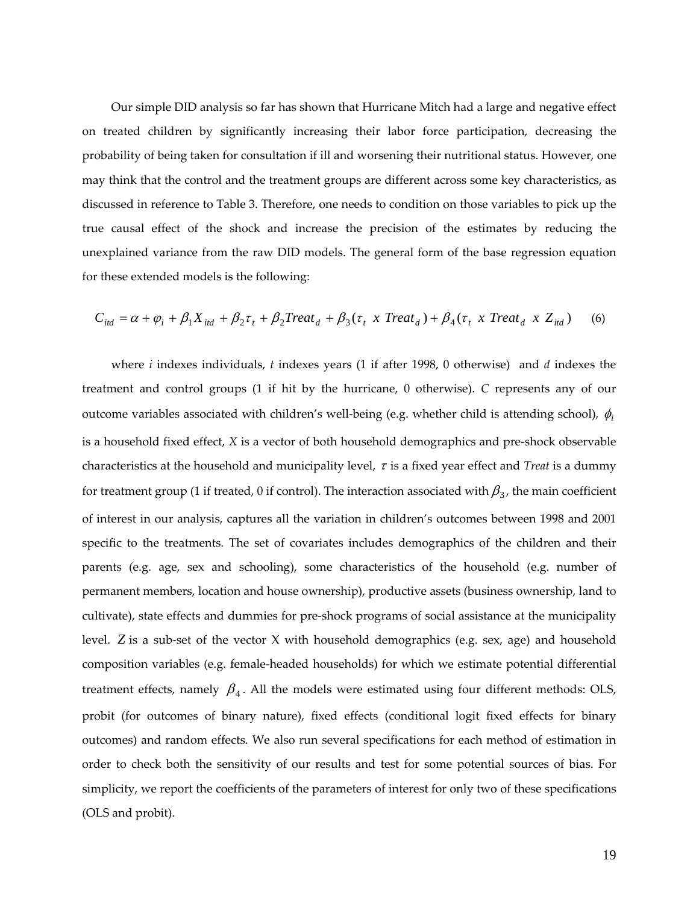Our simple DID analysis so far has shown that Hurricane Mitch had a large and negative effect on treated children by significantly increasing their labor force participation, decreasing the probability of being taken for consultation if ill and worsening their nutritional status. However, one may think that the control and the treatment groups are different across some key characteristics, as discussed in reference to Table 3. Therefore, one needs to condition on those variables to pick up the true causal effect of the shock and increase the precision of the estimates by reducing the unexplained variance from the raw DID models. The general form of the base regression equation for these extended models is the following:

$$C_{itd} = \alpha + \varphi_i + \beta_1 X_{itd} + \beta_2 \tau_t + \beta_2 Treat_d + \beta_3 (\tau_t \ x \ Treat_d) + \beta_4 (\tau_t \ x \ Treat_d \ x \ Z_{itd}) \qquad (6)$$

where *i* indexes individuals, *t* indexes years (1 if after 1998, 0 otherwise) and *d* indexes the treatment and control groups (1 if hit by the hurricane, 0 otherwise). *C* represents any of our outcome variables associated with children's well-being (e.g. whether child is attending school), $\phi_i$ is a household fixed effect, *X* is a vector of both household demographics and pre-shock observable characteristics at the household and municipality level, $\tau$ is a fixed year effect and *Treat* is a dummy for treatment group (1 if treated, 0 if control). The interaction associated with $\beta_3$, the main coefficient of interest in our analysis, captures all the variation in children's outcomes between 1998 and 2001 specific to the treatments. The set of covariates includes demographics of the children and their parents (e.g. age, sex and schooling), some characteristics of the household (e.g. number of permanent members, location and house ownership), productive assets (business ownership, land to cultivate), state effects and dummies for pre-shock programs of social assistance at the municipality level. $Z$ is a sub-set of the vector X with household demographics (e.g. sex, age) and household composition variables (e.g. female-headed households) for which we estimate potential differential treatment effects, namely $\beta_4$. All the models were estimated using four different methods: OLS, probit (for outcomes of binary nature), fixed effects (conditional logit fixed effects for binary outcomes) and random effects. We also run several specifications for each method of estimation in order to check both the sensitivity of our results and test for some potential sources of bias. For simplicity, we report the coefficients of the parameters of interest for only two of these specifications (OLS and probit).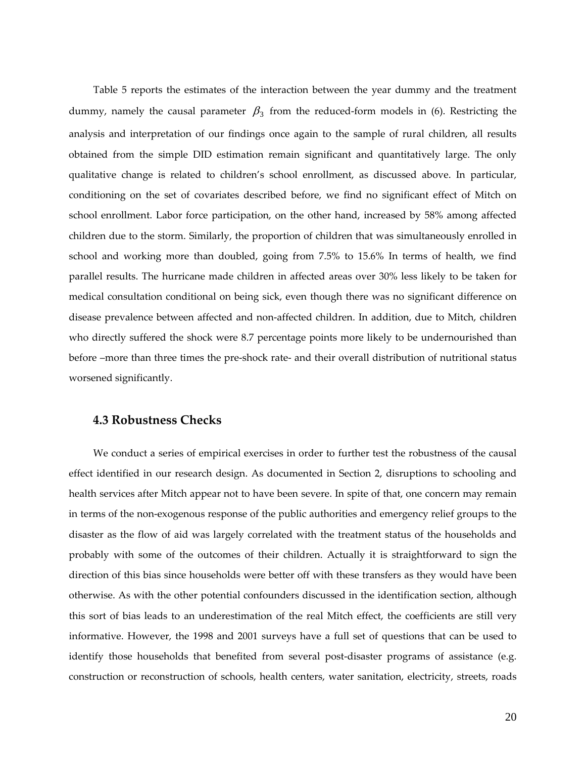Table 5 reports the estimates of the interaction between the year dummy and the treatment dummy, namely the causal parameter $\beta_3$ from the reduced-form models in (6). Restricting the analysis and interpretation of our findings once again to the sample of rural children, all results obtained from the simple DID estimation remain significant and quantitatively large. The only qualitative change is related to children's school enrollment, as discussed above. In particular, conditioning on the set of covariates described before, we find no significant effect of Mitch on school enrollment. Labor force participation, on the other hand, increased by 58% among affected children due to the storm. Similarly, the proportion of children that was simultaneously enrolled in school and working more than doubled, going from 7.5% to 15.6% In terms of health, we find parallel results. The hurricane made children in affected areas over 30% less likely to be taken for medical consultation conditional on being sick, even though there was no significant difference on disease prevalence between affected and non-affected children. In addition, due to Mitch, children who directly suffered the shock were 8.7 percentage points more likely to be undernourished than before –more than three times the pre-shock rate- and their overall distribution of nutritional status worsened significantly.

### 4.3 Robustness Checks

We conduct a series of empirical exercises in order to further test the robustness of the causal effect identified in our research design. As documented in Section 2, disruptions to schooling and health services after Mitch appear not to have been severe. In spite of that, one concern may remain in terms of the non-exogenous response of the public authorities and emergency relief groups to the disaster as the flow of aid was largely correlated with the treatment status of the households and probably with some of the outcomes of their children. Actually it is straightforward to sign the direction of this bias since households were better off with these transfers as they would have been otherwise. As with the other potential confounders discussed in the identification section, although this sort of bias leads to an underestimation of the real Mitch effect, the coefficients are still very informative. However, the 1998 and 2001 surveys have a full set of questions that can be used to identify those households that benefited from several post-disaster programs of assistance (e.g. construction or reconstruction of schools, health centers, water sanitation, electricity, streets, roads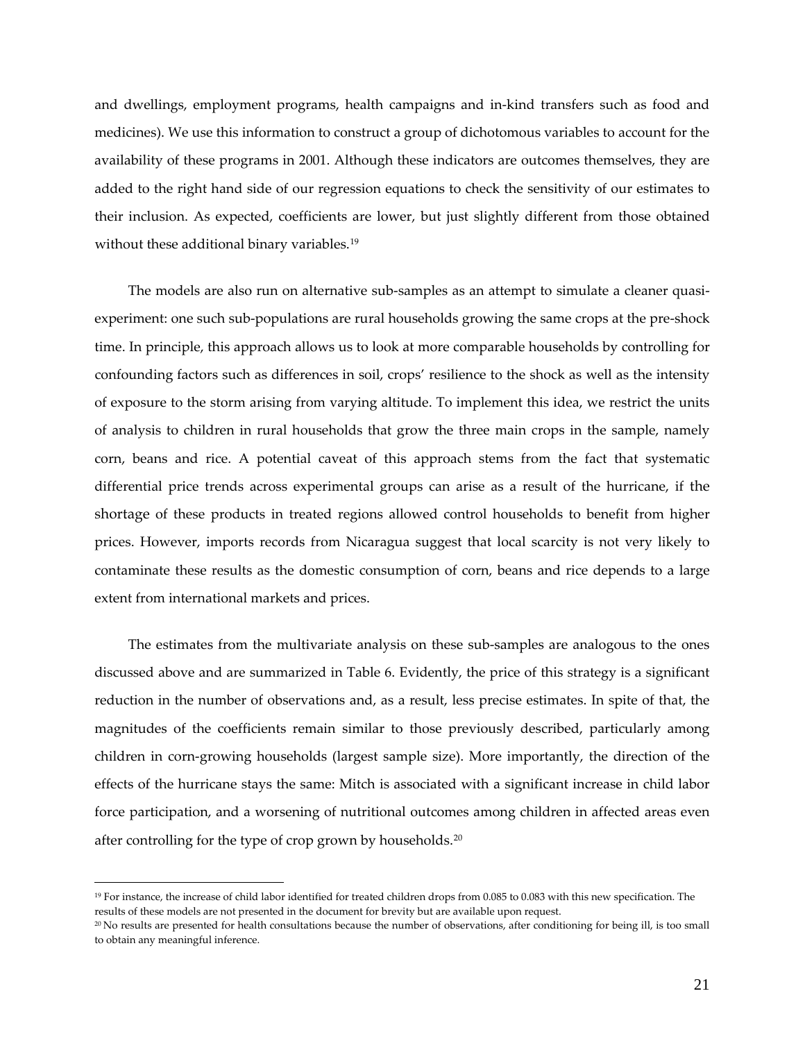and dwellings, employment programs, health campaigns and in-kind transfers such as food and medicines). We use this information to construct a group of dichotomous variables to account for the availability of these programs in 2001. Although these indicators are outcomes themselves, they are added to the right hand side of our regression equations to check the sensitivity of our estimates to their inclusion. As expected, coefficients are lower, but just slightly different from those obtained without these additional binary variables.[19]

The models are also run on alternative sub-samples as an attempt to simulate a cleaner quasi-experiment: one such sub-populations are rural households growing the same crops at the pre-shock time. In principle, this approach allows us to look at more comparable households by controlling for confounding factors such as differences in soil, crops' resilience to the shock as well as the intensity of exposure to the storm arising from varying altitude. To implement this idea, we restrict the units of analysis to children in rural households that grow the three main crops in the sample, namely corn, beans and rice. A potential caveat of this approach stems from the fact that systematic differential price trends across experimental groups can arise as a result of the hurricane, if the shortage of these products in treated regions allowed control households to benefit from higher prices. However, imports records from Nicaragua suggest that local scarcity is not very likely to contaminate these results as the domestic consumption of corn, beans and rice depends to a large extent from international markets and prices.

The estimates from the multivariate analysis on these sub-samples are analogous to the ones discussed above and are summarized in Table 6. Evidently, the price of this strategy is a significant reduction in the number of observations and, as a result, less precise estimates. In spite of that, the magnitudes of the coefficients remain similar to those previously described, particularly among children in corn-growing households (largest sample size). More importantly, the direction of the effects of the hurricane stays the same: Mitch is associated with a significant increase in child labor force participation, and a worsening of nutritional outcomes among children in affected areas even after controlling for the type of crop grown by households.[20]

---

[19] For instance, the increase of child labor identified for treated children drops from 0.085 to 0.083 with this new specification. The results of these models are not presented in the document for brevity but are available upon request.

[20] No results are presented for health consultations because the number of observations, after conditioning for being ill, is too small to obtain any meaningful inference.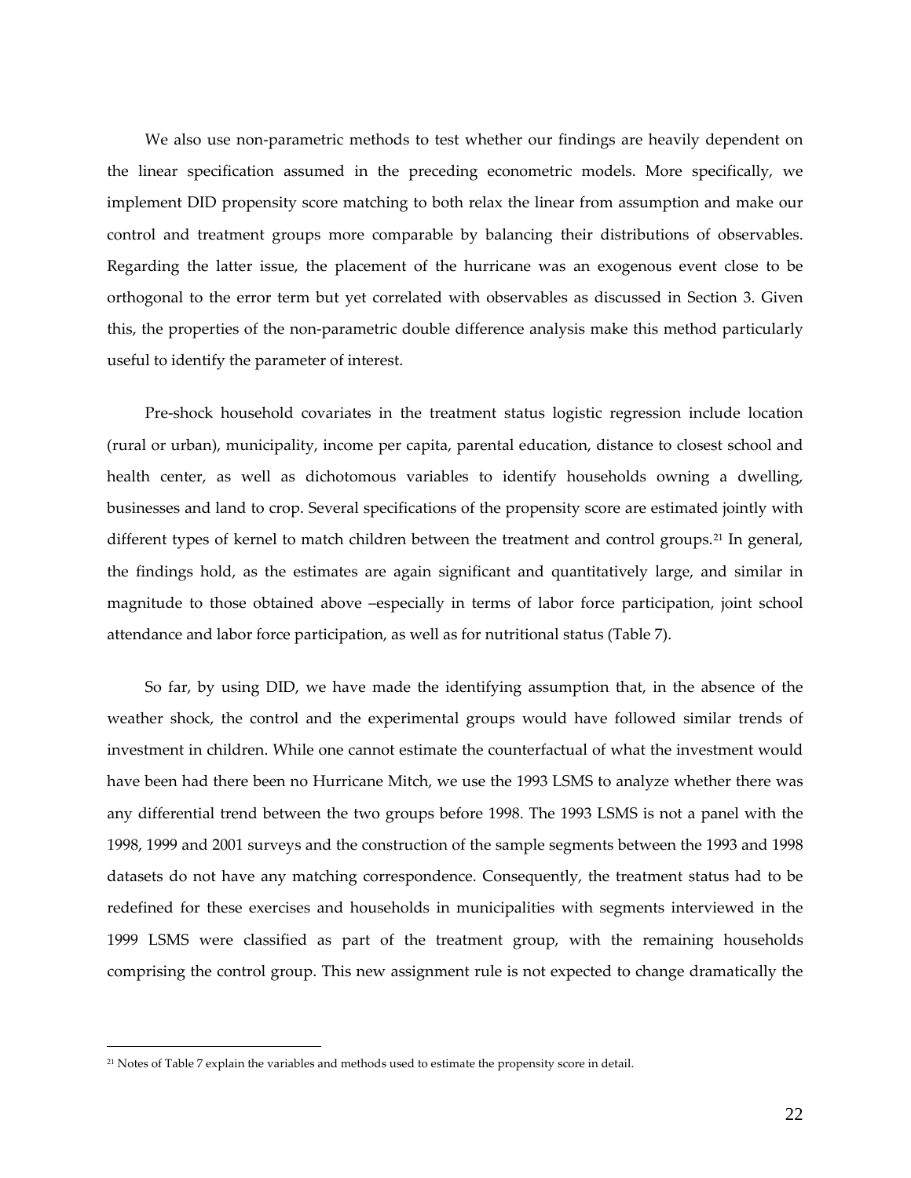We also use non-parametric methods to test whether our findings are heavily dependent on the linear specification assumed in the preceding econometric models. More specifically, we implement DID propensity score matching to both relax the linear from assumption and make our control and treatment groups more comparable by balancing their distributions of observables. Regarding the latter issue, the placement of the hurricane was an exogenous event close to be orthogonal to the error term but yet correlated with observables as discussed in Section 3. Given this, the properties of the non-parametric double difference analysis make this method particularly useful to identify the parameter of interest.

Pre-shock household covariates in the treatment status logistic regression include location (rural or urban), municipality, income per capita, parental education, distance to closest school and health center, as well as dichotomous variables to identify households owning a dwelling, businesses and land to crop. Several specifications of the propensity score are estimated jointly with different types of kernel to match children between the treatment and control groups.[21] In general, the findings hold, as the estimates are again significant and quantitatively large, and similar in magnitude to those obtained above –especially in terms of labor force participation, joint school attendance and labor force participation, as well as for nutritional status (Table 7).

So far, by using DID, we have made the identifying assumption that, in the absence of the weather shock, the control and the experimental groups would have followed similar trends of investment in children. While one cannot estimate the counterfactual of what the investment would have been had there been no Hurricane Mitch, we use the 1993 LSMS to analyze whether there was any differential trend between the two groups before 1998. The 1993 LSMS is not a panel with the 1998, 1999 and 2001 surveys and the construction of the sample segments between the 1993 and 1998 datasets do not have any matching correspondence. Consequently, the treatment status had to be redefined for these exercises and households in municipalities with segments interviewed in the 1999 LSMS were classified as part of the treatment group, with the remaining households comprising the control group. This new assignment rule is not expected to change dramatically the

[21] Notes of Table 7 explain the variables and methods used to estimate the propensity score in detail.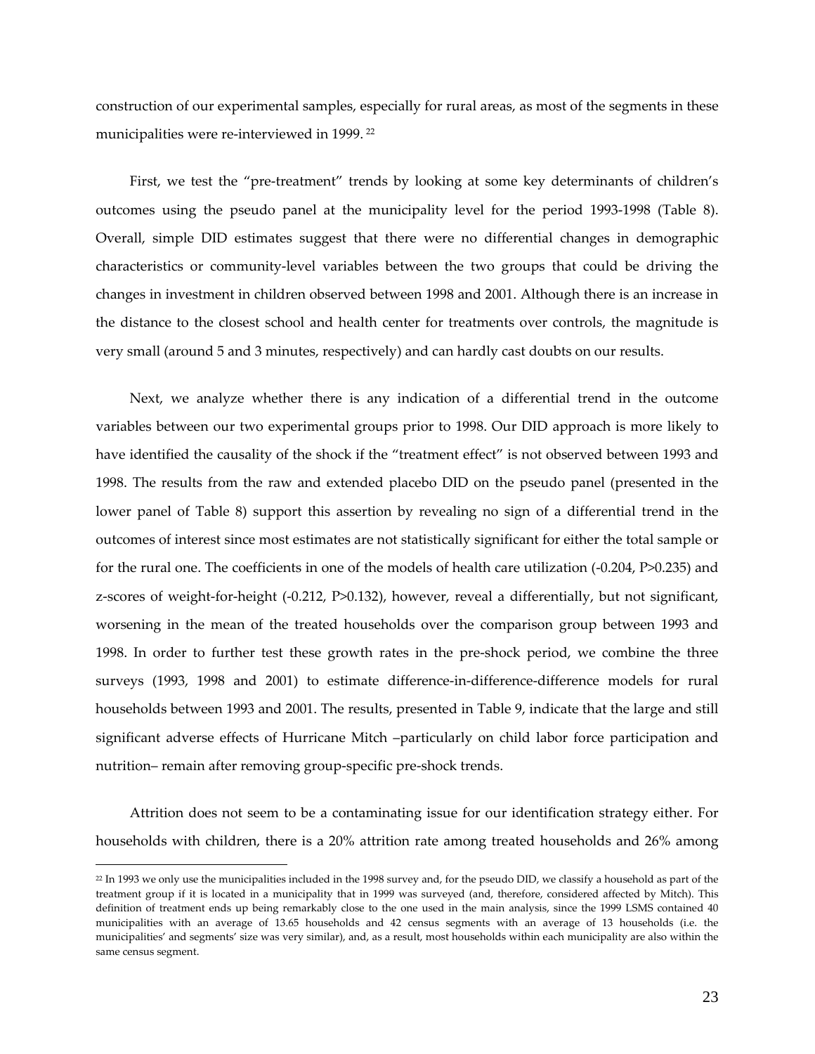construction of our experimental samples, especially for rural areas, as most of the segments in these municipalities were re-interviewed in 1999. [22]

First, we test the "pre-treatment" trends by looking at some key determinants of children's outcomes using the pseudo panel at the municipality level for the period 1993-1998 (Table 8). Overall, simple DID estimates suggest that there were no differential changes in demographic characteristics or community-level variables between the two groups that could be driving the changes in investment in children observed between 1998 and 2001. Although there is an increase in the distance to the closest school and health center for treatments over controls, the magnitude is very small (around 5 and 3 minutes, respectively) and can hardly cast doubts on our results.

Next, we analyze whether there is any indication of a differential trend in the outcome variables between our two experimental groups prior to 1998. Our DID approach is more likely to have identified the causality of the shock if the "treatment effect" is not observed between 1993 and 1998. The results from the raw and extended placebo DID on the pseudo panel (presented in the lower panel of Table 8) support this assertion by revealing no sign of a differential trend in the outcomes of interest since most estimates are not statistically significant for either the total sample or for the rural one. The coefficients in one of the models of health care utilization (-0.204, P>0.235) and z-scores of weight-for-height (-0.212, P>0.132), however, reveal a differentially, but not significant, worsening in the mean of the treated households over the comparison group between 1993 and 1998. In order to further test these growth rates in the pre-shock period, we combine the three surveys (1993, 1998 and 2001) to estimate difference-in-difference-difference models for rural households between 1993 and 2001. The results, presented in Table 9, indicate that the large and still significant adverse effects of Hurricane Mitch –particularly on child labor force participation and nutrition– remain after removing group-specific pre-shock trends.

Attrition does not seem to be a contaminating issue for our identification strategy either. For households with children, there is a 20% attrition rate among treated households and 26% among

[22] In 1993 we only use the municipalities included in the 1998 survey and, for the pseudo DID, we classify a household as part of the treatment group if it is located in a municipality that in 1999 was surveyed (and, therefore, considered affected by Mitch). This definition of treatment ends up being remarkably close to the one used in the main analysis, since the 1999 LSMS contained 40 municipalities with an average of 13.65 households and 42 census segments with an average of 13 households (i.e. the municipalities' and segments' size was very similar), and, as a result, most households within each municipality are also within the same census segment.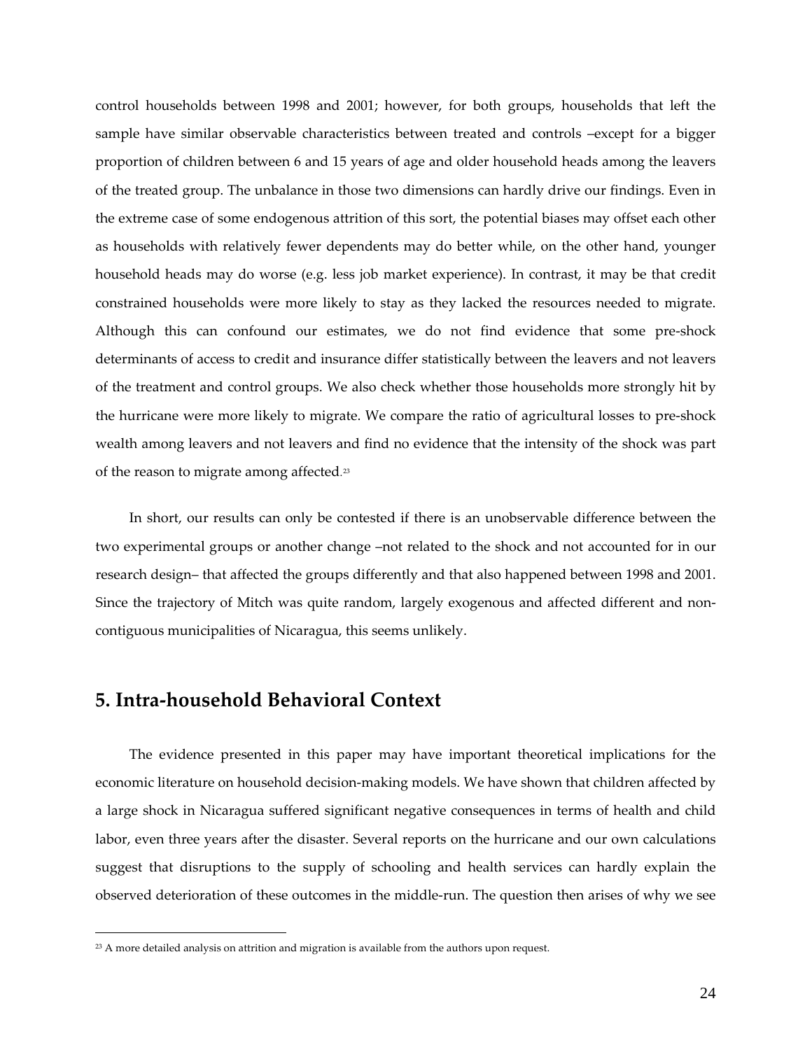control households between 1998 and 2001; however, for both groups, households that left the sample have similar observable characteristics between treated and controls –except for a bigger proportion of children between 6 and 15 years of age and older household heads among the leavers of the treated group. The unbalance in those two dimensions can hardly drive our findings. Even in the extreme case of some endogenous attrition of this sort, the potential biases may offset each other as households with relatively fewer dependents may do better while, on the other hand, younger household heads may do worse (e.g. less job market experience). In contrast, it may be that credit constrained households were more likely to stay as they lacked the resources needed to migrate. Although this can confound our estimates, we do not find evidence that some pre-shock determinants of access to credit and insurance differ statistically between the leavers and not leavers of the treatment and control groups. We also check whether those households more strongly hit by the hurricane were more likely to migrate. We compare the ratio of agricultural losses to pre-shock wealth among leavers and not leavers and find no evidence that the intensity of the shock was part of the reason to migrate among affected.[23]

In short, our results can only be contested if there is an unobservable difference between the two experimental groups or another change –not related to the shock and not accounted for in our research design– that affected the groups differently and that also happened between 1998 and 2001. Since the trajectory of Mitch was quite random, largely exogenous and affected different and non-contiguous municipalities of Nicaragua, this seems unlikely.

## 5. Intra-household Behavioral Context

The evidence presented in this paper may have important theoretical implications for the economic literature on household decision-making models. We have shown that children affected by a large shock in Nicaragua suffered significant negative consequences in terms of health and child labor, even three years after the disaster. Several reports on the hurricane and our own calculations suggest that disruptions to the supply of schooling and health services can hardly explain the observed deterioration of these outcomes in the middle-run. The question then arises of why we see

[23] A more detailed analysis on attrition and migration is available from the authors upon request.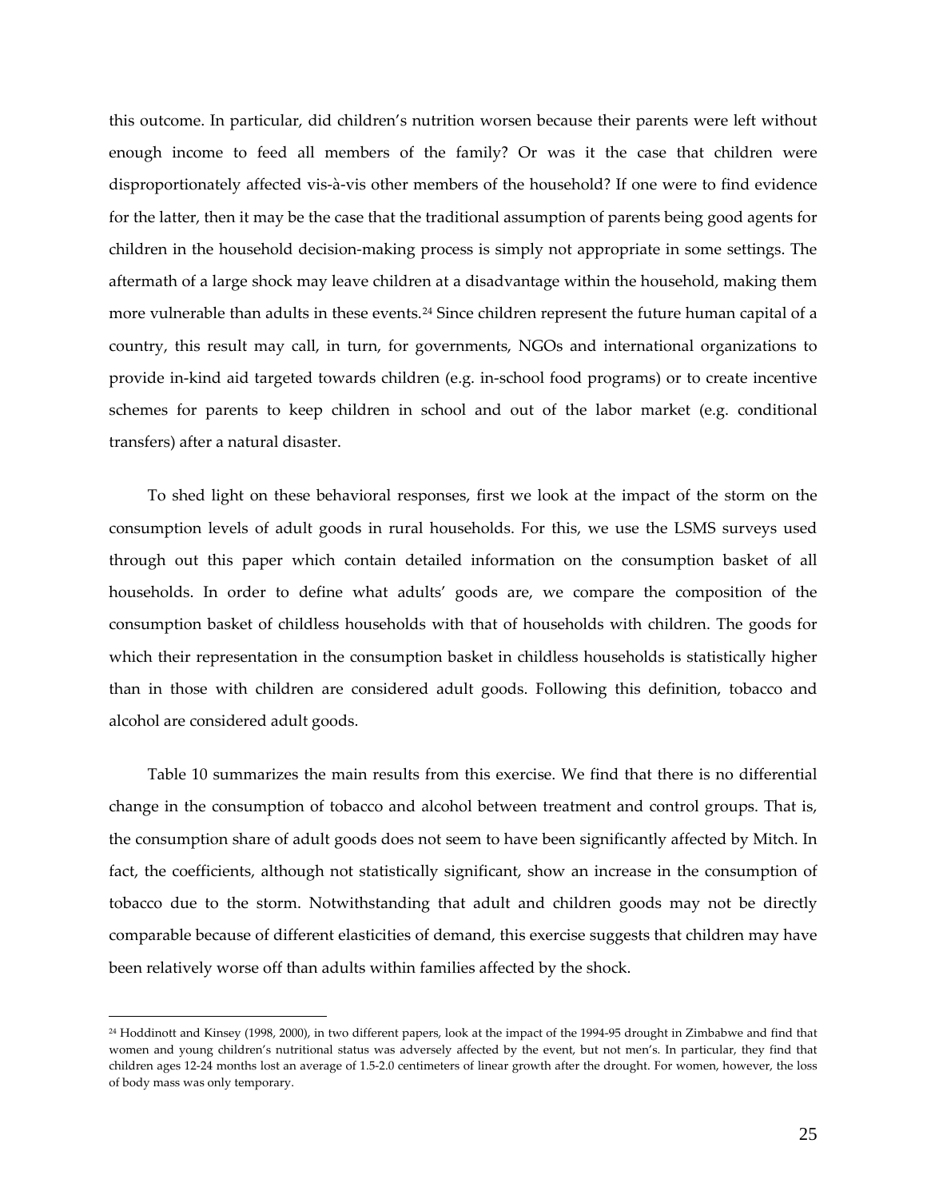this outcome. In particular, did children's nutrition worsen because their parents were left without enough income to feed all members of the family? Or was it the case that children were disproportionately affected vis-à-vis other members of the household? If one were to find evidence for the latter, then it may be the case that the traditional assumption of parents being good agents for children in the household decision-making process is simply not appropriate in some settings. The aftermath of a large shock may leave children at a disadvantage within the household, making them more vulnerable than adults in these events.[24] Since children represent the future human capital of a country, this result may call, in turn, for governments, NGOs and international organizations to provide in-kind aid targeted towards children (e.g. in-school food programs) or to create incentive schemes for parents to keep children in school and out of the labor market (e.g. conditional transfers) after a natural disaster.

To shed light on these behavioral responses, first we look at the impact of the storm on the consumption levels of adult goods in rural households. For this, we use the LSMS surveys used through out this paper which contain detailed information on the consumption basket of all households. In order to define what adults' goods are, we compare the composition of the consumption basket of childless households with that of households with children. The goods for which their representation in the consumption basket in childless households is statistically higher than in those with children are considered adult goods. Following this definition, tobacco and alcohol are considered adult goods.

Table 10 summarizes the main results from this exercise. We find that there is no differential change in the consumption of tobacco and alcohol between treatment and control groups. That is, the consumption share of adult goods does not seem to have been significantly affected by Mitch. In fact, the coefficients, although not statistically significant, show an increase in the consumption of tobacco due to the storm. Notwithstanding that adult and children goods may not be directly comparable because of different elasticities of demand, this exercise suggests that children may have been relatively worse off than adults within families affected by the shock.

[24] Hoddinott and Kinsey (1998, 2000), in two different papers, look at the impact of the 1994-95 drought in Zimbabwe and find that women and young children's nutritional status was adversely affected by the event, but not men's. In particular, they find that children ages 12-24 months lost an average of 1.5-2.0 centimeters of linear growth after the drought. For women, however, the loss of body mass was only temporary.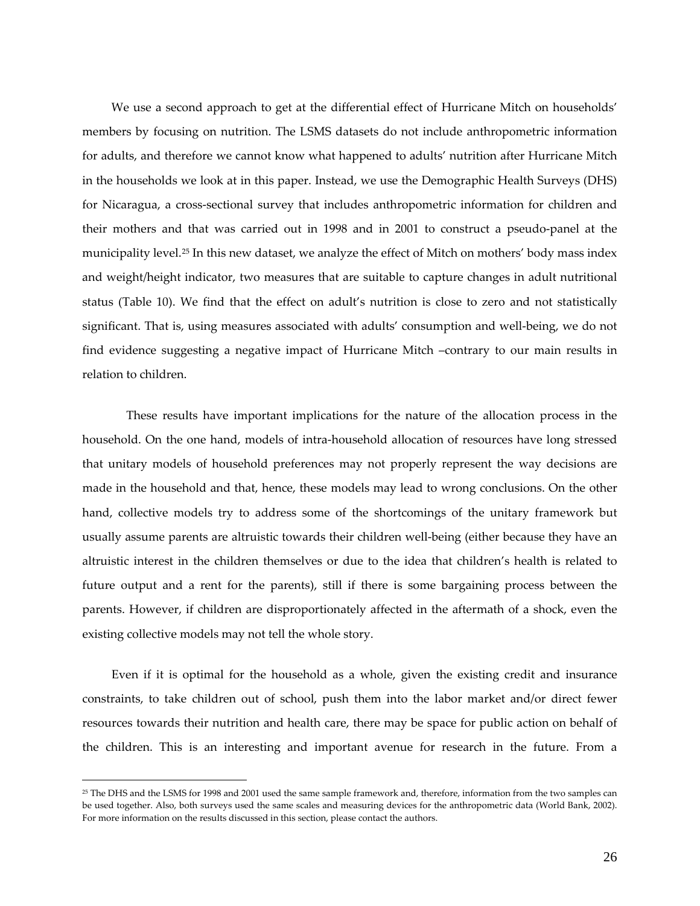We use a second approach to get at the differential effect of Hurricane Mitch on households' members by focusing on nutrition. The LSMS datasets do not include anthropometric information for adults, and therefore we cannot know what happened to adults' nutrition after Hurricane Mitch in the households we look at in this paper. Instead, we use the Demographic Health Surveys (DHS) for Nicaragua, a cross-sectional survey that includes anthropometric information for children and their mothers and that was carried out in 1998 and in 2001 to construct a pseudo-panel at the municipality level.[25] In this new dataset, we analyze the effect of Mitch on mothers' body mass index and weight/height indicator, two measures that are suitable to capture changes in adult nutritional status (Table 10). We find that the effect on adult's nutrition is close to zero and not statistically significant. That is, using measures associated with adults' consumption and well-being, we do not find evidence suggesting a negative impact of Hurricane Mitch –contrary to our main results in relation to children.

These results have important implications for the nature of the allocation process in the household. On the one hand, models of intra-household allocation of resources have long stressed that unitary models of household preferences may not properly represent the way decisions are made in the household and that, hence, these models may lead to wrong conclusions. On the other hand, collective models try to address some of the shortcomings of the unitary framework but usually assume parents are altruistic towards their children well-being (either because they have an altruistic interest in the children themselves or due to the idea that children's health is related to future output and a rent for the parents), still if there is some bargaining process between the parents. However, if children are disproportionately affected in the aftermath of a shock, even the existing collective models may not tell the whole story.

Even if it is optimal for the household as a whole, given the existing credit and insurance constraints, to take children out of school, push them into the labor market and/or direct fewer resources towards their nutrition and health care, there may be space for public action on behalf of the children. This is an interesting and important avenue for research in the future. From a

[25] The DHS and the LSMS for 1998 and 2001 used the same sample framework and, therefore, information from the two samples can be used together. Also, both surveys used the same scales and measuring devices for the anthropometric data (World Bank, 2002). For more information on the results discussed in this section, please contact the authors.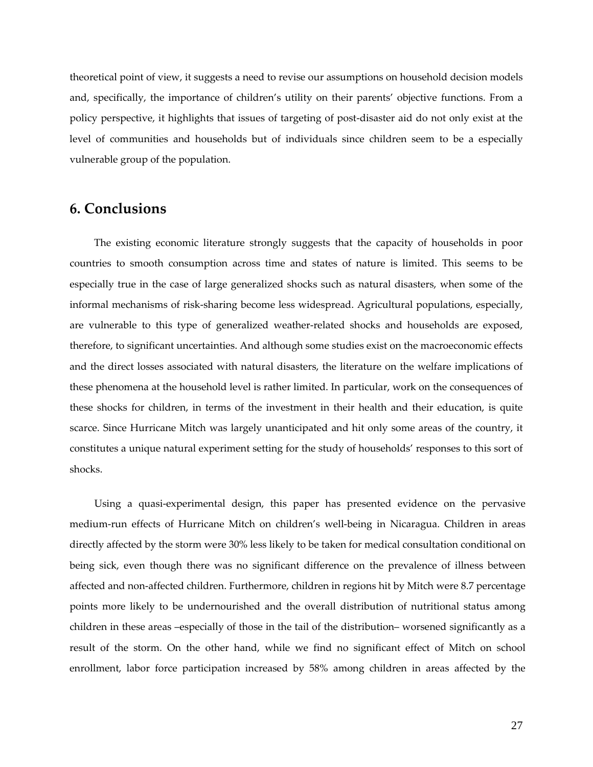theoretical point of view, it suggests a need to revise our assumptions on household decision models and, specifically, the importance of children's utility on their parents' objective functions. From a policy perspective, it highlights that issues of targeting of post-disaster aid do not only exist at the level of communities and households but of individuals since children seem to be a especially vulnerable group of the population.

## 6. Conclusions

The existing economic literature strongly suggests that the capacity of households in poor countries to smooth consumption across time and states of nature is limited. This seems to be especially true in the case of large generalized shocks such as natural disasters, when some of the informal mechanisms of risk-sharing become less widespread. Agricultural populations, especially, are vulnerable to this type of generalized weather-related shocks and households are exposed, therefore, to significant uncertainties. And although some studies exist on the macroeconomic effects and the direct losses associated with natural disasters, the literature on the welfare implications of these phenomena at the household level is rather limited. In particular, work on the consequences of these shocks for children, in terms of the investment in their health and their education, is quite scarce. Since Hurricane Mitch was largely unanticipated and hit only some areas of the country, it constitutes a unique natural experiment setting for the study of households' responses to this sort of shocks.

Using a quasi-experimental design, this paper has presented evidence on the pervasive medium-run effects of Hurricane Mitch on children's well-being in Nicaragua. Children in areas directly affected by the storm were 30% less likely to be taken for medical consultation conditional on being sick, even though there was no significant difference on the prevalence of illness between affected and non-affected children. Furthermore, children in regions hit by Mitch were 8.7 percentage points more likely to be undernourished and the overall distribution of nutritional status among children in these areas –especially of those in the tail of the distribution– worsened significantly as a result of the storm. On the other hand, while we find no significant effect of Mitch on school enrollment, labor force participation increased by 58% among children in areas affected by the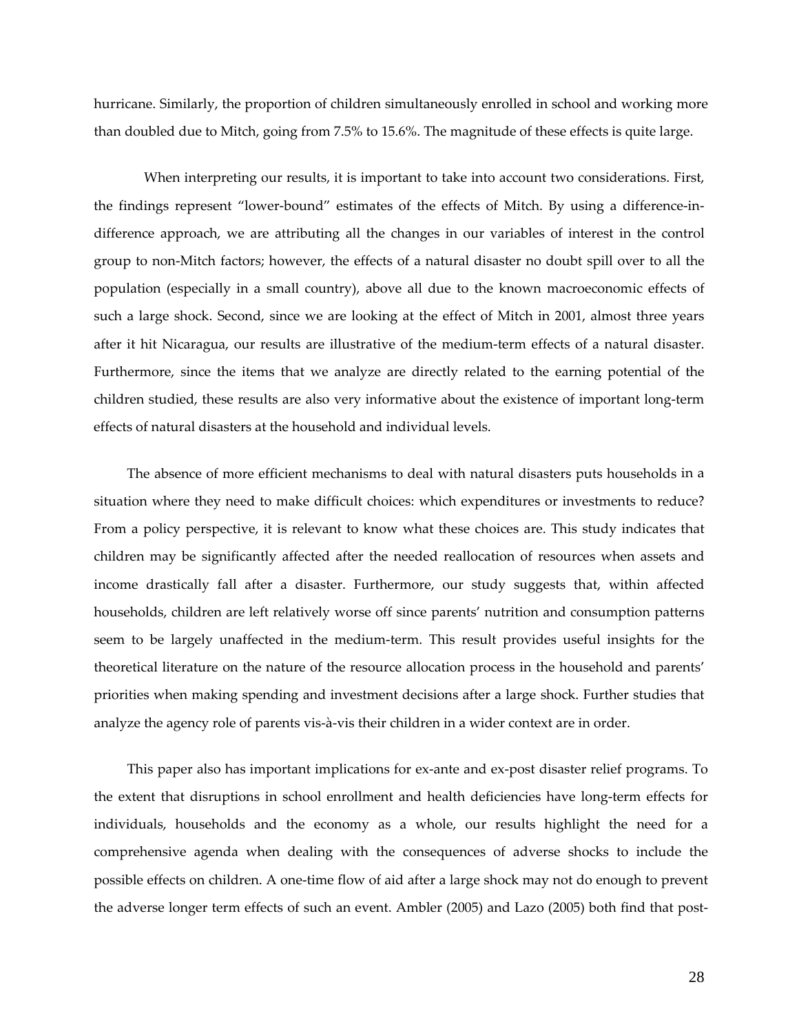hurricane. Similarly, the proportion of children simultaneously enrolled in school and working more than doubled due to Mitch, going from 7.5% to 15.6%. The magnitude of these effects is quite large.

When interpreting our results, it is important to take into account two considerations. First, the findings represent "lower-bound" estimates of the effects of Mitch. By using a difference-in-difference approach, we are attributing all the changes in our variables of interest in the control group to non-Mitch factors; however, the effects of a natural disaster no doubt spill over to all the population (especially in a small country), above all due to the known macroeconomic effects of such a large shock. Second, since we are looking at the effect of Mitch in 2001, almost three years after it hit Nicaragua, our results are illustrative of the medium-term effects of a natural disaster. Furthermore, since the items that we analyze are directly related to the earning potential of the children studied, these results are also very informative about the existence of important long-term effects of natural disasters at the household and individual levels.

The absence of more efficient mechanisms to deal with natural disasters puts households in a situation where they need to make difficult choices: which expenditures or investments to reduce? From a policy perspective, it is relevant to know what these choices are. This study indicates that children may be significantly affected after the needed reallocation of resources when assets and income drastically fall after a disaster. Furthermore, our study suggests that, within affected households, children are left relatively worse off since parents' nutrition and consumption patterns seem to be largely unaffected in the medium-term. This result provides useful insights for the theoretical literature on the nature of the resource allocation process in the household and parents' priorities when making spending and investment decisions after a large shock. Further studies that analyze the agency role of parents vis-à-vis their children in a wider context are in order.

This paper also has important implications for ex-ante and ex-post disaster relief programs. To the extent that disruptions in school enrollment and health deficiencies have long-term effects for individuals, households and the economy as a whole, our results highlight the need for a comprehensive agenda when dealing with the consequences of adverse shocks to include the possible effects on children. A one-time flow of aid after a large shock may not do enough to prevent the adverse longer term effects of such an event. Ambler (2005) and Lazo (2005) both find that post-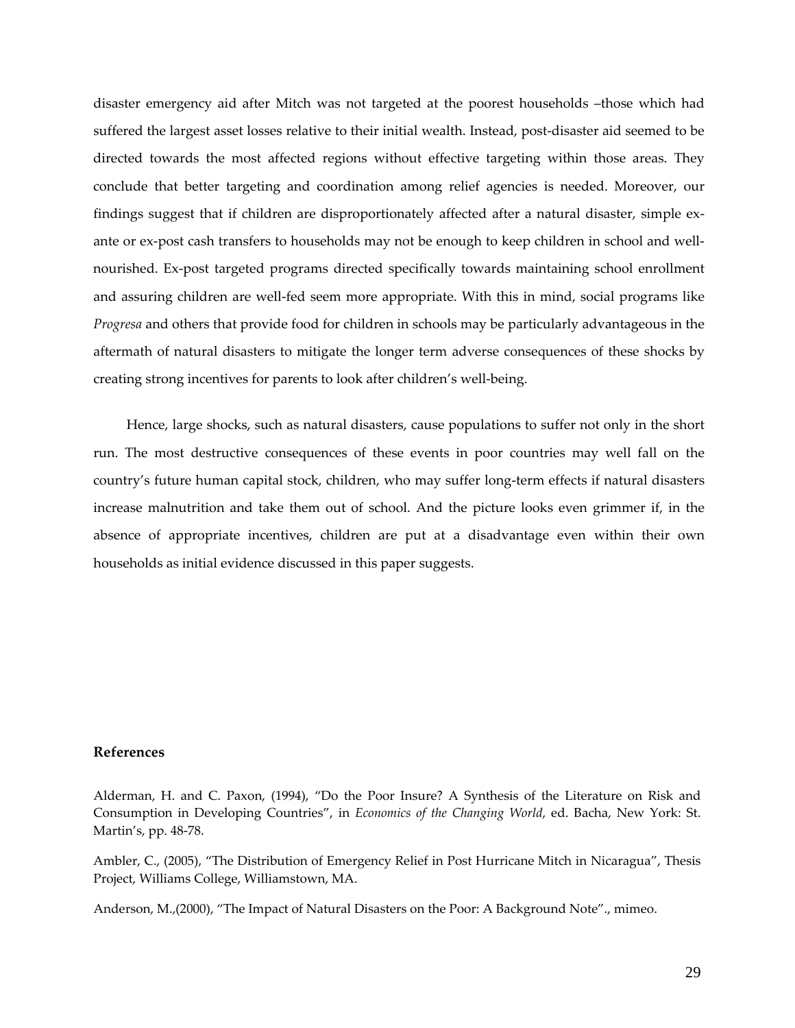disaster emergency aid after Mitch was not targeted at the poorest households –those which had suffered the largest asset losses relative to their initial wealth. Instead, post-disaster aid seemed to be directed towards the most affected regions without effective targeting within those areas. They conclude that better targeting and coordination among relief agencies is needed. Moreover, our findings suggest that if children are disproportionately affected after a natural disaster, simple ex-ante or ex-post cash transfers to households may not be enough to keep children in school and well-nourished. Ex-post targeted programs directed specifically towards maintaining school enrollment and assuring children are well-fed seem more appropriate. With this in mind, social programs like *Progresa* and others that provide food for children in schools may be particularly advantageous in the aftermath of natural disasters to mitigate the longer term adverse consequences of these shocks by creating strong incentives for parents to look after children's well-being.

Hence, large shocks, such as natural disasters, cause populations to suffer not only in the short run. The most destructive consequences of these events in poor countries may well fall on the country's future human capital stock, children, who may suffer long-term effects if natural disasters increase malnutrition and take them out of school. And the picture looks even grimmer if, in the absence of appropriate incentives, children are put at a disadvantage even within their own households as initial evidence discussed in this paper suggests.

**References**

Alderman, H. and C. Paxon, (1994), "Do the Poor Insure? A Synthesis of the Literature on Risk and Consumption in Developing Countries", in *Economics of the Changing World*, ed. Bacha, New York: St. Martin's, pp. 48-78.

Ambler, C., (2005), "The Distribution of Emergency Relief in Post Hurricane Mitch in Nicaragua", Thesis Project, Williams College, Williamstown, MA.

Anderson, M.,(2000), "The Impact of Natural Disasters on the Poor: A Background Note"., mimeo.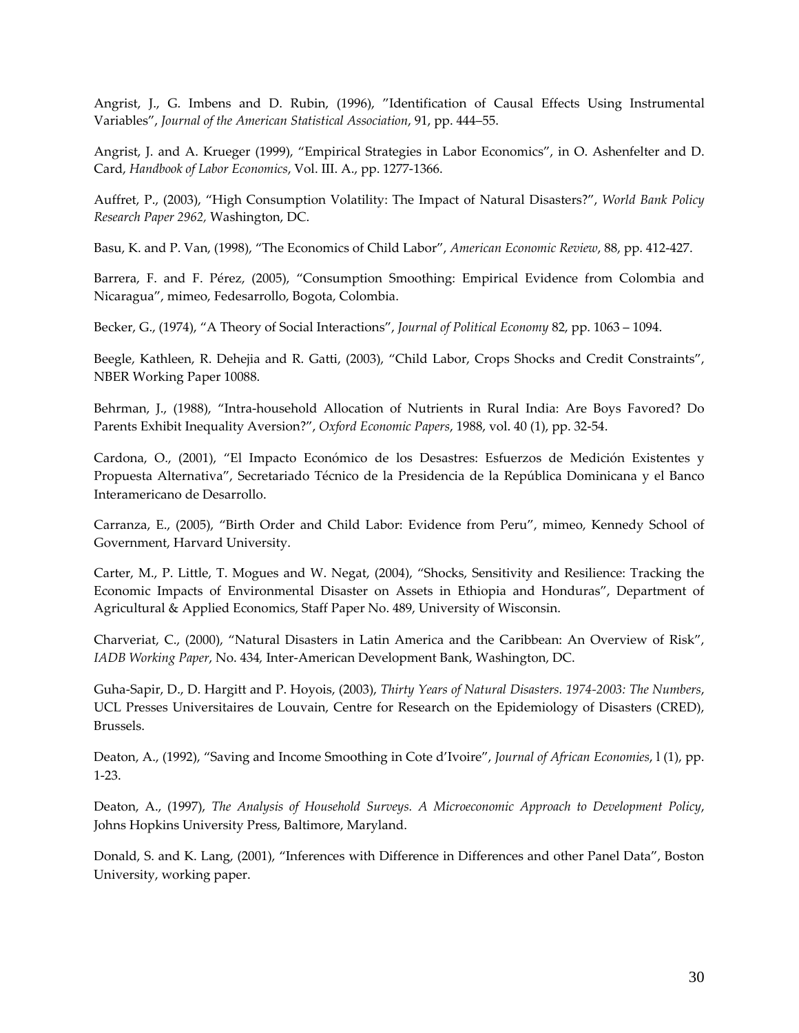Angrist, J., G. Imbens and D. Rubin, (1996), "Identification of Causal Effects Using Instrumental Variables", *Journal of the American Statistical Association*, 91, pp. 444–55.

Angrist, J. and A. Krueger (1999), "Empirical Strategies in Labor Economics", in O. Ashenfelter and D. Card, *Handbook of Labor Economics*, Vol. III. A., pp. 1277-1366.

Auffret, P., (2003), "High Consumption Volatility: The Impact of Natural Disasters?", *World Bank Policy Research Paper 2962,* Washington, DC.

Basu, K. and P. Van, (1998), "The Economics of Child Labor", *American Economic Review*, 88, pp. 412-427.

Barrera, F. and F. Pérez, (2005), "Consumption Smoothing: Empirical Evidence from Colombia and Nicaragua", mimeo, Fedesarrollo, Bogota, Colombia.

Becker, G., (1974), "A Theory of Social Interactions", *Journal of Political Economy* 82, pp. 1063 – 1094.

Beegle, Kathleen, R. Dehejia and R. Gatti, (2003), "Child Labor, Crops Shocks and Credit Constraints", NBER Working Paper 10088.

Behrman, J., (1988), "Intra-household Allocation of Nutrients in Rural India: Are Boys Favored? Do Parents Exhibit Inequality Aversion?", *Oxford Economic Papers*, 1988, vol. 40 (1), pp. 32-54.

Cardona, O., (2001), "El Impacto Económico de los Desastres: Esfuerzos de Medición Existentes y Propuesta Alternativa", Secretariado Técnico de la Presidencia de la República Dominicana y el Banco Interamericano de Desarrollo.

Carranza, E., (2005), "Birth Order and Child Labor: Evidence from Peru", mimeo, Kennedy School of Government, Harvard University.

Carter, M., P. Little, T. Mogues and W. Negat, (2004), "Shocks, Sensitivity and Resilience: Tracking the Economic Impacts of Environmental Disaster on Assets in Ethiopia and Honduras", Department of Agricultural & Applied Economics, Staff Paper No. 489, University of Wisconsin.

Charveriat, C., (2000), "Natural Disasters in Latin America and the Caribbean: An Overview of Risk", *IADB Working Paper*, No. 434, Inter-American Development Bank, Washington, DC.

Guha-Sapir, D., D. Hargitt and P. Hoyois, (2003), *Thirty Years of Natural Disasters. 1974-2003: The Numbers*, UCL Presses Universitaires de Louvain, Centre for Research on the Epidemiology of Disasters (CRED), Brussels.

Deaton, A., (1992), "Saving and Income Smoothing in Cote d'Ivoire", *Journal of African Economies*, l (1), pp. 1-23.

Deaton, A., (1997), *The Analysis of Household Surveys. A Microeconomic Approach to Development Policy*, Johns Hopkins University Press, Baltimore, Maryland.

Donald, S. and K. Lang, (2001), "Inferences with Difference in Differences and other Panel Data", Boston University, working paper.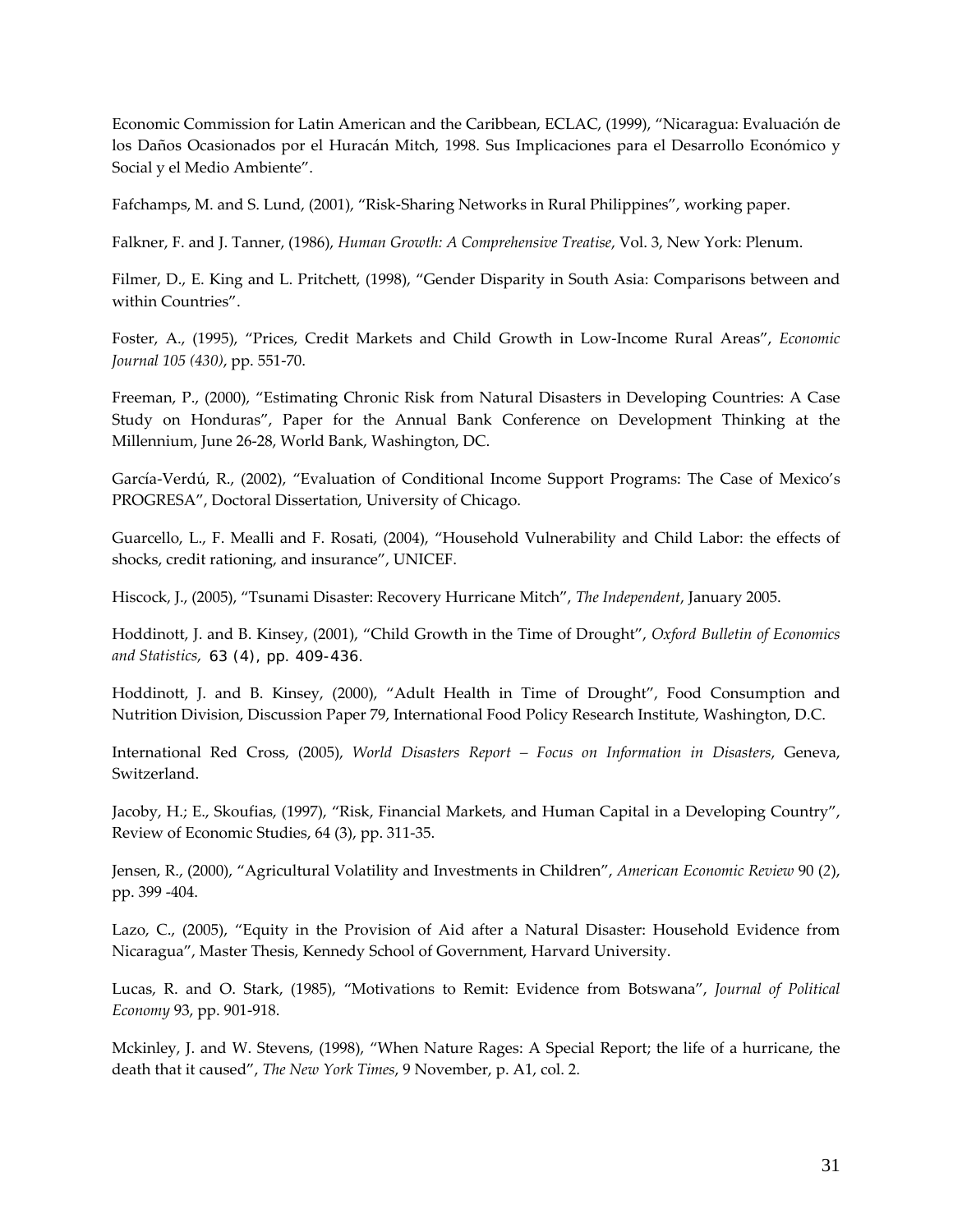Economic Commission for Latin American and the Caribbean, ECLAC, (1999), "Nicaragua: Evaluación de los Daños Ocasionados por el Huracán Mitch, 1998. Sus Implicaciones para el Desarrollo Económico y Social y el Medio Ambiente".

Fafchamps, M. and S. Lund, (2001), "Risk-Sharing Networks in Rural Philippines", working paper.

Falkner, F. and J. Tanner, (1986), *Human Growth: A Comprehensive Treatise*, Vol. 3, New York: Plenum.

Filmer, D., E. King and L. Pritchett, (1998), "Gender Disparity in South Asia: Comparisons between and within Countries".

Foster, A., (1995), "Prices, Credit Markets and Child Growth in Low-Income Rural Areas", *Economic Journal 105 (430)*, pp. 551-70.

Freeman, P., (2000), "Estimating Chronic Risk from Natural Disasters in Developing Countries: A Case Study on Honduras", Paper for the Annual Bank Conference on Development Thinking at the Millennium, June 26-28, World Bank, Washington, DC.

García-Verdú, R., (2002), "Evaluation of Conditional Income Support Programs: The Case of Mexico's PROGRESA", Doctoral Dissertation, University of Chicago.

Guarcello, L., F. Mealli and F. Rosati, (2004), "Household Vulnerability and Child Labor: the effects of shocks, credit rationing, and insurance", UNICEF.

Hiscock, J., (2005), "Tsunami Disaster: Recovery Hurricane Mitch", *The Independent*, January 2005.

Hoddinott, J. and B. Kinsey, (2001), "Child Growth in the Time of Drought", *Oxford Bulletin of Economics and Statistics*, 63 (4), pp. 409-436.

Hoddinott, J. and B. Kinsey, (2000), "Adult Health in Time of Drought", Food Consumption and Nutrition Division, Discussion Paper 79, International Food Policy Research Institute, Washington, D.C.

International Red Cross, (2005), *World Disasters Report – Focus on Information in Disasters*, Geneva, Switzerland.

Jacoby, H.; E., Skoufias, (1997), "Risk, Financial Markets, and Human Capital in a Developing Country", Review of Economic Studies, 64 (3), pp. 311-35.

Jensen, R., (2000), "Agricultural Volatility and Investments in Children", *American Economic Review* 90 (2), pp. 399 -404.

Lazo, C., (2005), "Equity in the Provision of Aid after a Natural Disaster: Household Evidence from Nicaragua", Master Thesis, Kennedy School of Government, Harvard University.

Lucas, R. and O. Stark, (1985), "Motivations to Remit: Evidence from Botswana", *Journal of Political Economy* 93, pp. 901-918.

Mckinley, J. and W. Stevens, (1998), "When Nature Rages: A Special Report; the life of a hurricane, the death that it caused", *The New York Times*, 9 November, p. A1, col. 2.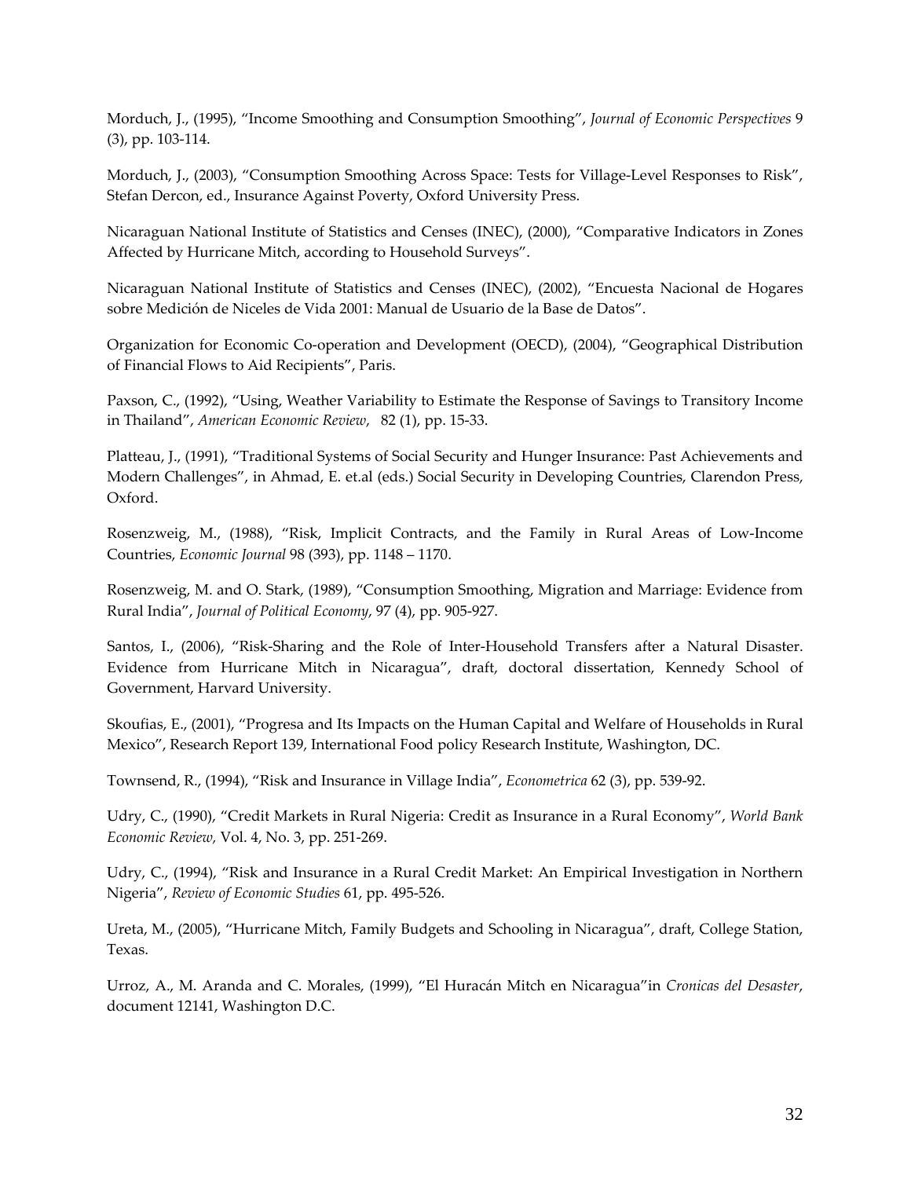Morduch, J., (1995), "Income Smoothing and Consumption Smoothing", *Journal of Economic Perspectives* 9 (3), pp. 103-114.

Morduch, J., (2003), "Consumption Smoothing Across Space: Tests for Village-Level Responses to Risk", Stefan Dercon, ed., Insurance Against Poverty, Oxford University Press.

Nicaraguan National Institute of Statistics and Censes (INEC), (2000), "Comparative Indicators in Zones Affected by Hurricane Mitch, according to Household Surveys".

Nicaraguan National Institute of Statistics and Censes (INEC), (2002), "Encuesta Nacional de Hogares sobre Medición de Niceles de Vida 2001: Manual de Usuario de la Base de Datos".

Organization for Economic Co-operation and Development (OECD), (2004), "Geographical Distribution of Financial Flows to Aid Recipients", Paris.

Paxson, C., (1992), "Using, Weather Variability to Estimate the Response of Savings to Transitory Income in Thailand", *American Economic Review*, 82 (1), pp. 15-33.

Platteau, J., (1991), "Traditional Systems of Social Security and Hunger Insurance: Past Achievements and Modern Challenges", in Ahmad, E. et.al (eds.) Social Security in Developing Countries, Clarendon Press, Oxford.

Rosenzweig, M., (1988), "Risk, Implicit Contracts, and the Family in Rural Areas of Low-Income Countries, *Economic Journal* 98 (393), pp. 1148 – 1170.

Rosenzweig, M. and O. Stark, (1989), "Consumption Smoothing, Migration and Marriage: Evidence from Rural India", *Journal of Political Economy*, 97 (4), pp. 905-927.

Santos, I., (2006), "Risk-Sharing and the Role of Inter-Household Transfers after a Natural Disaster. Evidence from Hurricane Mitch in Nicaragua", draft, doctoral dissertation, Kennedy School of Government, Harvard University.

Skoufias, E., (2001), "Progresa and Its Impacts on the Human Capital and Welfare of Households in Rural Mexico", Research Report 139, International Food policy Research Institute, Washington, DC.

Townsend, R., (1994), "Risk and Insurance in Village India", *Econometrica* 62 (3), pp. 539-92.

Udry, C., (1990), "Credit Markets in Rural Nigeria: Credit as Insurance in a Rural Economy", *World Bank Economic Review*, Vol. 4, No. 3, pp. 251-269.

Udry, C., (1994), "Risk and Insurance in a Rural Credit Market: An Empirical Investigation in Northern Nigeria", *Review of Economic Studies* 61, pp. 495-526.

Ureta, M., (2005), "Hurricane Mitch, Family Budgets and Schooling in Nicaragua", draft, College Station, Texas.

Urroz, A., M. Aranda and C. Morales, (1999), "El Huracán Mitch en Nicaragua"in *Cronicas del Desaster*, document 12141, Washington D.C.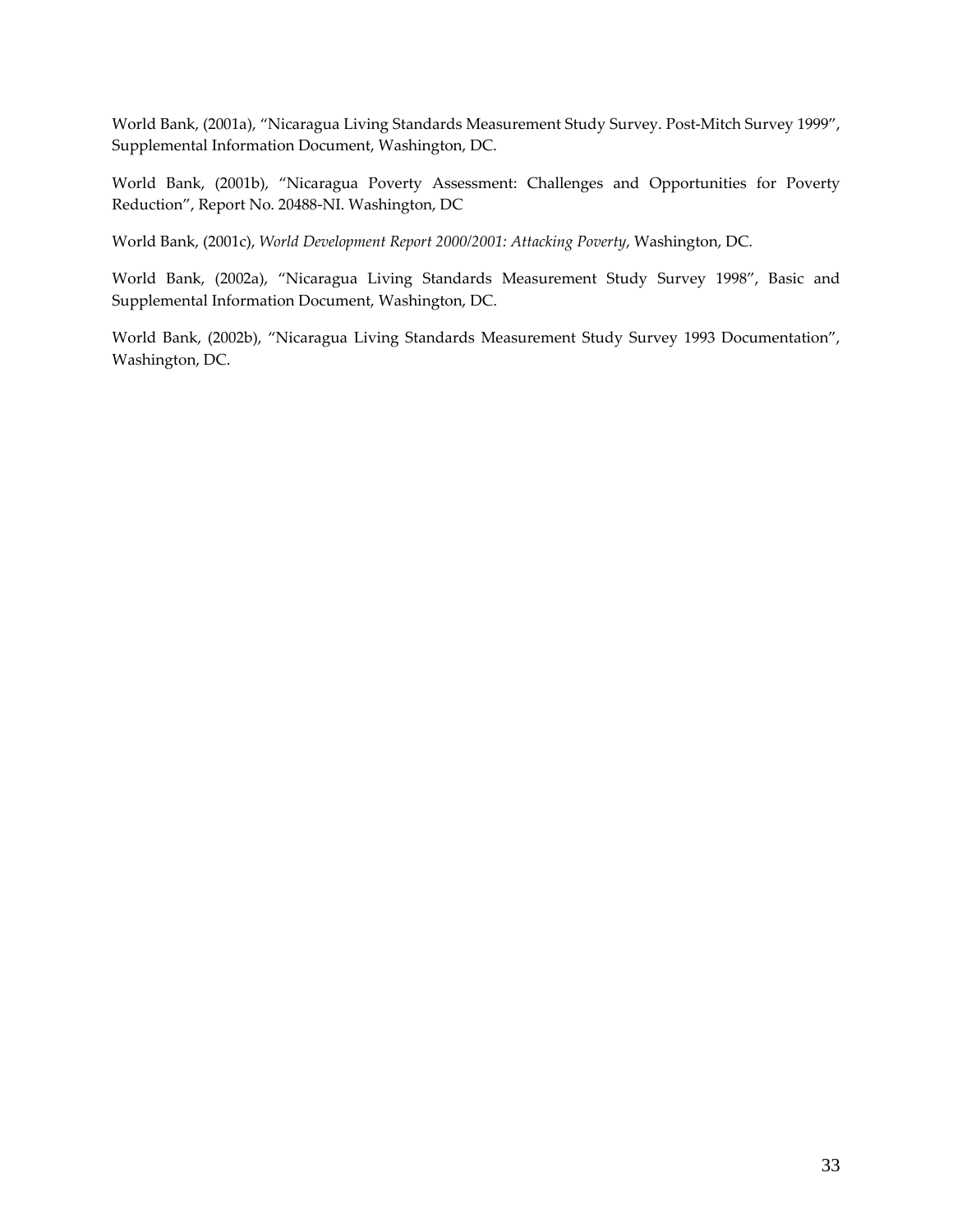World Bank, (2001a), "Nicaragua Living Standards Measurement Study Survey. Post-Mitch Survey 1999", Supplemental Information Document, Washington, DC.

World Bank, (2001b), "Nicaragua Poverty Assessment: Challenges and Opportunities for Poverty Reduction", Report No. 20488-NI. Washington, DC

World Bank, (2001c), *World Development Report 2000/2001: Attacking Poverty*, Washington, DC.

World Bank, (2002a), "Nicaragua Living Standards Measurement Study Survey 1998", Basic and Supplemental Information Document, Washington, DC.

World Bank, (2002b), "Nicaragua Living Standards Measurement Study Survey 1993 Documentation", Washington, DC.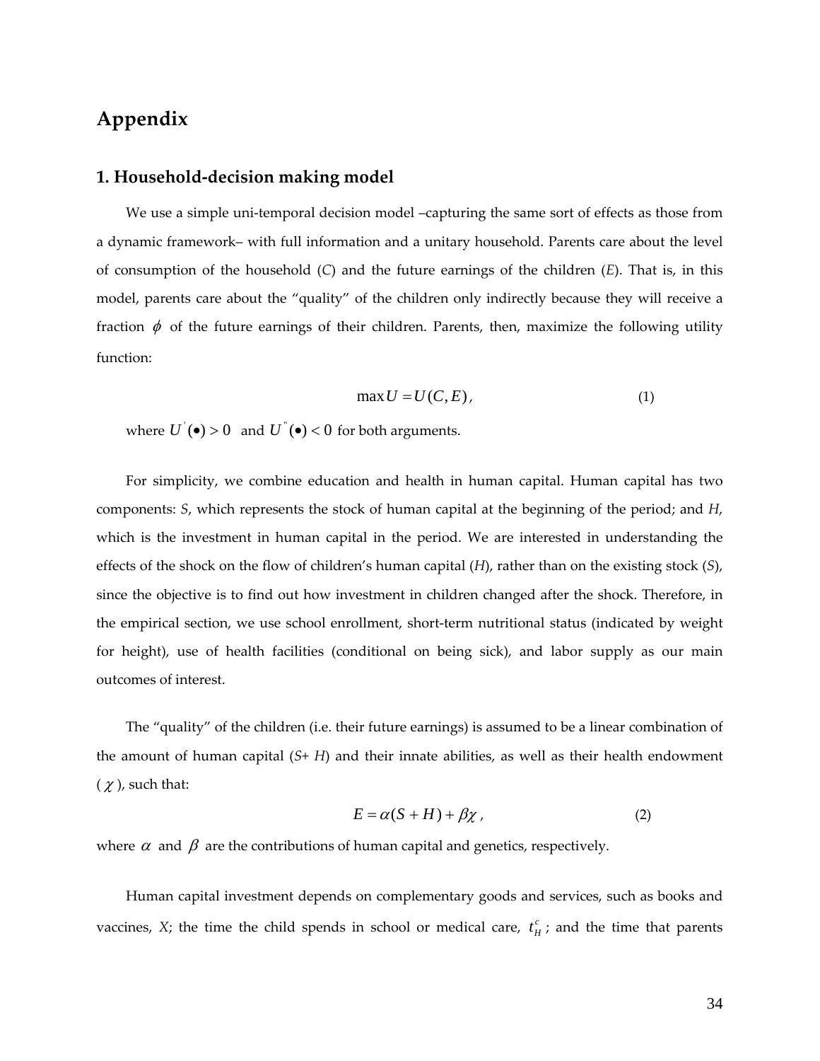# Appendix

## 1. Household-decision making model

We use a simple uni-temporal decision model –capturing the same sort of effects as those from a dynamic framework– with full information and a unitary household. Parents care about the level of consumption of the household (*C*) and the future earnings of the children (*E*). That is, in this model, parents care about the "quality" of the children only indirectly because they will receive a fraction $\phi$ of the future earnings of their children. Parents, then, maximize the following utility function:

$$\max U = U(C, E), \qquad (1)$$

where $U^{'}(\bullet) > 0$ and $U^{''}(\bullet) < 0$ for both arguments.

For simplicity, we combine education and health in human capital. Human capital has two components: *S*, which represents the stock of human capital at the beginning of the period; and *H*, which is the investment in human capital in the period. We are interested in understanding the effects of the shock on the flow of children's human capital (*H*), rather than on the existing stock (*S*), since the objective is to find out how investment in children changed after the shock. Therefore, in the empirical section, we use school enrollment, short-term nutritional status (indicated by weight for height), use of health facilities (conditional on being sick), and labor supply as our main outcomes of interest.

The "quality" of the children (i.e. their future earnings) is assumed to be a linear combination of the amount of human capital (*S*+ *H*) and their innate abilities, as well as their health endowment ($\chi$), such that:

$$E = \alpha(S + H) + \beta\chi, \qquad (2)$$

where $\alpha$ and $\beta$ are the contributions of human capital and genetics, respectively.

Human capital investment depends on complementary goods and services, such as books and vaccines, *X*; the time the child spends in school or medical care, $t_H^c$; and the time that parents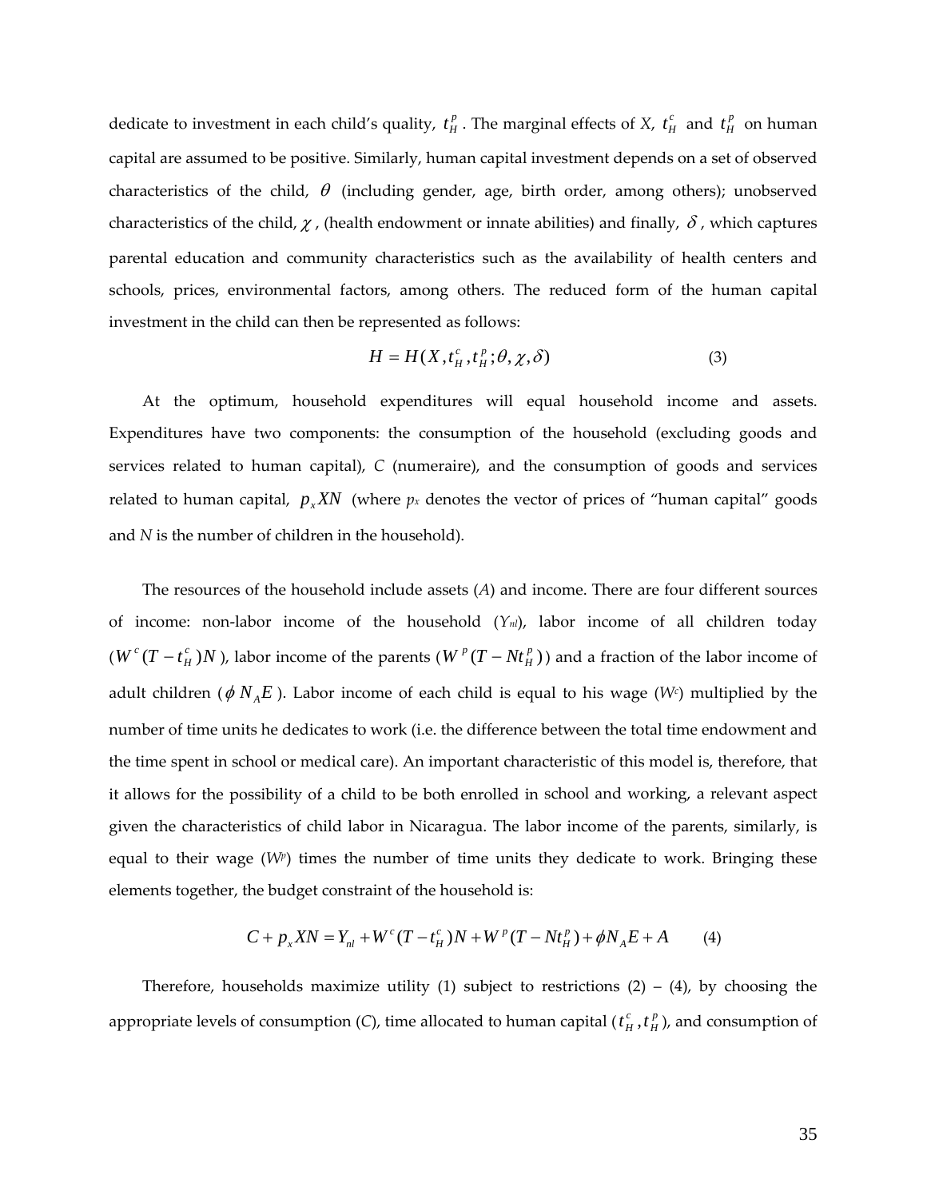dedicate to investment in each child's quality, $t_H^p$. The marginal effects of *X*, $t_H^c$ and $t_H^p$ on human capital are assumed to be positive. Similarly, human capital investment depends on a set of observed characteristics of the child, $\theta$ (including gender, age, birth order, among others); unobserved characteristics of the child, $\chi$, (health endowment or innate abilities) and finally, $\delta$, which captures parental education and community characteristics such as the availability of health centers and schools, prices, environmental factors, among others. The reduced form of the human capital investment in the child can then be represented as follows:

$$H = H(X, t_H^c, t_H^p; \theta, \chi, \delta) \tag{3}$$

At the optimum, household expenditures will equal household income and assets. Expenditures have two components: the consumption of the household (excluding goods and services related to human capital), *C* (numeraire), and the consumption of goods and services related to human capital, $p_x XN$ (where $p_x$ denotes the vector of prices of "human capital" goods and *N* is the number of children in the household).

The resources of the household include assets (*A*) and income. There are four different sources of income: non-labor income of the household ($Y_{nl}$), labor income of all children today ($W^c(T - t_H^c)N$), labor income of the parents ($W^p(T - Nt_H^p)$) and a fraction of the labor income of adult children ($\phi N_A E$). Labor income of each child is equal to his wage ($W^c$) multiplied by the number of time units he dedicates to work (i.e. the difference between the total time endowment and the time spent in school or medical care). An important characteristic of this model is, therefore, that it allows for the possibility of a child to be both enrolled in school and working, a relevant aspect given the characteristics of child labor in Nicaragua. The labor income of the parents, similarly, is equal to their wage ($W^p$) times the number of time units they dedicate to work. Bringing these elements together, the budget constraint of the household is:

$$C + p_x XN = Y_{nl} + W^c(T - t_H^c)N + W^p(T - Nt_H^p) + \phi N_A E + A \tag{4}$$

Therefore, households maximize utility (1) subject to restrictions (2) – (4), by choosing the appropriate levels of consumption (*C*), time allocated to human capital ($t_H^c, t_H^p$), and consumption of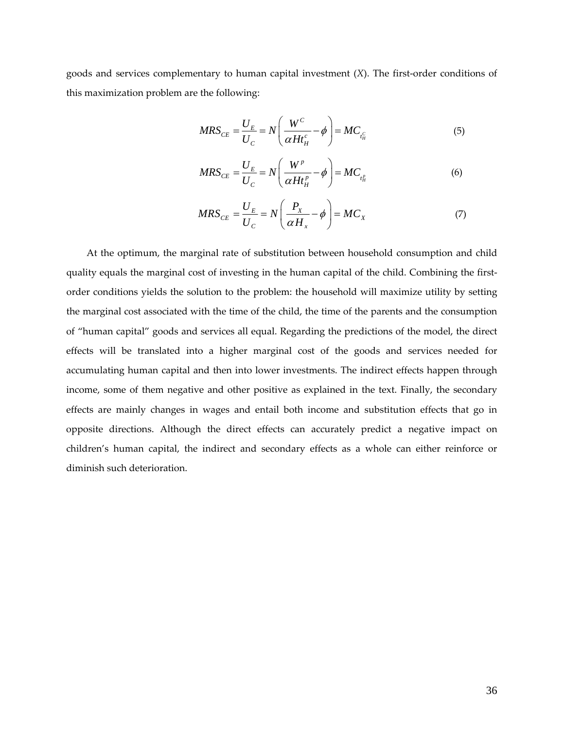goods and services complementary to human capital investment (*X*). The first-order conditions of this maximization problem are the following:

$$MRS_{CE} = \frac{U_E}{U_C} = N\left(\frac{W^C}{\alpha H t_H^c} - \phi\right) = MC_{t_H^C} \tag{5}$$

$$MRS_{CE} = \frac{U_E}{U_C} = N\left(\frac{W^p}{\alpha H t_H^p} - \phi\right) = MC_{t_H^p} \tag{6}$$

$$MRS_{CE} = \frac{U_E}{U_C} = N\left(\frac{P_X}{\alpha H_x} - \phi\right) = MC_X \tag{7}$$

At the optimum, the marginal rate of substitution between household consumption and child quality equals the marginal cost of investing in the human capital of the child. Combining the first-order conditions yields the solution to the problem: the household will maximize utility by setting the marginal cost associated with the time of the child, the time of the parents and the consumption of "human capital" goods and services all equal. Regarding the predictions of the model, the direct effects will be translated into a higher marginal cost of the goods and services needed for accumulating human capital and then into lower investments. The indirect effects happen through income, some of them negative and other positive as explained in the text. Finally, the secondary effects are mainly changes in wages and entail both income and substitution effects that go in opposite directions. Although the direct effects can accurately predict a negative impact on children's human capital, the indirect and secondary effects as a whole can either reinforce or diminish such deterioration.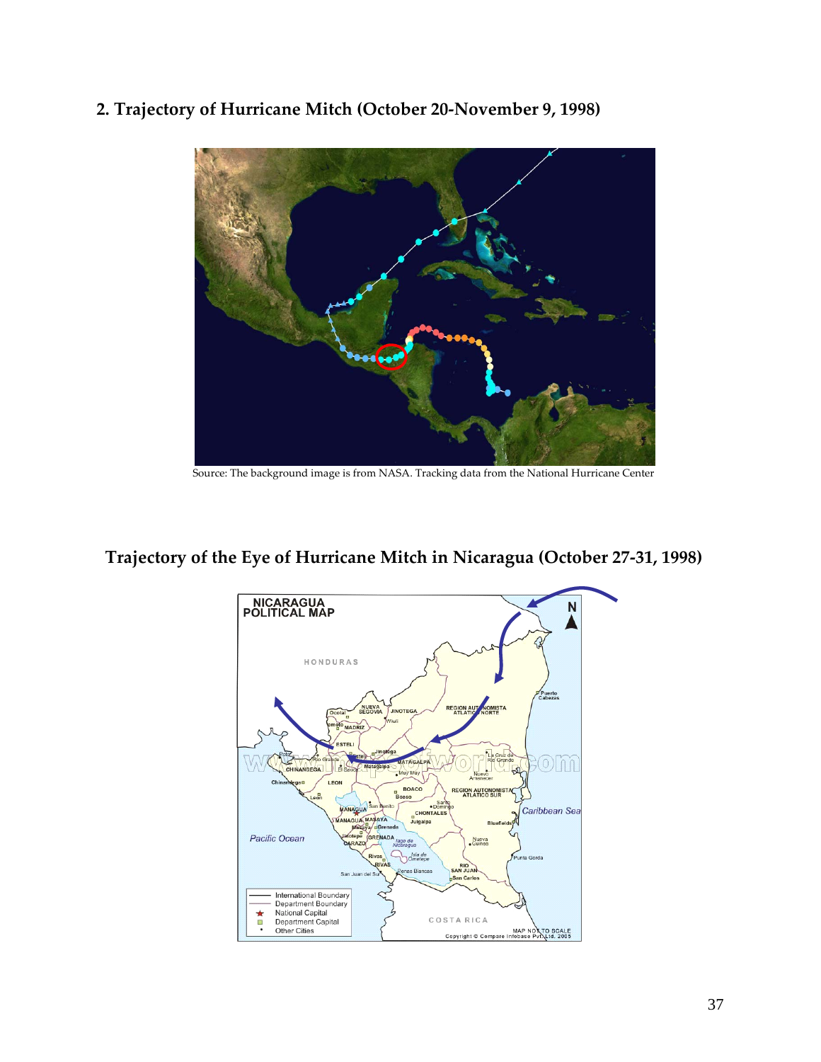## 2. Trajectory of Hurricane Mitch (October 20-November 9, 1998)

Source: The background image is from NASA. Tracking data from the National Hurricane Center

## Trajectory of the Eye of Hurricane Mitch in Nicaragua (October 27-31, 1998)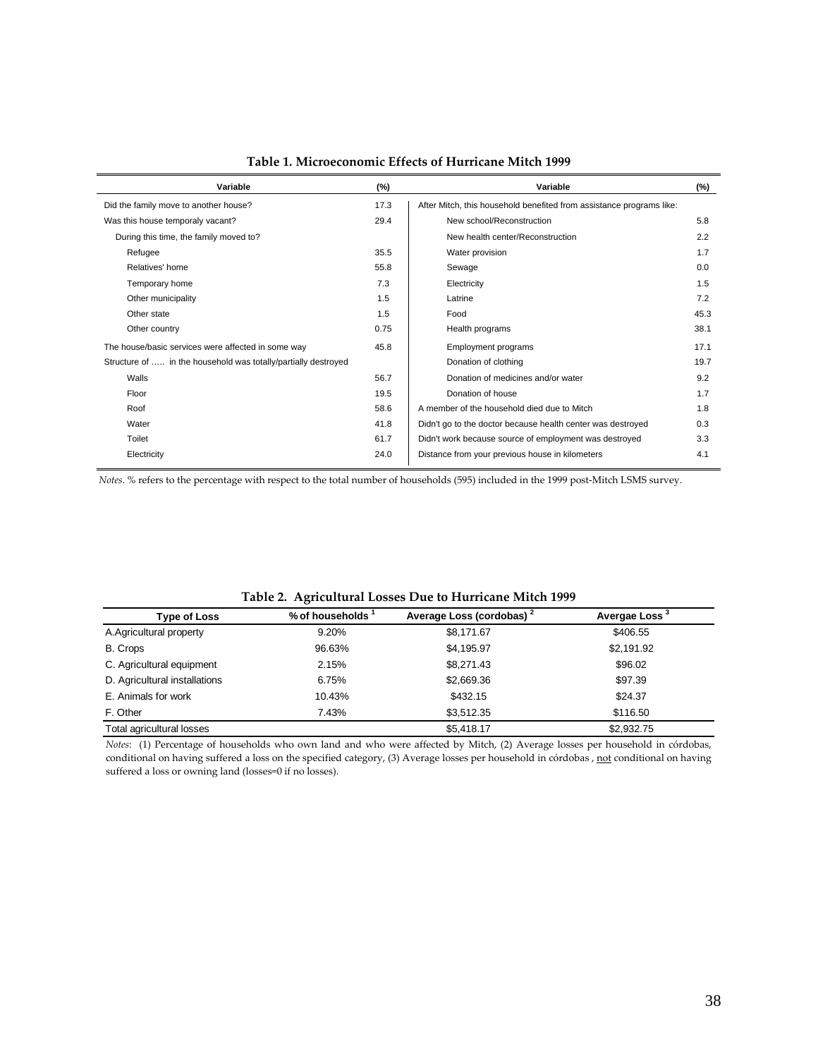**Table 1. Microeconomic Effects of Hurricane Mitch 1999**

| Variable | (%) | Variable | (%) |
|---|---|---|---|
| Did the family move to another house? | 17.3 | After Mitch, this household benefited from assistance programs like: | |
| Was this house temporaly vacant? | 29.4 | New school/Reconstruction | 5.8 |
| During this time, the family moved to? | | New health center/Reconstruction | 2.2 |
| Refugee | 35.5 | Water provision | 1.7 |
| Relatives' home | 55.8 | Sewage | 0.0 |
| Temporary home | 7.3 | Electricity | 1.5 |
| Other municipality | 1.5 | Latrine | 7.2 |
| Other state | 1.5 | Food | 45.3 |
| Other country | 0.75 | Health programs | 38.1 |
| The house/basic services were affected in some way | 45.8 | Employment programs | 17.1 |
| Structure of ….. in the household was totally/partially destroyed | | Donation of clothing | 19.7 |
| Walls | 56.7 | Donation of medicines and/or water | 9.2 |
| Floor | 19.5 | Donation of house | 1.7 |
| Roof | 58.6 | A member of the household died due to Mitch | 1.8 |
| Water | 41.8 | Didn't go to the doctor because health center was destroyed | 0.3 |
| Toilet | 61.7 | Didn't work because source of employment was destroyed | 3.3 |
| Electricity | 24.0 | Distance from your previous house in kilometers | 4.1 |

*Notes*. % refers to the percentage with respect to the total number of households (595) included in the 1999 post-Mitch LSMS survey.

**Table 2. Agricultural Losses Due to Hurricane Mitch 1999**

| Type of Loss | % of households [1] | Average Loss (cordobas) [2] | Avergae Loss [3] |
|---|---|---|---|
| A.Agricultural property | 9.20% | $8,171.67 | $406.55 |
| B. Crops | 96.63% | $4,195.97 | $2,191.92 |
| C. Agricultural equipment | 2.15% | $8,271.43 | $96.02 |
| D. Agricultural installations | 6.75% | $2,669.36 | $97.39 |
| E. Animals for work | 10.43% | $432.15 | $24.37 |
| F. Other | 7.43% | $3,512.35 | $116.50 |
| Total agricultural losses | | $5,418.17 | $2,932.75 |

*Notes*: (1) Percentage of households who own land and who were affected by Mitch, (2) Average losses per household in córdobas, conditional on having suffered a loss on the specified category, (3) Average losses per household in córdobas , not conditional on having suffered a loss or owning land (losses=0 if no losses).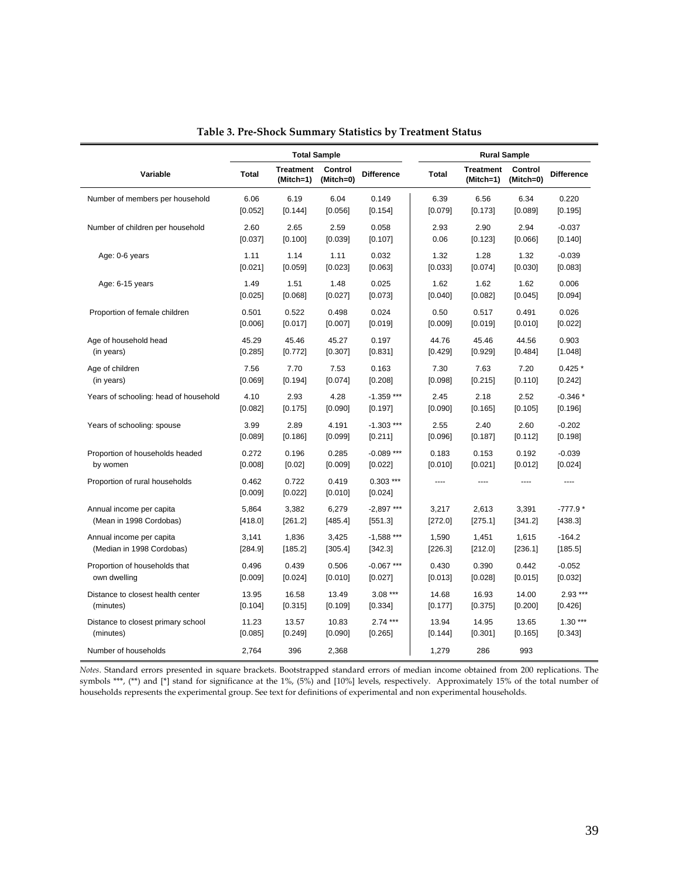**Table 3. Pre-Shock Summary Statistics by Treatment Status**

| Variable | Total Sample | | | | Rural Sample | | | |
|---|---|---|---|---|---|---|---|---|
| | Total | Treatment (Mitch=1) | Control (Mitch=0) | Difference | Total | Treatment (Mitch=1) | Control (Mitch=0) | Difference |
| Number of members per household | 6.06 | 6.19 | 6.04 | 0.149 | 6.39 | 6.56 | 6.34 | 0.220 |
| | [0.052] | [0.144] | [0.056] | [0.154] | [0.079] | [0.173] | [0.089] | [0.195] |
| Number of children per household | 2.60 | 2.65 | 2.59 | 0.058 | 2.93 | 2.90 | 2.94 | -0.037 |
| | [0.037] | [0.100] | [0.039] | [0.107] | 0.06 | [0.123] | [0.066] | [0.140] |
| Age: 0-6 years | 1.11 | 1.14 | 1.11 | 0.032 | 1.32 | 1.28 | 1.32 | -0.039 |
| | [0.021] | [0.059] | [0.023] | [0.063] | [0.033] | [0.074] | [0.030] | [0.083] |
| Age: 6-15 years | 1.49 | 1.51 | 1.48 | 0.025 | 1.62 | 1.62 | 1.62 | 0.006 |
| | [0.025] | [0.068] | [0.027] | [0.073] | [0.040] | [0.082] | [0.045] | [0.094] |
| Proportion of female children | 0.501 | 0.522 | 0.498 | 0.024 | 0.50 | 0.517 | 0.491 | 0.026 |
| | [0.006] | [0.017] | [0.007] | [0.019] | [0.009] | [0.019] | [0.010] | [0.022] |
| Age of household head (in years) | 45.29 | 45.46 | 45.27 | 0.197 | 44.76 | 45.46 | 44.56 | 0.903 |
| | [0.285] | [0.772] | [0.307] | [0.831] | [0.429] | [0.929] | [0.484] | [1.048] |
| Age of children (in years) | 7.56 | 7.70 | 7.53 | 0.163 | 7.30 | 7.63 | 7.20 | 0.425 * |
| | [0.069] | [0.194] | [0.074] | [0.208] | [0.098] | [0.215] | [0.110] | [0.242] |
| Years of schooling: head of household | 4.10 | 2.93 | 4.28 | -1.359 *** | 2.45 | 2.18 | 2.52 | -0.346 * |
| | [0.082] | [0.175] | [0.090] | [0.197] | [0.090] | [0.165] | [0.105] | [0.196] |
| Years of schooling: spouse | 3.99 | 2.89 | 4.191 | -1.303 *** | 2.55 | 2.40 | 2.60 | -0.202 |
| | [0.089] | [0.186] | [0.099] | [0.211] | [0.096] | [0.187] | [0.112] | [0.198] |
| Proportion of households headed by women | 0.272 | 0.196 | 0.285 | -0.089 *** | 0.183 | 0.153 | 0.192 | -0.039 |
| | [0.008] | [0.02] | [0.009] | [0.022] | [0.010] | [0.021] | [0.012] | [0.024] |
| Proportion of rural households | 0.462 | 0.722 | 0.419 | 0.303 *** | ---- | ---- | ---- | ---- |
| | [0.009] | [0.022] | [0.010] | [0.024] | | | | |
| Annual income per capita (Mean in 1998 Cordobas) | 5,864 | 3,382 | 6,279 | -2,897 *** | 3,217 | 2,613 | 3,391 | -777.9 * |
| | [418.0] | [261.2] | [485.4] | [551.3] | [272.0] | [275.1] | [341.2] | [438.3] |
| Annual income per capita (Median in 1998 Cordobas) | 3,141 | 1,836 | 3,425 | -1,588 *** | 1,590 | 1,451 | 1,615 | -164.2 |
| | [284.9] | [185.2] | [305.4] | [342.3] | [226.3] | [212.0] | [236.1] | [185.5] |
| Proportion of households that own dwelling | 0.496 | 0.439 | 0.506 | -0.067 *** | 0.430 | 0.390 | 0.442 | -0.052 |
| | [0.009] | [0.024] | [0.010] | [0.027] | [0.013] | [0.028] | [0.015] | [0.032] |
| Distance to closest health center (minutes) | 13.95 | 16.58 | 13.49 | 3.08 *** | 14.68 | 16.93 | 14.00 | 2.93 *** |
| | [0.104] | [0.315] | [0.109] | [0.334] | [0.177] | [0.375] | [0.200] | [0.426] |
| Distance to closest primary school (minutes) | 11.23 | 13.57 | 10.83 | 2.74 *** | 13.94 | 14.95 | 13.65 | 1.30 *** |
| | [0.085] | [0.249] | [0.090] | [0.265] | [0.144] | [0.301] | [0.165] | [0.343] |
| Number of households | 2,764 | 396 | 2,368 | | 1,279 | 286 | 993 | |

*Notes*. Standard errors presented in square brackets. Bootstrapped standard errors of median income obtained from 200 replications. The symbols ***, (**) and [*] stand for significance at the 1%, (5%) and [10%] levels, respectively. Approximately 15% of the total number of households represents the experimental group. See text for definitions of experimental and non experimental households.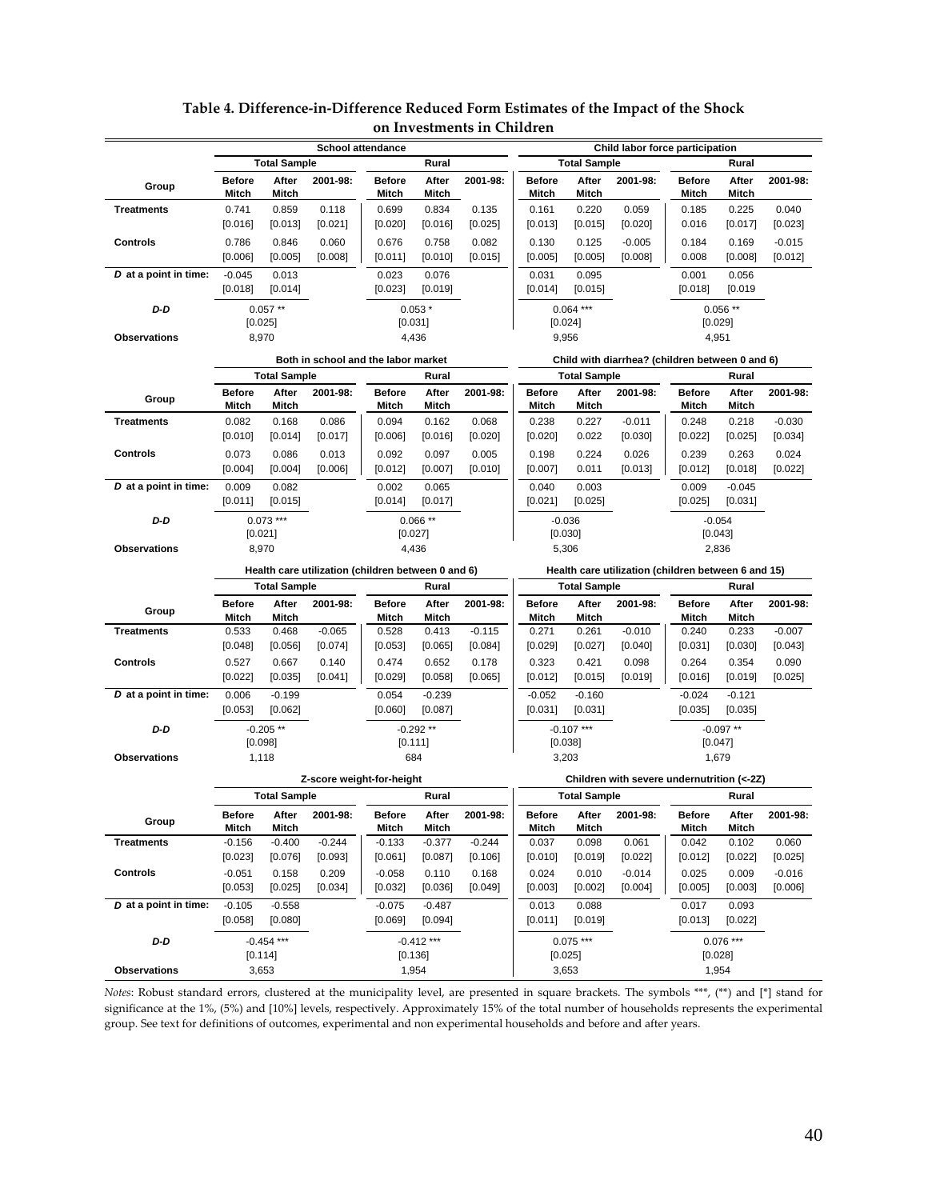# Table 4. Difference-in-Difference Reduced Form Estimates of the Impact of the Shock on Investments in Children

| | School attendance | | | | | | Child labor force participation | | | | | |
|---|---|---|---|---|---|---|---|---|---|---|---|---|
| | Total Sample | | | Rural | | | Total Sample | | | Rural | | |
| Group | Before Mitch | After Mitch | 2001-98: | Before Mitch | After Mitch | 2001-98: | Before Mitch | After Mitch | 2001-98: | Before Mitch | After Mitch | 2001-98: |
| Treatments | 0.741 | 0.859 | 0.118 | 0.699 | 0.834 | 0.135 | 0.161 | 0.220 | 0.059 | 0.185 | 0.225 | 0.040 |
| | [0.016] | [0.013] | [0.021] | [0.020] | [0.016] | [0.025] | [0.013] | [0.015] | [0.020] | 0.016 | [0.017] | [0.023] |
| Controls | 0.786 | 0.846 | 0.060 | 0.676 | 0.758 | 0.082 | 0.130 | 0.125 | -0.005 | 0.184 | 0.169 | -0.015 |
| | [0.006] | [0.005] | [0.008] | [0.011] | [0.010] | [0.015] | [0.005] | [0.005] | [0.008] | 0.008 | [0.008] | [0.012] |
| *D* at a point in time: | -0.045 | 0.013 | | 0.023 | 0.076 | | 0.031 | 0.095 | | 0.001 | 0.056 | |
| | [0.018] | [0.014] | | [0.023] | [0.019] | | [0.014] | [0.015] | | [0.018] | [0.019 | |
| *D-D* | 0.057 ** | | | 0.053 * | | | 0.064 *** | | | 0.056 ** | | |
| | [0.025] | | | [0.031] | | | [0.024] | | | [0.029] | | |
| Observations | 8,970 | | | 4,436 | | | 9,956 | | | 4,951 | | |

| | Both in school and the labor market | | | | | | Child with diarrhea? (children between 0 and 6) | | | | | |
|---|---|---|---|---|---|---|---|---|---|---|---|---|
| | Total Sample | | | Rural | | | Total Sample | | | Rural | | |
| Group | Before Mitch | After Mitch | 2001-98: | Before Mitch | After Mitch | 2001-98: | Before Mitch | After Mitch | 2001-98: | Before Mitch | After Mitch | 2001-98: |
| Treatments | 0.082 | 0.168 | 0.086 | 0.094 | 0.162 | 0.068 | 0.238 | 0.227 | -0.011 | 0.248 | 0.218 | -0.030 |
| | [0.010] | [0.014] | [0.017] | [0.006] | [0.016] | [0.020] | [0.020] | 0.022 | [0.030] | [0.022] | [0.025] | [0.034] |
| Controls | 0.073 | 0.086 | 0.013 | 0.092 | 0.097 | 0.005 | 0.198 | 0.224 | 0.026 | 0.239 | 0.263 | 0.024 |
| | [0.004] | [0.004] | [0.006] | [0.012] | [0.007] | [0.010] | [0.007] | 0.011 | [0.013] | [0.012] | [0.018] | [0.022] |
| *D* at a point in time: | 0.009 | 0.082 | | 0.002 | 0.065 | | 0.040 | 0.003 | | 0.009 | -0.045 | |
| | [0.011] | [0.015] | | [0.014] | [0.017] | | [0.021] | [0.025] | | [0.025] | [0.031] | |
| *D-D* | 0.073 *** | | | 0.066 ** | | | -0.036 | | | -0.054 | | |
| | [0.021] | | | [0.027] | | | [0.030] | | | [0.043] | | |
| Observations | 8,970 | | | 4,436 | | | 5,306 | | | 2,836 | | |

| | Health care utilization (children between 0 and 6) | | | | | | Health care utilization (children between 6 and 15) | | | | | |
|---|---|---|---|---|---|---|---|---|---|---|---|---|
| | Total Sample | | | Rural | | | Total Sample | | | Rural | | |
| Group | Before Mitch | After Mitch | 2001-98: | Before Mitch | After Mitch | 2001-98: | Before Mitch | After Mitch | 2001-98: | Before Mitch | After Mitch | 2001-98: |
| Treatments | 0.533 | 0.468 | -0.065 | 0.528 | 0.413 | -0.115 | 0.271 | 0.261 | -0.010 | 0.240 | 0.233 | -0.007 |
| | [0.048] | [0.056] | [0.074] | [0.053] | [0.065] | [0.084] | [0.029] | [0.027] | [0.040] | [0.031] | [0.030] | [0.043] |
| Controls | 0.527 | 0.667 | 0.140 | 0.474 | 0.652 | 0.178 | 0.323 | 0.421 | 0.098 | 0.264 | 0.354 | 0.090 |
| | [0.022] | [0.035] | [0.041] | [0.029] | [0.058] | [0.065] | [0.012] | [0.015] | [0.019] | [0.016] | [0.019] | [0.025] |
| *D* at a point in time: | 0.006 | -0.199 | | 0.054 | -0.239 | | -0.052 | -0.160 | | -0.024 | -0.121 | |
| | [0.053] | [0.062] | | [0.060] | [0.087] | | [0.031] | [0.031] | | [0.035] | [0.035] | |
| *D-D* | -0.205 ** | | | -0.292 ** | | | -0.107 *** | | | -0.097 ** | | |
| | [0.098] | | | [0.111] | | | [0.038] | | | [0.047] | | |
| Observations | 1,118 | | | 684 | | | 3,203 | | | 1,679 | | |

| | Z-score weight-for-height | | | | | | Children with severe undernutrition (<-2Z) | | | | | |
|---|---|---|---|---|---|---|---|---|---|---|---|---|
| | Total Sample | | | Rural | | | Total Sample | | | Rural | | |
| Group | Before Mitch | After Mitch | 2001-98: | Before Mitch | After Mitch | 2001-98: | Before Mitch | After Mitch | 2001-98: | Before Mitch | After Mitch | 2001-98: |
| Treatments | -0.156 | -0.400 | -0.244 | -0.133 | -0.377 | -0.244 | 0.037 | 0.098 | 0.061 | 0.042 | 0.102 | 0.060 |
| | [0.023] | [0.076] | [0.093] | [0.061] | [0.087] | [0.106] | [0.010] | [0.019] | [0.022] | [0.012] | [0.022] | [0.025] |
| Controls | -0.051 | 0.158 | 0.209 | -0.058 | 0.110 | 0.168 | 0.024 | 0.010 | -0.014 | 0.025 | 0.009 | -0.016 |
| | [0.053] | [0.025] | [0.034] | [0.032] | [0.036] | [0.049] | [0.003] | [0.002] | [0.004] | [0.005] | [0.003] | [0.006] |
| *D* at a point in time: | -0.105 | -0.558 | | -0.075 | -0.487 | | 0.013 | 0.088 | | 0.017 | 0.093 | |
| | [0.058] | [0.080] | | [0.069] | [0.094] | | [0.011] | [0.019] | | [0.013] | [0.022] | |
| *D-D* | -0.454 *** | | | -0.412 *** | | | 0.075 *** | | | 0.076 *** | | |
| | [0.114] | | | [0.136] | | | [0.025] | | | [0.028] | | |
| Observations | 3,653 | | | 1,954 | | | 3,653 | | | 1,954 | | |

*Notes*: Robust standard errors, clustered at the municipality level, are presented in square brackets. The symbols ***, (**) and [*] stand for significance at the 1%, (5%) and [10%] levels, respectively. Approximately 15% of the total number of households represents the experimental group. See text for definitions of outcomes, experimental and non experimental households and before and after years.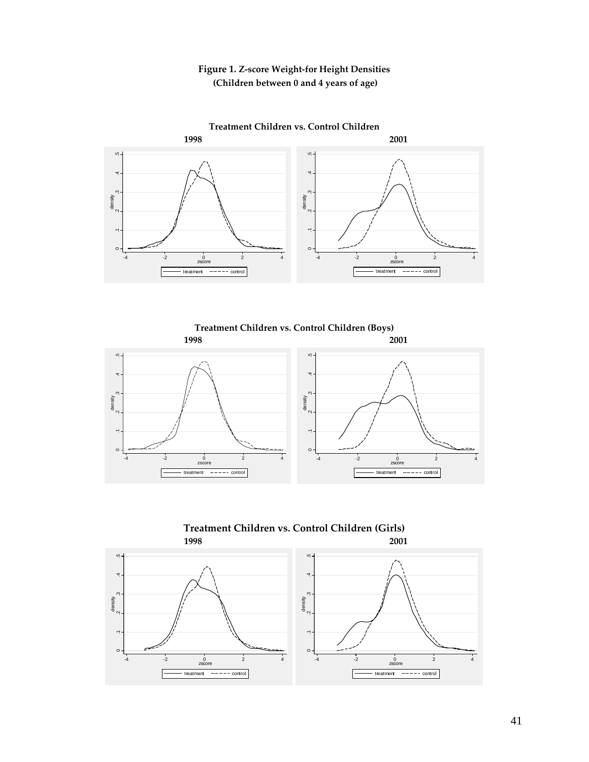**Figure 1. Z-score Weight-for Height Densities**
**(Children between 0 and 4 years of age)**

**Treatment Children vs. Control Children**

**1998** **2001**

**Treatment Children vs. Control Children (Boys)**

**1998** **2001**

**Treatment Children vs. Control Children (Girls)**

**1998** **2001**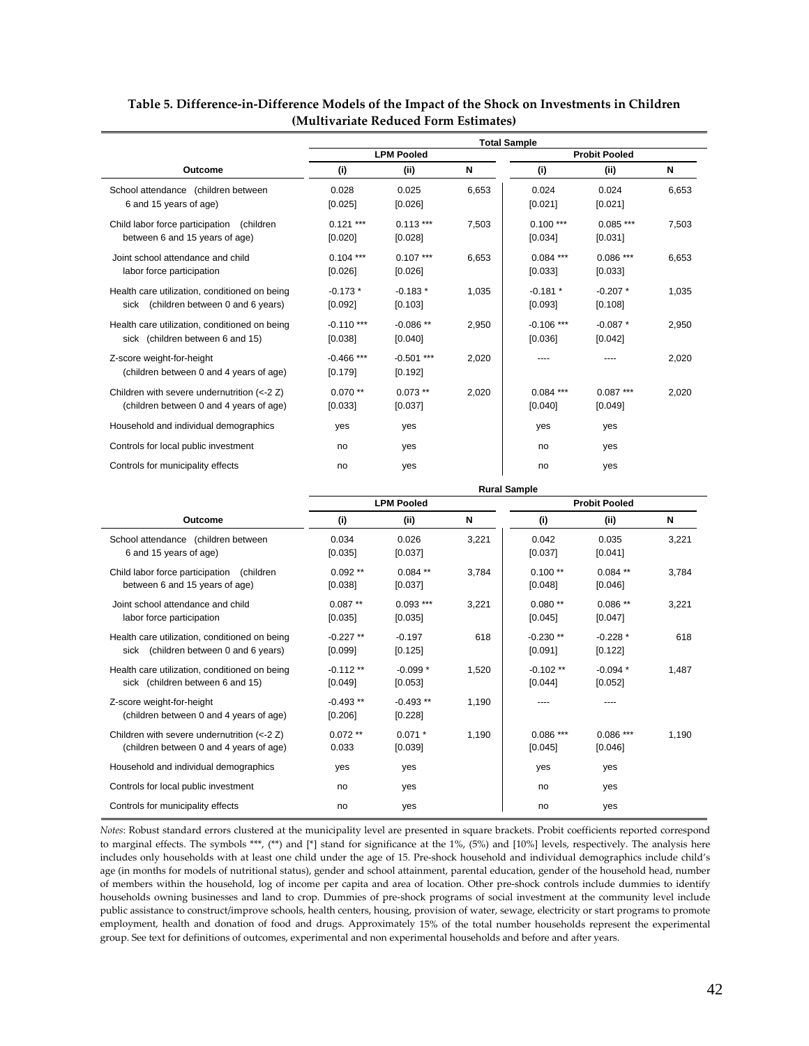**Table 5. Difference-in-Difference Models of the Impact of the Shock on Investments in Children (Multivariate Reduced Form Estimates)**

| | Total Sample | | | | | |
|---|---|---|---|---|---|---|
| | LPM Pooled | | | Probit Pooled | | |
| Outcome | (i) | (ii) | N | (i) | (ii) | N |
| School attendance (children between 6 and 15 years of age) | 0.028<br>[0.025] | 0.025<br>[0.026] | 6,653 | 0.024<br>[0.021] | 0.024<br>[0.021] | 6,653 |
| Child labor force participation (children between 6 and 15 years of age) | 0.121 ***<br>[0.020] | 0.113 ***<br>[0.028] | 7,503 | 0.100 ***<br>[0.034] | 0.085 ***<br>[0.031] | 7,503 |
| Joint school attendance and child labor force participation | 0.104 ***<br>[0.026] | 0.107 ***<br>[0.026] | 6,653 | 0.084 ***<br>[0.033] | 0.086 ***<br>[0.033] | 6,653 |
| Health care utilization, conditioned on being sick (children between 0 and 6 years) | -0.173 *<br>[0.092] | -0.183 *<br>[0.103] | 1,035 | -0.181 *<br>[0.093] | -0.207 *<br>[0.108] | 1,035 |
| Health care utilization, conditioned on being sick (children between 6 and 15) | -0.110 ***<br>[0.038] | -0.086 **<br>[0.040] | 2,950 | -0.106 ***<br>[0.036] | -0.087 *<br>[0.042] | 2,950 |
| Z-score weight-for-height (children between 0 and 4 years of age) | -0.466 ***<br>[0.179] | -0.501 ***<br>[0.192] | 2,020 | ---- | ---- | 2,020 |
| Children with severe undernutrition (<-2 Z) (children between 0 and 4 years of age) | 0.070 **<br>[0.033] | 0.073 **<br>[0.037] | 2,020 | 0.084 ***<br>[0.040] | 0.087 ***<br>[0.049] | 2,020 |
| Household and individual demographics | yes | yes | | yes | yes | |
| Controls for local public investment | no | yes | | no | yes | |
| Controls for municipality effects | no | yes | | no | yes | |

| | Rural Sample | | | | | |
|---|---|---|---|---|---|---|
| | LPM Pooled | | | Probit Pooled | | |
| Outcome | (i) | (ii) | N | (i) | (ii) | N |
| School attendance (children between 6 and 15 years of age) | 0.034<br>[0.035] | 0.026<br>[0.037] | 3,221 | 0.042<br>[0.037] | 0.035<br>[0.041] | 3,221 |
| Child labor force participation (children between 6 and 15 years of age) | 0.092 **<br>[0.038] | 0.084 **<br>[0.037] | 3,784 | 0.100 **<br>[0.048] | 0.084 **<br>[0.046] | 3,784 |
| Joint school attendance and child labor force participation | 0.087 **<br>[0.035] | 0.093 ***<br>[0.035] | 3,221 | 0.080 **<br>[0.045] | 0.086 **<br>[0.047] | 3,221 |
| Health care utilization, conditioned on being sick (children between 0 and 6 years) | -0.227 **<br>[0.099] | -0.197<br>[0.125] | 618 | -0.230 **<br>[0.091] | -0.228 *<br>[0.122] | 618 |
| Health care utilization, conditioned on being sick (children between 6 and 15) | -0.112 **<br>[0.049] | -0.099 *<br>[0.053] | 1,520 | -0.102 **<br>[0.044] | -0.094 *<br>[0.052] | 1,487 |
| Z-score weight-for-height (children between 0 and 4 years of age) | -0.493 **<br>[0.206] | -0.493 **<br>[0.228] | 1,190 | ---- | ---- | |
| Children with severe undernutrition (<-2 Z) (children between 0 and 4 years of age) | 0.072 **<br>0.033 | 0.071 *<br>[0.039] | 1,190 | 0.086 ***<br>[0.045] | 0.086 ***<br>[0.046] | 1,190 |
| Household and individual demographics | yes | yes | | yes | yes | |
| Controls for local public investment | no | yes | | no | yes | |
| Controls for municipality effects | no | yes | | no | yes | |

*Notes*: Robust standard errors clustered at the municipality level are presented in square brackets. Probit coefficients reported correspond to marginal effects. The symbols ***, (**) and [*] stand for significance at the 1%, (5%) and [10%] levels, respectively. The analysis here includes only households with at least one child under the age of 15. Pre-shock household and individual demographics include child's age (in months for models of nutritional status), gender and school attainment, parental education, gender of the household head, number of members within the household, log of income per capita and area of location. Other pre-shock controls include dummies to identify households owning businesses and land to crop. Dummies of pre-shock programs of social investment at the community level include public assistance to construct/improve schools, health centers, housing, provision of water, sewage, electricity or start programs to promote employment, health and donation of food and drugs. Approximately 15% of the total number households represent the experimental group. See text for definitions of outcomes, experimental and non experimental households and before and after years.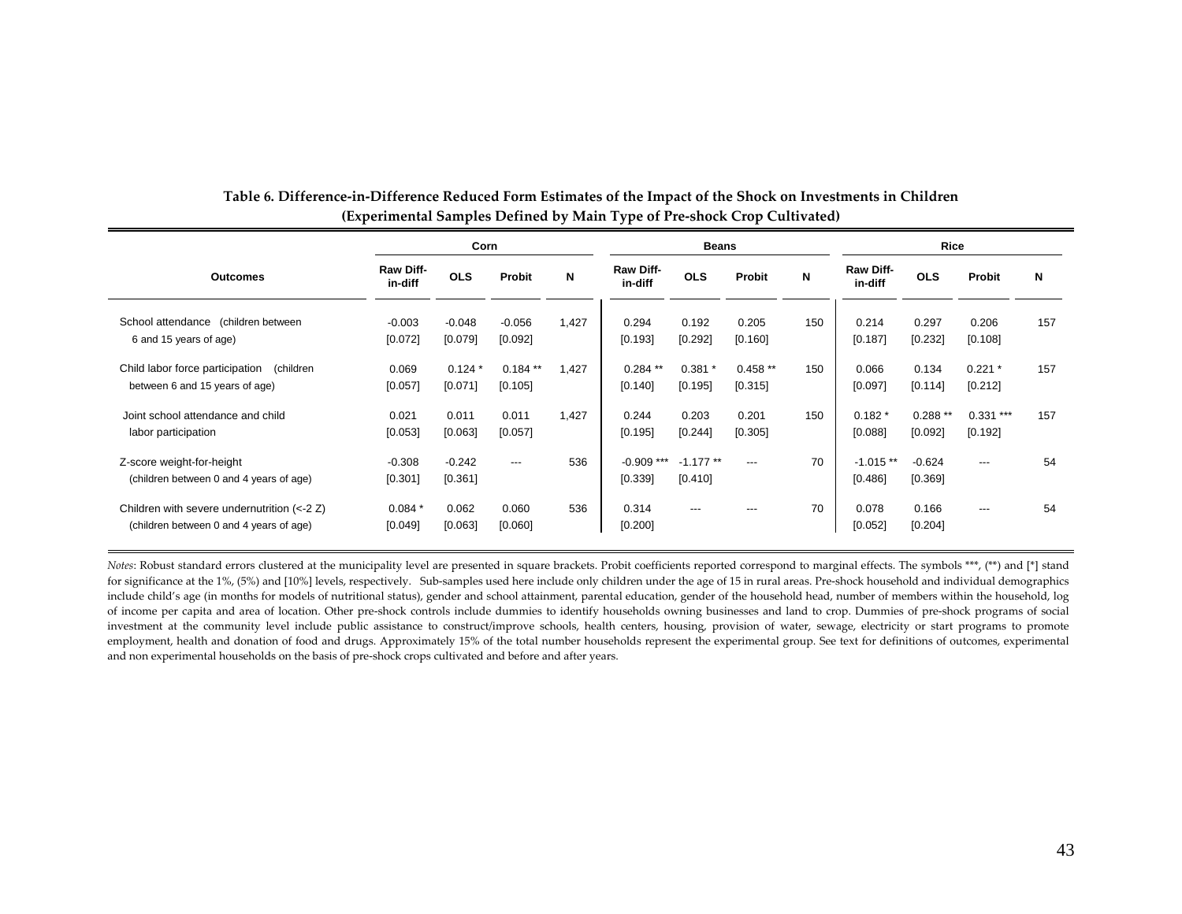**Table 6. Difference-in-Difference Reduced Form Estimates of the Impact of the Shock on Investments in Children (Experimental Samples Defined by Main Type of Pre-shock Crop Cultivated)**

| Outcomes | Corn | | | | Beans | | | | Rice | | | |
|---|---|---|---|---|---|---|---|---|---|---|---|---|
| | Raw Diff-in-diff | OLS | Probit | N | Raw Diff-in-diff | OLS | Probit | N | Raw Diff-in-diff | OLS | Probit | N |
| School attendance (children between 6 and 15 years of age) | -0.003 | -0.048 | -0.056 | 1,427 | 0.294 | 0.192 | 0.205 | 150 | 0.214 | 0.297 | 0.206 | 157 |
| | [0.072] | [0.079] | [0.092] | | [0.193] | [0.292] | [0.160] | | [0.187] | [0.232] | [0.108] | |
| Child labor force participation (children between 6 and 15 years of age) | 0.069 | 0.124 * | 0.184 ** | 1,427 | 0.284 ** | 0.381 * | 0.458 ** | 150 | 0.066 | 0.134 | 0.221 * | 157 |
| | [0.057] | [0.071] | [0.105] | | [0.140] | [0.195] | [0.315] | | [0.097] | [0.114] | [0.212] | |
| Joint school attendance and child labor participation | 0.021 | 0.011 | 0.011 | 1,427 | 0.244 | 0.203 | 0.201 | 150 | 0.182 * | 0.288 ** | 0.331 *** | 157 |
| | [0.053] | [0.063] | [0.057] | | [0.195] | [0.244] | [0.305] | | [0.088] | [0.092] | [0.192] | |
| Z-score weight-for-height (children between 0 and 4 years of age) | -0.308 | -0.242 | --- | 536 | -0.909 *** | -1.177 ** | --- | 70 | -1.015 ** | -0.624 | --- | 54 |
| | [0.301] | [0.361] | | | [0.339] | [0.410] | | | [0.486] | [0.369] | | |
| Children with severe undernutrition (<-2 Z) (children between 0 and 4 years of age) | 0.084 * | 0.062 | 0.060 | 536 | 0.314 | --- | --- | 70 | 0.078 | 0.166 | --- | 54 |
| | [0.049] | [0.063] | [0.060] | | [0.200] | | | | [0.052] | [0.204] | | |

*Notes*: Robust standard errors clustered at the municipality level are presented in square brackets. Probit coefficients reported correspond to marginal effects. The symbols ***, (**) and [*] stand for significance at the 1%, (5%) and [10%] levels, respectively. Sub-samples used here include only children under the age of 15 in rural areas. Pre-shock household and individual demographics include child's age (in months for models of nutritional status), gender and school attainment, parental education, gender of the household head, number of members within the household, log of income per capita and area of location. Other pre-shock controls include dummies to identify households owning businesses and land to crop. Dummies of pre-shock programs of social investment at the community level include public assistance to construct/improve schools, health centers, housing, provision of water, sewage, electricity or start programs to promote employment, health and donation of food and drugs. Approximately 15% of the total number households represent the experimental group. See text for definitions of outcomes, experimental and non experimental households on the basis of pre-shock crops cultivated and before and after years.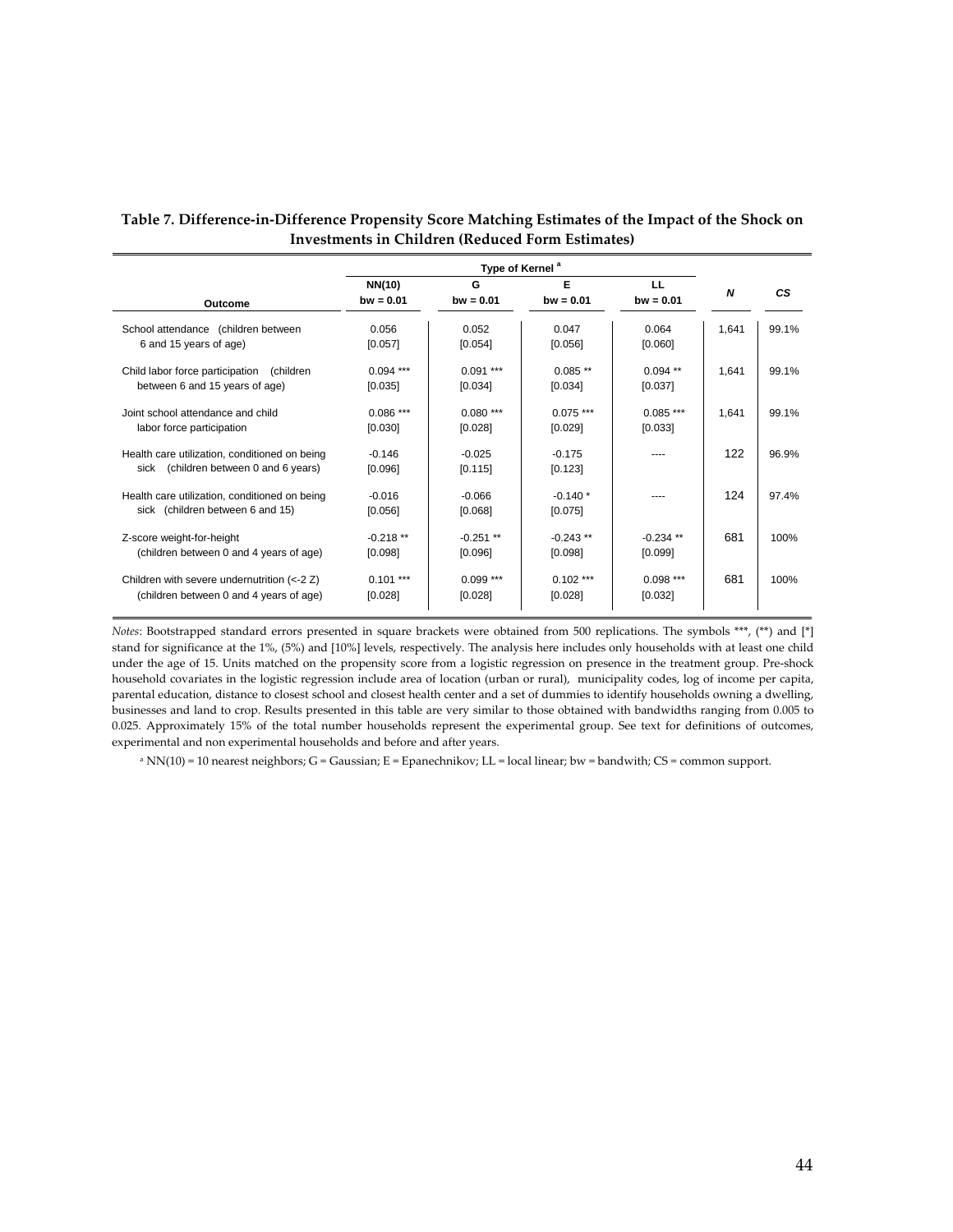**Table 7. Difference-in-Difference Propensity Score Matching Estimates of the Impact of the Shock on Investments in Children (Reduced Form Estimates)**

| Outcome | Type of Kernel [a] NN(10) bw = 0.01 | G bw = 0.01 | E bw = 0.01 | LL bw = 0.01 | *N* | *CS* |
|---|---|---|---|---|---|---|
| School attendance (children between 6 and 15 years of age) | 0.056 [0.057] | 0.052 [0.054] | 0.047 [0.056] | 0.064 [0.060] | 1,641 | 99.1% |
| Child labor force participation (children between 6 and 15 years of age) | 0.094 *** [0.035] | 0.091 *** [0.034] | 0.085 ** [0.034] | 0.094 ** [0.037] | 1,641 | 99.1% |
| Joint school attendance and child labor force participation | 0.086 *** [0.030] | 0.080 *** [0.028] | 0.075 *** [0.029] | 0.085 *** [0.033] | 1,641 | 99.1% |
| Health care utilization, conditioned on being sick (children between 0 and 6 years) | -0.146 [0.096] | -0.025 [0.115] | -0.175 [0.123] | ---- | 122 | 96.9% |
| Health care utilization, conditioned on being sick (children between 6 and 15) | -0.016 [0.056] | -0.066 [0.068] | -0.140 * [0.075] | ---- | 124 | 97.4% |
| Z-score weight-for-height (children between 0 and 4 years of age) | -0.218 ** [0.098] | -0.251 ** [0.096] | -0.243 ** [0.098] | -0.234 ** [0.099] | 681 | 100% |
| Children with severe undernutrition (<-2 Z) (children between 0 and 4 years of age) | 0.101 *** [0.028] | 0.099 *** [0.028] | 0.102 *** [0.028] | 0.098 *** [0.032] | 681 | 100% |

*Notes*: Bootstrapped standard errors presented in square brackets were obtained from 500 replications. The symbols ***, (**) and [*] stand for significance at the 1%, (5%) and [10%] levels, respectively. The analysis here includes only households with at least one child under the age of 15. Units matched on the propensity score from a logistic regression on presence in the treatment group. Pre-shock household covariates in the logistic regression include area of location (urban or rural), municipality codes, log of income per capita, parental education, distance to closest school and closest health center and a set of dummies to identify households owning a dwelling, businesses and land to crop. Results presented in this table are very similar to those obtained with bandwidths ranging from 0.005 to 0.025. Approximately 15% of the total number households represent the experimental group. See text for definitions of outcomes, experimental and non experimental households and before and after years.

[a] NN(10) = 10 nearest neighbors; G = Gaussian; E = Epanechnikov; LL = local linear; bw = bandwith; CS = common support.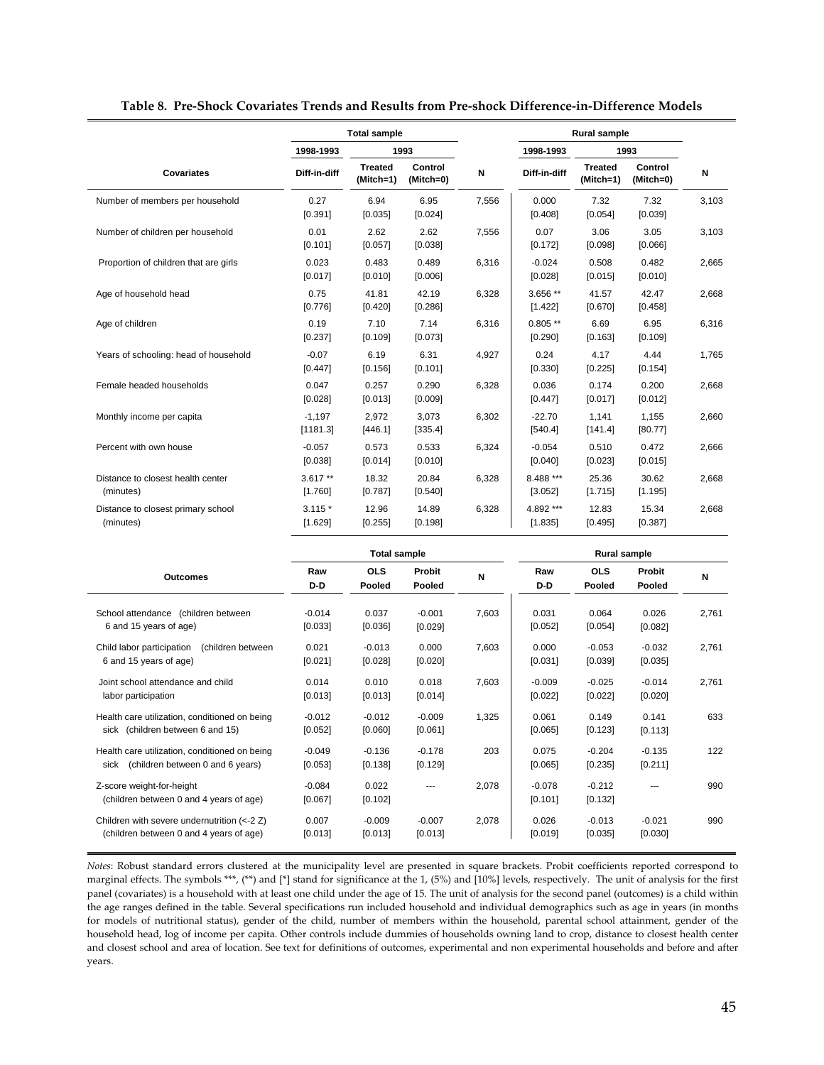**Table 8. Pre-Shock Covariates Trends and Results from Pre-shock Difference-in-Difference Models**

| | Total sample | | | | Rural sample | | | |
|---|---|---|---|---|---|---|---|---|
| | 1998-1993 | 1993 | | | 1998-1993 | 1993 | | |
| Covariates | Diff-in-diff | Treated (Mitch=1) | Control (Mitch=0) | N | Diff-in-diff | Treated (Mitch=1) | Control (Mitch=0) | N |
| Number of members per household | 0.27 | 6.94 | 6.95 | 7,556 | 0.000 | 7.32 | 7.32 | 3,103 |
| | [0.391] | [0.035] | [0.024] | | [0.408] | [0.054] | [0.039] | |
| Number of children per household | 0.01 | 2.62 | 2.62 | 7,556 | 0.07 | 3.06 | 3.05 | 3,103 |
| | [0.101] | [0.057] | [0.038] | | [0.172] | [0.098] | [0.066] | |
| Proportion of children that are girls | 0.023 | 0.483 | 0.489 | 6,316 | -0.024 | 0.508 | 0.482 | 2,665 |
| | [0.017] | [0.010] | [0.006] | | [0.028] | [0.015] | [0.010] | |
| Age of household head | 0.75 | 41.81 | 42.19 | 6,328 | 3.656 ** | 41.57 | 42.47 | 2,668 |
| | [0.776] | [0.420] | [0.286] | | [1.422] | [0.670] | [0.458] | |
| Age of children | 0.19 | 7.10 | 7.14 | 6,316 | 0.805 ** | 6.69 | 6.95 | 6,316 |
| | [0.237] | [0.109] | [0.073] | | [0.290] | [0.163] | [0.109] | |
| Years of schooling: head of household | -0.07 | 6.19 | 6.31 | 4,927 | 0.24 | 4.17 | 4.44 | 1,765 |
| | [0.447] | [0.156] | [0.101] | | [0.330] | [0.225] | [0.154] | |
| Female headed households | 0.047 | 0.257 | 0.290 | 6,328 | 0.036 | 0.174 | 0.200 | 2,668 |
| | [0.028] | [0.013] | [0.009] | | [0.447] | [0.017] | [0.012] | |
| Monthly income per capita | -1,197 | 2,972 | 3,073 | 6,302 | -22.70 | 1,141 | 1,155 | 2,660 |
| | [1181.3] | [446.1] | [335.4] | | [540.4] | [141.4] | [80.77] | |
| Percent with own house | -0.057 | 0.573 | 0.533 | 6,324 | -0.054 | 0.510 | 0.472 | 2,666 |
| | [0.038] | [0.014] | [0.010] | | [0.040] | [0.023] | [0.015] | |
| Distance to closest health center (minutes) | 3.617 ** | 18.32 | 20.84 | 6,328 | 8.488 *** | 25.36 | 30.62 | 2,668 |
| | [1.760] | [0.787] | [0.540] | | [3.052] | [1.715] | [1.195] | |
| Distance to closest primary school (minutes) | 3.115 * | 12.96 | 14.89 | 6,328 | 4.892 *** | 12.83 | 15.34 | 2,668 |
| | [1.629] | [0.255] | [0.198] | | [1.835] | [0.495] | [0.387] | |

| | Total sample | | | | Rural sample | | | |
|---|---|---|---|---|---|---|---|---|
| Outcomes | Raw D-D | OLS Pooled | Probit Pooled | N | Raw D-D | OLS Pooled | Probit Pooled | N |
| School attendance (children between 6 and 15 years of age) | -0.014 | 0.037 | -0.001 | 7,603 | 0.031 | 0.064 | 0.026 | 2,761 |
| | [0.033] | [0.036] | [0.029] | | [0.052] | [0.054] | [0.082] | |
| Child labor participation (children between 6 and 15 years of age) | 0.021 | -0.013 | 0.000 | 7,603 | 0.000 | -0.053 | -0.032 | 2,761 |
| | [0.021] | [0.028] | [0.020] | | [0.031] | [0.039] | [0.035] | |
| Joint school attendance and child labor participation | 0.014 | 0.010 | 0.018 | 7,603 | -0.009 | -0.025 | -0.014 | 2,761 |
| | [0.013] | [0.013] | [0.014] | | [0.022] | [0.022] | [0.020] | |
| Health care utilization, conditioned on being sick (children between 6 and 15) | -0.012 | -0.012 | -0.009 | 1,325 | 0.061 | 0.149 | 0.141 | 633 |
| | [0.052] | [0.060] | [0.061] | | [0.065] | [0.123] | [0.113] | |
| Health care utilization, conditioned on being sick (children between 0 and 6 years) | -0.049 | -0.136 | -0.178 | 203 | 0.075 | -0.204 | -0.135 | 122 |
| | [0.053] | [0.138] | [0.129] | | [0.065] | [0.235] | [0.211] | |
| Z-score weight-for-height (children between 0 and 4 years of age) | -0.084 | 0.022 | --- | 2,078 | -0.078 | -0.212 | --- | 990 |
| | [0.067] | [0.102] | | | [0.101] | [0.132] | | |
| Children with severe undernutrition (<-2 Z) (children between 0 and 4 years of age) | 0.007 | -0.009 | -0.007 | 2,078 | 0.026 | -0.013 | -0.021 | 990 |
| | [0.013] | [0.013] | [0.013] | | [0.019] | [0.035] | [0.030] | |

*Notes*: Robust standard errors clustered at the municipality level are presented in square brackets. Probit coefficients reported correspond to marginal effects. The symbols ***, (**) and [*] stand for significance at the 1, (5%) and [10%] levels, respectively. The unit of analysis for the first panel (covariates) is a household with at least one child under the age of 15. The unit of analysis for the second panel (outcomes) is a child within the age ranges defined in the table. Several specifications run included household and individual demographics such as age in years (in months for models of nutritional status), gender of the child, number of members within the household, parental school attainment, gender of the household head, log of income per capita. Other controls include dummies of households owning land to crop, distance to closest health center and closest school and area of location. See text for definitions of outcomes, experimental and non experimental households and before and after years.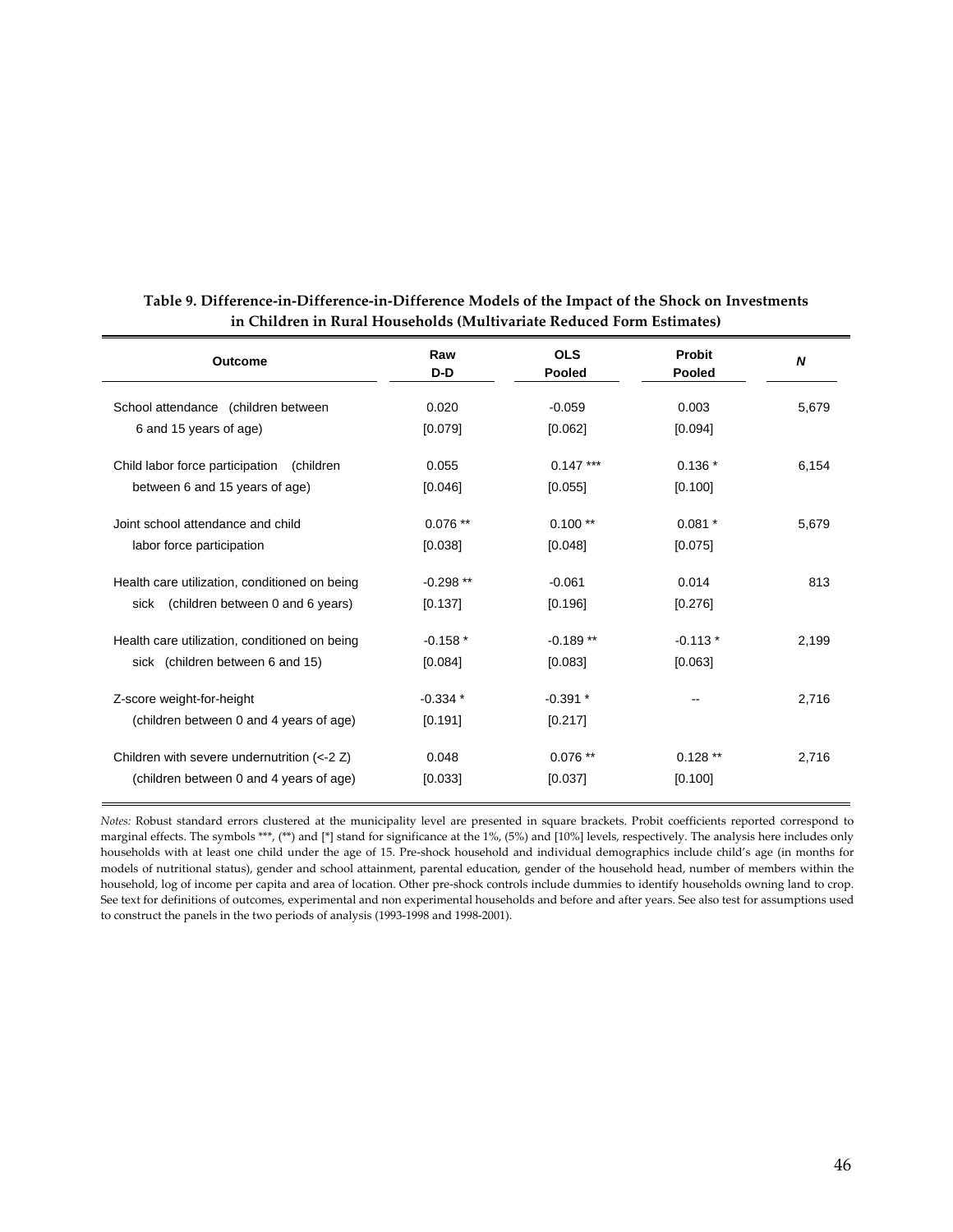**Table 9. Difference-in-Difference-in-Difference Models of the Impact of the Shock on Investments in Children in Rural Households (Multivariate Reduced Form Estimates)**

| Outcome | Raw D-D | OLS Pooled | Probit Pooled | *N* |
|---|---|---|---|---|
| School attendance (children between 6 and 15 years of age) | 0.020 | -0.059 | 0.003 | 5,679 |
| | [0.079] | [0.062] | [0.094] | |
| Child labor force participation (children between 6 and 15 years of age) | 0.055 | 0.147 *** | 0.136 * | 6,154 |
| | [0.046] | [0.055] | [0.100] | |
| Joint school attendance and child labor force participation | 0.076 ** | 0.100 ** | 0.081 * | 5,679 |
| | [0.038] | [0.048] | [0.075] | |
| Health care utilization, conditioned on being sick (children between 0 and 6 years) | -0.298 ** | -0.061 | 0.014 | 813 |
| | [0.137] | [0.196] | [0.276] | |
| Health care utilization, conditioned on being sick (children between 6 and 15) | -0.158 * | -0.189 ** | -0.113 * | 2,199 |
| | [0.084] | [0.083] | [0.063] | |
| Z-score weight-for-height (children between 0 and 4 years of age) | -0.334 * | -0.391 * | -- | 2,716 |
| | [0.191] | [0.217] | | |
| Children with severe undernutrition (<-2 Z) (children between 0 and 4 years of age) | 0.048 | 0.076 ** | 0.128 ** | 2,716 |
| | [0.033] | [0.037] | [0.100] | |

*Notes:* Robust standard errors clustered at the municipality level are presented in square brackets. Probit coefficients reported correspond to marginal effects. The symbols ***, (**) and [*] stand for significance at the 1%, (5%) and [10%] levels, respectively. The analysis here includes only households with at least one child under the age of 15. Pre-shock household and individual demographics include child's age (in months for models of nutritional status), gender and school attainment, parental education, gender of the household head, number of members within the household, log of income per capita and area of location. Other pre-shock controls include dummies to identify households owning land to crop. See text for definitions of outcomes, experimental and non experimental households and before and after years. See also test for assumptions used to construct the panels in the two periods of analysis (1993-1998 and 1998-2001).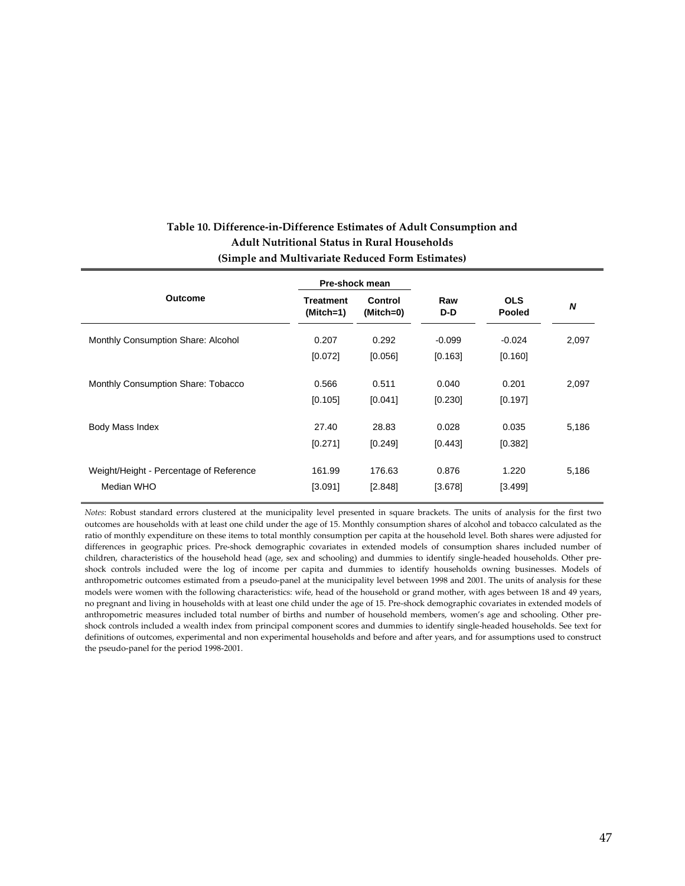**Table 10. Difference-in-Difference Estimates of Adult Consumption and Adult Nutritional Status in Rural Households (Simple and Multivariate Reduced Form Estimates)**

| Outcome | Pre-shock mean | | Raw D-D | OLS Pooled | *N* |
|---|---|---|---|---|---|
| | Treatment (Mitch=1) | Control (Mitch=0) | | | |
| Monthly Consumption Share: Alcohol | 0.207 | 0.292 | -0.099 | -0.024 | 2,097 |
| | [0.072] | [0.056] | [0.163] | [0.160] | |
| Monthly Consumption Share: Tobacco | 0.566 | 0.511 | 0.040 | 0.201 | 2,097 |
| | [0.105] | [0.041] | [0.230] | [0.197] | |
| Body Mass Index | 27.40 | 28.83 | 0.028 | 0.035 | 5,186 |
| | [0.271] | [0.249] | [0.443] | [0.382] | |
| Weight/Height - Percentage of Reference Median WHO | 161.99 | 176.63 | 0.876 | 1.220 | 5,186 |
| | [3.091] | [2.848] | [3.678] | [3.499] | |

*Notes*: Robust standard errors clustered at the municipality level presented in square brackets. The units of analysis for the first two outcomes are households with at least one child under the age of 15. Monthly consumption shares of alcohol and tobacco calculated as the ratio of monthly expenditure on these items to total monthly consumption per capita at the household level. Both shares were adjusted for differences in geographic prices. Pre-shock demographic covariates in extended models of consumption shares included number of children, characteristics of the household head (age, sex and schooling) and dummies to identify single-headed households. Other pre-shock controls included were the log of income per capita and dummies to identify households owning businesses. Models of anthropometric outcomes estimated from a pseudo-panel at the municipality level between 1998 and 2001. The units of analysis for these models were women with the following characteristics: wife, head of the household or grand mother, with ages between 18 and 49 years, no pregnant and living in households with at least one child under the age of 15. Pre-shock demographic covariates in extended models of anthropometric measures included total number of births and number of household members, women's age and schooling. Other pre-shock controls included a wealth index from principal component scores and dummies to identify single-headed households. See text for definitions of outcomes, experimental and non experimental households and before and after years, and for assumptions used to construct the pseudo-panel for the period 1998-2001.